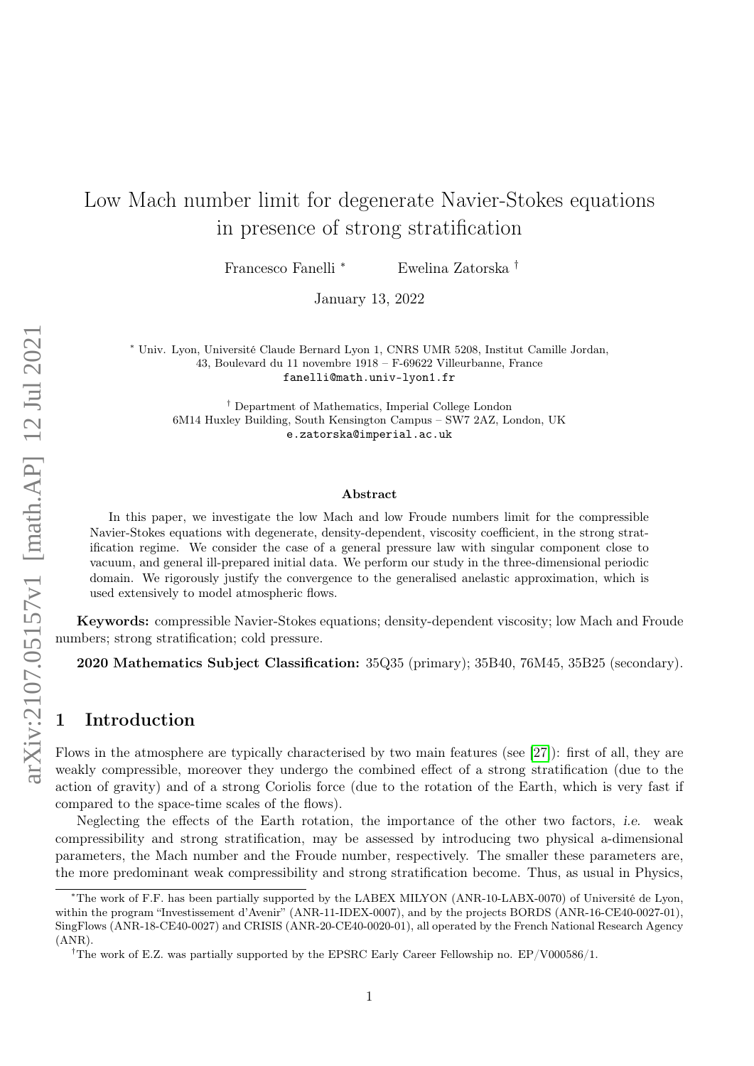# Low Mach number limit for degenerate Navier-Stokes equations in presence of strong stratification

Francesco Fanelli [*] Ewelina Zatorska [†]

January 13, 2022

[*] Univ. Lyon, Université Claude Bernard Lyon 1, CNRS UMR 5208, Institut Camille Jordan, 43, Boulevard du 11 novembre 1918 – F-69622 Villeurbanne, France
fanelli@math.univ-lyon1.fr

[†] Department of Mathematics, Imperial College London
6M14 Huxley Building, South Kensington Campus – SW7 2AZ, London, UK
e.zatorska@imperial.ac.uk

**Abstract**

In this paper, we investigate the low Mach and low Froude numbers limit for the compressible Navier-Stokes equations with degenerate, density-dependent, viscosity coefficient, in the strong stratification regime. We consider the case of a general pressure law with singular component close to vacuum, and general ill-prepared initial data. We perform our study in the three-dimensional periodic domain. We rigorously justify the convergence to the generalised anelastic approximation, which is used extensively to model atmospheric flows.

**Keywords:** compressible Navier-Stokes equations; density-dependent viscosity; low Mach and Froude numbers; strong stratification; cold pressure.

**2020 Mathematics Subject Classification:** 35Q35 (primary); 35B40, 76M45, 35B25 (secondary).

## 1 Introduction

Flows in the atmosphere are typically characterised by two main features (see [27]): first of all, they are weakly compressible, moreover they undergo the combined effect of a strong stratification (due to the action of gravity) and of a strong Coriolis force (due to the rotation of the Earth, which is very fast if compared to the space-time scales of the flows).

Neglecting the effects of the Earth rotation, the importance of the other two factors, *i.e.* weak compressibility and strong stratification, may be assessed by introducing two physical a-dimensional parameters, the Mach number and the Froude number, respectively. The smaller these parameters are, the more predominant weak compressibility and strong stratification become. Thus, as usual in Physics,

[*]The work of F.F. has been partially supported by the LABEX MILYON (ANR-10-LABX-0070) of Université de Lyon, within the program "Investissement d'Avenir" (ANR-11-IDEX-0007), and by the projects BORDS (ANR-16-CE40-0027-01), SingFlows (ANR-18-CE40-0027) and CRISIS (ANR-20-CE40-0020-01), all operated by the French National Research Agency (ANR).

[†]The work of E.Z. was partially supported by the EPSRC Early Career Fellowship no. EP/V000586/1.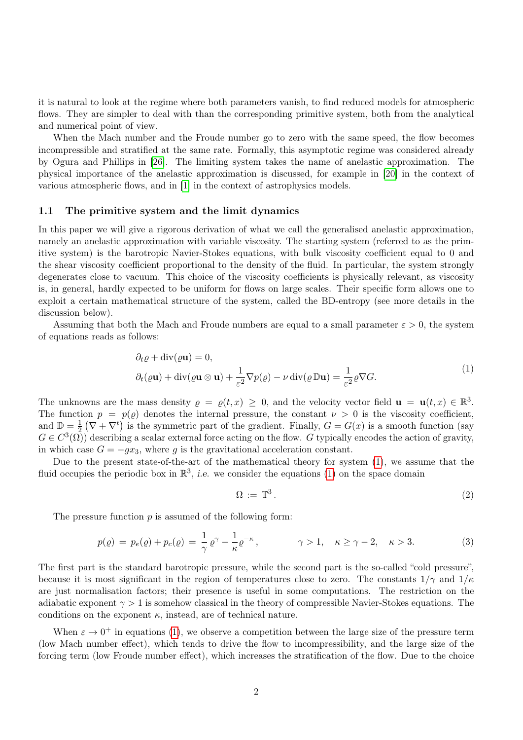it is natural to look at the regime where both parameters vanish, to find reduced models for atmospheric flows. They are simpler to deal with than the corresponding primitive system, both from the analytical and numerical point of view.

When the Mach number and the Froude number go to zero with the same speed, the flow becomes incompressible and stratified at the same rate. Formally, this asymptotic regime was considered already by Ogura and Phillips in [26]. The limiting system takes the name of anelastic approximation. The physical importance of the anelastic approximation is discussed, for example in [20] in the context of various atmospheric flows, and in [1] in the context of astrophysics models.

### 1.1 The primitive system and the limit dynamics

In this paper we will give a rigorous derivation of what we call the generalised anelastic approximation, namely an anelastic approximation with variable viscosity. The starting system (referred to as the primitive system) is the barotropic Navier-Stokes equations, with bulk viscosity coefficient equal to 0 and the shear viscosity coefficient proportional to the density of the fluid. In particular, the system strongly degenerates close to vacuum. This choice of the viscosity coefficients is physically relevant, as viscosity is, in general, hardly expected to be uniform for flows on large scales. Their specific form allows one to exploit a certain mathematical structure of the system, called the BD-entropy (see more details in the discussion below).

Assuming that both the Mach and Froude numbers are equal to a small parameter $\varepsilon > 0$, the system of equations reads as follows:

$$
\begin{aligned}
&\partial_t \varrho + \operatorname{div}(\varrho \mathbf{u}) = 0, \\
&\partial_t(\varrho \mathbf{u}) + \operatorname{div}(\varrho \mathbf{u} \otimes \mathbf{u}) + \frac{1}{\varepsilon^2} \nabla p(\varrho) - \nu \operatorname{div}(\varrho \mathbb{D} \mathbf{u}) = \frac{1}{\varepsilon^2} \varrho \nabla G.
\end{aligned}
\tag{1}
$$

The unknowns are the mass density $\varrho = \varrho(t, x) \geq 0$, and the velocity vector field $\mathbf{u} = \mathbf{u}(t, x) \in \mathbb{R}^3$. The function $p = p(\varrho)$ denotes the internal pressure, the constant $\nu > 0$ is the viscosity coefficient, and $\mathbb{D} = \frac{1}{2}\left(\nabla + \nabla^t\right)$ is the symmetric part of the gradient. Finally, $G = G(x)$ is a smooth function (say $G \in C^3(\overline{\Omega})$) describing a scalar external force acting on the flow. $G$ typically encodes the action of gravity, in which case $G = -g x_3$, where $g$ is the gravitational acceleration constant.

Due to the present state-of-the-art of the mathematical theory for system (1), we assume that the fluid occupies the periodic box in $\mathbb{R}^3$, *i.e.* we consider the equations (1) on the space domain

$$
\Omega := \mathbb{T}^3 . \tag{2}
$$

The pressure function $p$ is assumed of the following form:

$$
p(\varrho) = p_e(\varrho) + p_c(\varrho) = \frac{1}{\gamma} \varrho^\gamma - \frac{1}{\kappa} \varrho^{-\kappa}, \qquad \gamma > 1, \quad \kappa \geq \gamma - 2, \quad \kappa > 3. \tag{3}
$$

The first part is the standard barotropic pressure, while the second part is the so-called "cold pressure", because it is most significant in the region of temperatures close to zero. The constants $1/\gamma$ and $1/\kappa$ are just normalisation factors; their presence is useful in some computations. The restriction on the adiabatic exponent $\gamma > 1$ is somehow classical in the theory of compressible Navier-Stokes equations. The conditions on the exponent $\kappa$, instead, are of technical nature.

When $\varepsilon \to 0^+$ in equations (1), we observe a competition between the large size of the pressure term (low Mach number effect), which tends to drive the flow to incompressibility, and the large size of the forcing term (low Froude number effect), which increases the stratification of the flow. Due to the choice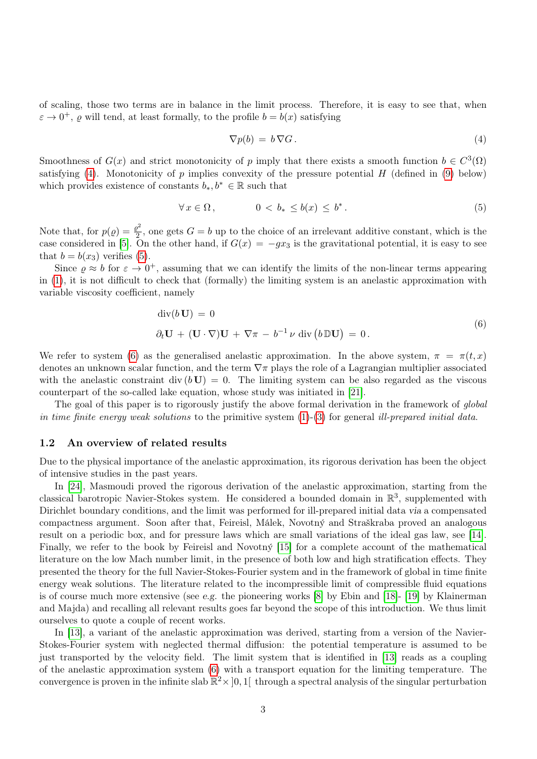of scaling, those two terms are in balance in the limit process. Therefore, it is easy to see that, when $\varepsilon \to 0^+$, $\varrho$ will tend, at least formally, to the profile $b = b(x)$ satisfying

$$\nabla p(b) \,=\, b\,\nabla G\,. \tag{4}$$

Smoothness of $G(x)$ and strict monotonicity of $p$ imply that there exists a smooth function $b \in C^3(\Omega)$ satisfying (4). Monotonicity of $p$ implies convexity of the pressure potential $H$ (defined in (9) below) which provides existence of constants $b_*, b^* \in \mathbb{R}$ such that

$$\forall\, x \in \Omega\,, \qquad\qquad 0 \,<\, b_* \,\leq b(x) \,\leq\, b^*\,. \tag{5}$$

Note that, for $p(\varrho) = \frac{\varrho^2}{2}$, one gets $G = b$ up to the choice of an irrelevant additive constant, which is the case considered in [5]. On the other hand, if $G(x) = -gx_3$ is the gravitational potential, it is easy to see that $b = b(x_3)$ verifies (5).

Since $\varrho \approx b$ for $\varepsilon \to 0^+$, assuming that we can identify the limits of the non-linear terms appearing in (1), it is not difficult to check that (formally) the limiting system is an anelastic approximation with variable viscosity coefficient, namely

$$\begin{aligned} &\mathrm{div}(b\,\mathbf{U}) \,=\, 0 \\ &\partial_t \mathbf{U} \,+\, (\mathbf{U}\cdot\nabla)\mathbf{U} \,+\, \nabla\pi \,-\, b^{-1}\,\nu\,\mathrm{div}\big(b\,\mathbb{D}\mathbf{U}\big) \,=\, 0\,. \end{aligned} \tag{6}$$

We refer to system (6) as the generalised anelastic approximation. In the above system, $\pi = \pi(t,x)$ denotes an unknown scalar function, and the term $\nabla\pi$ plays the role of a Lagrangian multiplier associated with the anelastic constraint $\mathrm{div}\,(b\,\mathbf{U}) = 0$. The limiting system can be also regarded as the viscous counterpart of the so-called lake equation, whose study was initiated in [21].

The goal of this paper is to rigorously justify the above formal derivation in the framework of *global in time finite energy weak solutions* to the primitive system (1)-(3) for general *ill-prepared initial data*.

### 1.2 An overview of related results

Due to the physical importance of the anelastic approximation, its rigorous derivation has been the object of intensive studies in the past years.

In [24], Masmoudi proved the rigorous derivation of the anelastic approximation, starting from the classical barotropic Navier-Stokes system. He considered a bounded domain in $\mathbb{R}^3$, supplemented with Dirichlet boundary conditions, and the limit was performed for ill-prepared initial data *via* a compensated compactness argument. Soon after that, Feireisl, Málek, Novotný and Straškraba proved an analogous result on a periodic box, and for pressure laws which are small variations of the ideal gas law, see [14]. Finally, we refer to the book by Feireisl and Novotný [15] for a complete account of the mathematical literature on the low Mach number limit, in the presence of both low and high stratification effects. They presented the theory for the full Navier-Stokes-Fourier system and in the framework of global in time finite energy weak solutions. The literature related to the incompressible limit of compressible fluid equations is of course much more extensive (see *e.g.* the pioneering works [8] by Ebin and [18]- [19] by Klainerman and Majda) and recalling all relevant results goes far beyond the scope of this introduction. We thus limit ourselves to quote a couple of recent works.

In [13], a variant of the anelastic approximation was derived, starting from a version of the Navier-Stokes-Fourier system with neglected thermal diffusion: the potential temperature is assumed to be just transported by the velocity field. The limit system that is identified in [13] reads as a coupling of the anelastic approximation system (6) with a transport equation for the limiting temperature. The convergence is proven in the infinite slab $\mathbb{R}^2\times\,]0,1[$ through a spectral analysis of the singular perturbation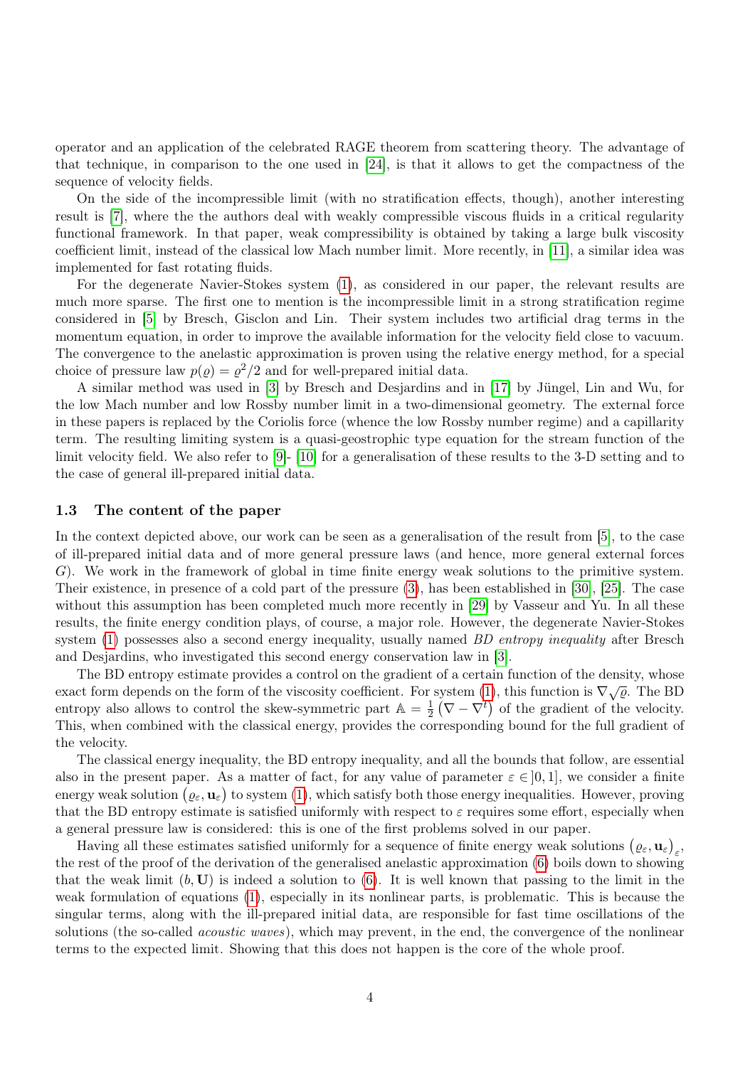operator and an application of the celebrated RAGE theorem from scattering theory. The advantage of that technique, in comparison to the one used in [24], is that it allows to get the compactness of the sequence of velocity fields.

On the side of the incompressible limit (with no stratification effects, though), another interesting result is [7], where the the authors deal with weakly compressible viscous fluids in a critical regularity functional framework. In that paper, weak compressibility is obtained by taking a large bulk viscosity coefficient limit, instead of the classical low Mach number limit. More recently, in [11], a similar idea was implemented for fast rotating fluids.

For the degenerate Navier-Stokes system (1), as considered in our paper, the relevant results are much more sparse. The first one to mention is the incompressible limit in a strong stratification regime considered in [5] by Bresch, Gisclon and Lin. Their system includes two artificial drag terms in the momentum equation, in order to improve the available information for the velocity field close to vacuum. The convergence to the anelastic approximation is proven using the relative energy method, for a special choice of pressure law $p(\varrho) = \varrho^2/2$ and for well-prepared initial data.

A similar method was used in [3] by Bresch and Desjardins and in [17] by Jüngel, Lin and Wu, for the low Mach number and low Rossby number limit in a two-dimensional geometry. The external force in these papers is replaced by the Coriolis force (whence the low Rossby number regime) and a capillarity term. The resulting limiting system is a quasi-geostrophic type equation for the stream function of the limit velocity field. We also refer to [9]- [10] for a generalisation of these results to the 3-D setting and to the case of general ill-prepared initial data.

### 1.3 The content of the paper

In the context depicted above, our work can be seen as a generalisation of the result from [5], to the case of ill-prepared initial data and of more general pressure laws (and hence, more general external forces $G$). We work in the framework of global in time finite energy weak solutions to the primitive system. Their existence, in presence of a cold part of the pressure (3), has been established in [30], [25]. The case without this assumption has been completed much more recently in [29] by Vasseur and Yu. In all these results, the finite energy condition plays, of course, a major role. However, the degenerate Navier-Stokes system (1) possesses also a second energy inequality, usually named *BD entropy inequality* after Bresch and Desjardins, who investigated this second energy conservation law in [3].

The BD entropy estimate provides a control on the gradient of a certain function of the density, whose exact form depends on the form of the viscosity coefficient. For system (1), this function is $\nabla\sqrt{\varrho}$. The BD entropy also allows to control the skew-symmetric part $\mathbb{A} = \frac{1}{2}\left(\nabla - \nabla^t\right)$ of the gradient of the velocity. This, when combined with the classical energy, provides the corresponding bound for the full gradient of the velocity.

The classical energy inequality, the BD entropy inequality, and all the bounds that follow, are essential also in the present paper. As a matter of fact, for any value of parameter $\varepsilon \in ]0,1]$, we consider a finite energy weak solution $\left(\varrho_\varepsilon, \mathbf{u}_\varepsilon\right)$ to system (1), which satisfy both those energy inequalities. However, proving that the BD entropy estimate is satisfied uniformly with respect to $\varepsilon$ requires some effort, especially when a general pressure law is considered: this is one of the first problems solved in our paper.

Having all these estimates satisfied uniformly for a sequence of finite energy weak solutions $\left(\varrho_\varepsilon, \mathbf{u}_\varepsilon\right)_\varepsilon$, the rest of the proof of the derivation of the generalised anelastic approximation (6) boils down to showing that the weak limit $(b, \mathbf{U})$ is indeed a solution to (6). It is well known that passing to the limit in the weak formulation of equations (1), especially in its nonlinear parts, is problematic. This is because the singular terms, along with the ill-prepared initial data, are responsible for fast time oscillations of the solutions (the so-called *acoustic waves*), which may prevent, in the end, the convergence of the nonlinear terms to the expected limit. Showing that this does not happen is the core of the whole proof.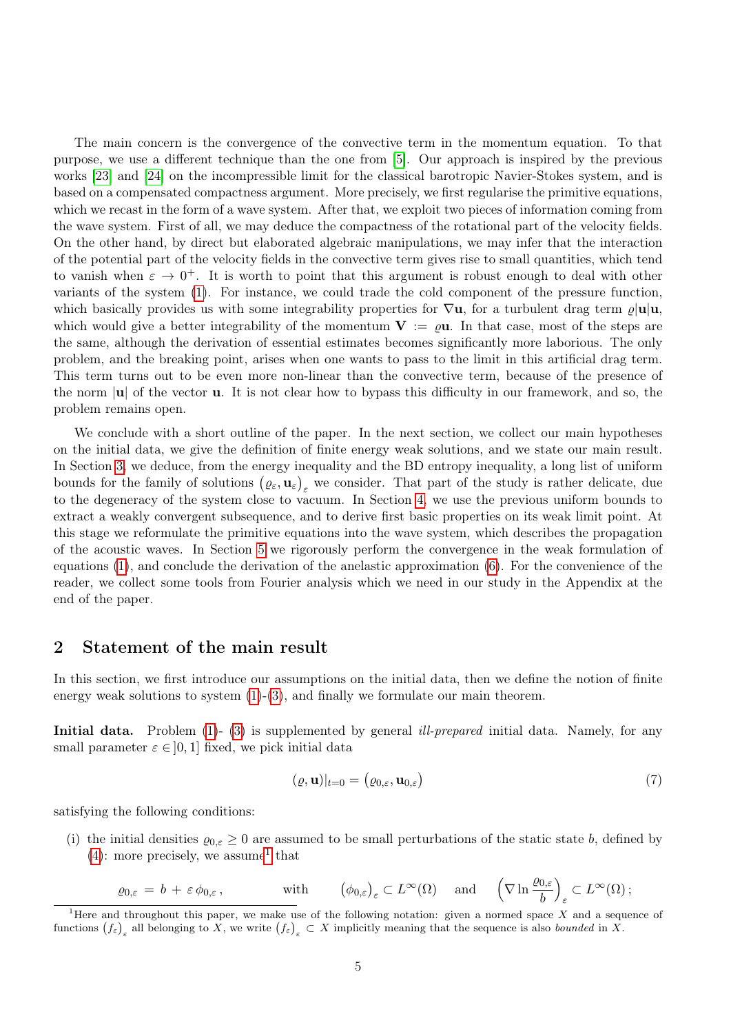The main concern is the convergence of the convective term in the momentum equation. To that purpose, we use a different technique than the one from [5]. Our approach is inspired by the previous works [23] and [24] on the incompressible limit for the classical barotropic Navier-Stokes system, and is based on a compensated compactness argument. More precisely, we first regularise the primitive equations, which we recast in the form of a wave system. After that, we exploit two pieces of information coming from the wave system. First of all, we may deduce the compactness of the rotational part of the velocity fields. On the other hand, by direct but elaborated algebraic manipulations, we may infer that the interaction of the potential part of the velocity fields in the convective term gives rise to small quantities, which tend to vanish when $\varepsilon \to 0^+$. It is worth to point that this argument is robust enough to deal with other variants of the system (1). For instance, we could trade the cold component of the pressure function, which basically provides us with some integrability properties for $\nabla \mathbf{u}$, for a turbulent drag term $\varrho|\mathbf{u}|\mathbf{u}$, which would give a better integrability of the momentum $\mathbf{V} := \varrho\mathbf{u}$. In that case, most of the steps are the same, although the derivation of essential estimates becomes significantly more laborious. The only problem, and the breaking point, arises when one wants to pass to the limit in this artificial drag term. This term turns out to be even more non-linear than the convective term, because of the presence of the norm $|\mathbf{u}|$ of the vector $\mathbf{u}$. It is not clear how to bypass this difficulty in our framework, and so, the problem remains open.

We conclude with a short outline of the paper. In the next section, we collect our main hypotheses on the initial data, we give the definition of finite energy weak solutions, and we state our main result. In Section 3, we deduce, from the energy inequality and the BD entropy inequality, a long list of uniform bounds for the family of solutions $\left(\varrho_\varepsilon, \mathbf{u}_\varepsilon\right)_\varepsilon$ we consider. That part of the study is rather delicate, due to the degeneracy of the system close to vacuum. In Section 4, we use the previous uniform bounds to extract a weakly convergent subsequence, and to derive first basic properties on its weak limit point. At this stage we reformulate the primitive equations into the wave system, which describes the propagation of the acoustic waves. In Section 5 we rigorously perform the convergence in the weak formulation of equations (1), and conclude the derivation of the anelastic approximation (6). For the convenience of the reader, we collect some tools from Fourier analysis which we need in our study in the Appendix at the end of the paper.

## 2 Statement of the main result

In this section, we first introduce our assumptions on the initial data, then we define the notion of finite energy weak solutions to system (1)-(3), and finally we formulate our main theorem.

**Initial data.** Problem (1)- (3) is supplemented by general *ill-prepared* initial data. Namely, for any small parameter $\varepsilon \in ]0,1]$ fixed, we pick initial data

$$
(\varrho, \mathbf{u})_{|t=0} = \left(\varrho_{0,\varepsilon}, \mathbf{u}_{0,\varepsilon}\right) \tag{7}
$$

satisfying the following conditions:

(i) the initial densities $\varrho_{0,\varepsilon} \geq 0$ are assumed to be small perturbations of the static state $b$, defined by (4): more precisely, we assume[1] that

$$
\varrho_{0,\varepsilon} = b + \varepsilon\, \phi_{0,\varepsilon}\,, \qquad \text{with} \qquad \left(\phi_{0,\varepsilon}\right)_\varepsilon \subset L^\infty(\Omega) \quad \text{and} \quad \left(\nabla \ln \frac{\varrho_{0,\varepsilon}}{b}\right)_\varepsilon \subset L^\infty(\Omega)\,;
$$

[1] Here and throughout this paper, we make use of the following notation: given a normed space $X$ and a sequence of functions $\left(f_\varepsilon\right)_\varepsilon$ all belonging to $X$, we write $\left(f_\varepsilon\right)_\varepsilon \subset X$ implicitly meaning that the sequence is also *bounded* in $X$.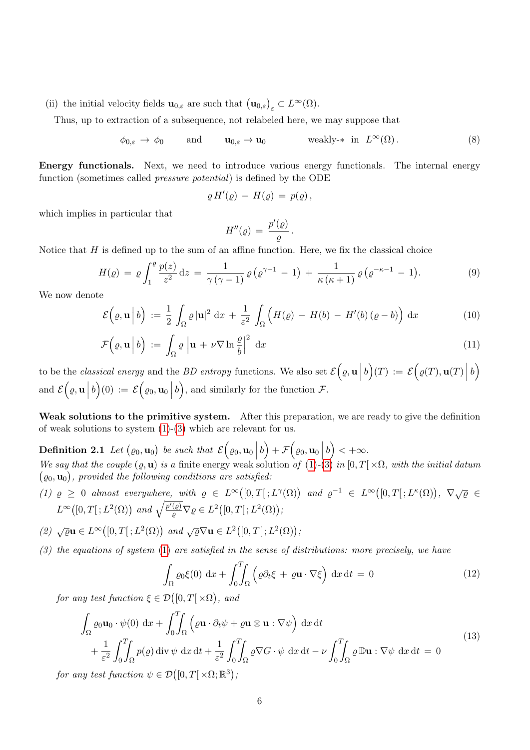(ii) the initial velocity fields $\mathbf{u}_{0,\varepsilon}$ are such that $\left(\mathbf{u}_{0,\varepsilon}\right)_\varepsilon \subset L^\infty(\Omega)$.

Thus, up to extraction of a subsequence, not relabeled here, we may suppose that

$$
\phi_{0,\varepsilon} \to \phi_0 \qquad \text{and} \qquad \mathbf{u}_{0,\varepsilon} \to \mathbf{u}_0 \qquad\qquad \text{weakly-}* \ \text{ in } \ L^\infty(\Omega)\,. \tag{8}
$$

**Energy functionals.** Next, we need to introduce various energy functionals. The internal energy function (sometimes called *pressure potential*) is defined by the ODE

$$
\varrho\, H'(\varrho) \,-\, H(\varrho) \,=\, p(\varrho)\,,
$$

which implies in particular that

$$
H''(\varrho) \,=\, \frac{p'(\varrho)}{\varrho}\,.
$$

Notice that $H$ is defined up to the sum of an affine function. Here, we fix the classical choice

$$
H(\varrho) \,=\, \varrho \int_1^\varrho \frac{p(z)}{z^2}\,\mathrm{d}z \,=\, \frac{1}{\gamma\,(\gamma-1)}\,\varrho\left(\varrho^{\gamma-1}\,-\,1\right) \,+\, \frac{1}{\kappa\,(\kappa+1)}\,\varrho\left(\varrho^{-\kappa-1}\,-\,1\right). \tag{9}
$$

We now denote

$$
\mathcal{E}\Big(\varrho,\mathbf{u}\,\Big|\,b\Big) \,:=\, \frac{1}{2}\int_\Omega \varrho\,|\mathbf{u}|^2\,\mathrm{d}x \,+\, \frac{1}{\varepsilon^2}\int_\Omega \Big(H(\varrho)\,-\,H(b)\,-\,H'(b)\,(\varrho-b)\Big)\,\mathrm{d}x \tag{10}
$$

$$
\mathcal{F}\Big(\varrho,\mathbf{u}\,\Big|\,b\Big) \,:=\, \int_\Omega \varrho\,\left|\mathbf{u}\,+\,\nu\nabla\ln\frac{\varrho}{b}\right|^2\,\mathrm{d}x \tag{11}
$$

to be the *classical energy* and the *BD entropy* functions. We also set $\mathcal{E}\Big(\varrho,\mathbf{u}\,\Big|\,b\Big)(T) \,:=\, \mathcal{E}\Big(\varrho(T),\mathbf{u}(T)\,\Big|\,b\Big)$ and $\mathcal{E}\Big(\varrho,\mathbf{u}\,\Big|\,b\Big)(0) \,:=\, \mathcal{E}\Big(\varrho_0,\mathbf{u}_0\,\Big|\,b\Big)$, and similarly for the function $\mathcal{F}$.

**Weak solutions to the primitive system.** After this preparation, we are ready to give the definition of weak solutions to system (1)-(3) which are relevant for us.

**Definition 2.1** *Let $\left(\varrho_0,\mathbf{u}_0\right)$ be such that $\mathcal{E}\Big(\varrho_0,\mathbf{u}_0\,\Big|\,b\Big) + \mathcal{F}\Big(\varrho_0,\mathbf{u}_0\,\Big|\,b\Big) < +\infty$.*
*We say that the couple $(\varrho,\mathbf{u})$ is a* finite energy weak solution *of (1)-(3) in $[0,T[\,\times\Omega$, with the initial datum $\left(\varrho_0,\mathbf{u}_0\right)$, provided the following conditions are satisfied:*

*(1) $\varrho \,\geq\, 0$ almost everywhere, with $\varrho \,\in\, L^\infty\big([0,T[\,;L^\gamma(\Omega)\big)$ and $\varrho^{-1} \,\in\, L^\infty\big([0,T[\,;L^\kappa(\Omega)\big)$, $\nabla\sqrt{\varrho} \,\in\, L^\infty\big([0,T[\,;L^2(\Omega)\big)$ and $\sqrt{\frac{p'(\varrho)}{\varrho}}\nabla\varrho \in L^2\big([0,T[\,;L^2(\Omega)\big)$;*

*(2) $\sqrt{\varrho}\mathbf{u} \in L^\infty\big([0,T[\,;L^2(\Omega)\big)$ and $\sqrt{\varrho}\nabla\mathbf{u} \in L^2\big([0,T[\,;L^2(\Omega)\big)$;*

*(3) the equations of system (1) are satisfied in the sense of distributions: more precisely, we have*

$$
\int_\Omega \varrho_0\xi(0)\,\mathrm{d}x + \int_0^T\!\!\int_\Omega \Big(\varrho\partial_t\xi \,+\, \varrho\mathbf{u}\cdot\nabla\xi\Big)\,\mathrm{d}x\,\mathrm{d}t \,=\, 0 \tag{12}
$$

*for any test function $\xi \in \mathcal{D}\big([0,T[\,\times\Omega\big)$, and*

$$
\begin{aligned}
\int_\Omega \varrho_0\mathbf{u}_0\cdot\psi(0)\,\mathrm{d}x &+ \int_0^T\!\!\int_\Omega \Big(\varrho\mathbf{u}\cdot\partial_t\psi + \varrho\mathbf{u}\otimes\mathbf{u} : \nabla\psi\Big)\,\mathrm{d}x\,\mathrm{d}t \\
&+ \frac{1}{\varepsilon^2}\int_0^T\!\!\int_\Omega p(\varrho)\,\mathrm{div}\,\psi\,\mathrm{d}x\,\mathrm{d}t + \frac{1}{\varepsilon^2}\int_0^T\!\!\int_\Omega \varrho\nabla G\cdot\psi\,\mathrm{d}x\,\mathrm{d}t - \nu\int_0^T\!\!\int_\Omega \varrho\,\mathbb{D}\mathbf{u} : \nabla\psi\,\mathrm{d}x\,\mathrm{d}t \,=\, 0
\end{aligned} \tag{13}
$$

*for any test function $\psi \in \mathcal{D}\big([0,T[\,\times\Omega;\mathbb{R}^3\big)$;*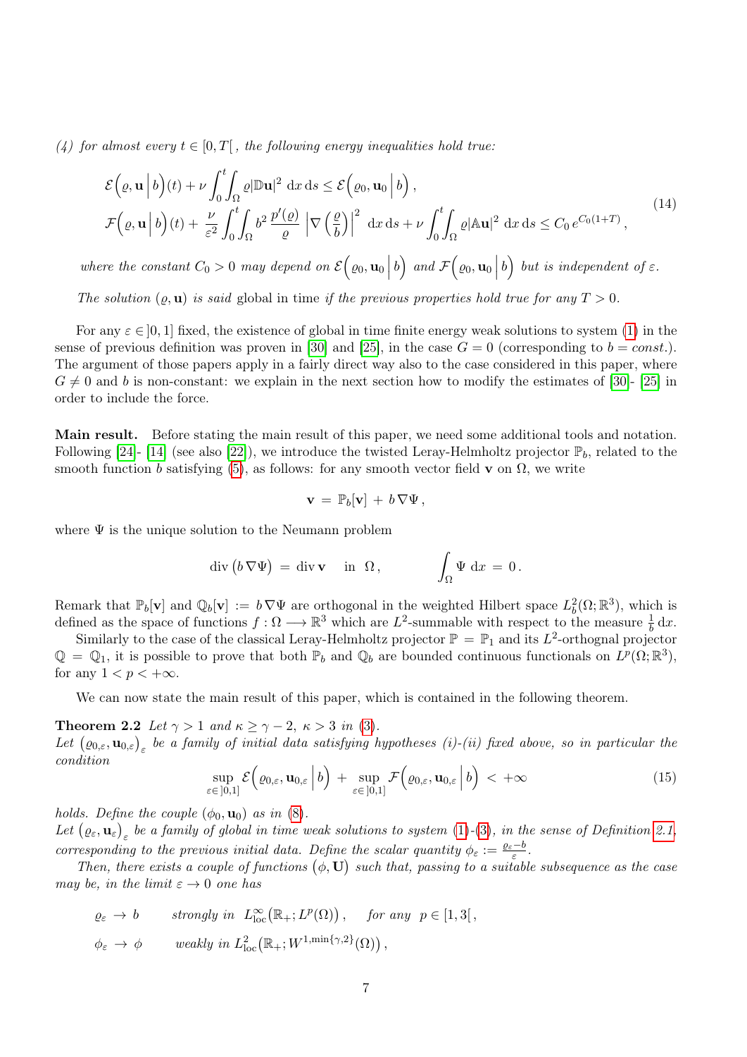*(4) for almost every $t \in [0,T[$, the following energy inequalities hold true:*

$$
\begin{aligned}
&\mathcal{E}\Big(\varrho, \mathbf{u} \,\Big|\, b\Big)(t) + \nu \int_0^t\!\!\int_\Omega \varrho |\mathbb{D}\mathbf{u}|^2 \,\mathrm{d}x\,\mathrm{d}s \leq \mathcal{E}\Big(\varrho_0, \mathbf{u}_0 \,\Big|\, b\Big)\,, \\
&\mathcal{F}\Big(\varrho, \mathbf{u} \,\Big|\, b\Big)(t) + \frac{\nu}{\varepsilon^2} \int_0^t\!\!\int_\Omega b^2\, \frac{p'(\varrho)}{\varrho} \left|\nabla\left(\frac{\varrho}{b}\right)\right|^2 \,\mathrm{d}x\,\mathrm{d}s + \nu \int_0^t\!\!\int_\Omega \varrho |\mathbb{A}\mathbf{u}|^2 \,\mathrm{d}x\,\mathrm{d}s \leq C_0\, e^{C_0(1+T)}\,,
\end{aligned}
\tag{14}
$$

*where the constant $C_0 > 0$ may depend on $\mathcal{E}\Big(\varrho_0, \mathbf{u}_0 \,\Big|\, b\Big)$ and $\mathcal{F}\Big(\varrho_0, \mathbf{u}_0 \,\Big|\, b\Big)$ but is independent of $\varepsilon$.*

*The solution $(\varrho, \mathbf{u})$ is said* global in time *if the previous properties hold true for any $T > 0$.*

For any $\varepsilon \in ]0,1]$ fixed, the existence of global in time finite energy weak solutions to system (1) in the sense of previous definition was proven in [30] and [25], in the case $G = 0$ (corresponding to $b = const.$). The argument of those papers apply in a fairly direct way also to the case considered in this paper, where $G \neq 0$ and $b$ is non-constant: we explain in the next section how to modify the estimates of [30]- [25] in order to include the force.

**Main result.** Before stating the main result of this paper, we need some additional tools and notation. Following [24]- [14] (see also [22]), we introduce the twisted Leray-Helmholtz projector $\mathbb{P}_b$, related to the smooth function $b$ satisfying (5), as follows: for any smooth vector field $\mathbf{v}$ on $\Omega$, we write

$$
\mathbf{v} \,=\, \mathbb{P}_b[\mathbf{v}] \,+\, b\,\nabla\Psi\,,
$$

where $\Psi$ is the unique solution to the Neumann problem

$$
\mathrm{div}\left(b\,\nabla\Psi\right) \,=\, \mathrm{div}\,\mathbf{v} \quad \text{in } \ \Omega\,, \qquad\qquad \int_\Omega \Psi \,\mathrm{d}x \,=\, 0\,.
$$

Remark that $\mathbb{P}_b[\mathbf{v}]$ and $\mathbb{Q}_b[\mathbf{v}] := b\,\nabla\Psi$ are orthogonal in the weighted Hilbert space $L^2_b(\Omega;\mathbb{R}^3)$, which is defined as the space of functions $f : \Omega \longrightarrow \mathbb{R}^3$ which are $L^2$-summable with respect to the measure $\frac{1}{b}\,\mathrm{d}x$.

Similarly to the case of the classical Leray-Helmholtz projector $\mathbb{P} = \mathbb{P}_1$ and its $L^2$-orthognal projector $\mathbb{Q} = \mathbb{Q}_1$, it is possible to prove that both $\mathbb{P}_b$ and $\mathbb{Q}_b$ are bounded continuous functionals on $L^p(\Omega;\mathbb{R}^3)$, for any $1 < p < +\infty$.

We can now state the main result of this paper, which is contained in the following theorem.

**Theorem 2.2** *Let $\gamma > 1$ and $\kappa \geq \gamma - 2$, $\kappa > 3$ in (3).*
*Let $\left(\varrho_{0,\varepsilon}, \mathbf{u}_{0,\varepsilon}\right)_\varepsilon$ be a family of initial data satisfying hypotheses (i)-(ii) fixed above, so in particular the condition*

$$
\sup_{\varepsilon\in]0,1]} \mathcal{E}\Big(\varrho_{0,\varepsilon}, \mathbf{u}_{0,\varepsilon} \,\Big|\, b\Big) \,+\, \sup_{\varepsilon\in]0,1]} \mathcal{F}\Big(\varrho_{0,\varepsilon}, \mathbf{u}_{0,\varepsilon} \,\Big|\, b\Big) \,<\, +\infty
\tag{15}
$$

*holds. Define the couple $(\phi_0, \mathbf{u}_0)$ as in (8).*
*Let $\left(\varrho_\varepsilon, \mathbf{u}_\varepsilon\right)_\varepsilon$ be a family of global in time weak solutions to system (1)-(3), in the sense of Definition 2.1, corresponding to the previous initial data. Define the scalar quantity $\phi_\varepsilon := \frac{\varrho_\varepsilon - b}{\varepsilon}$.*

*Then, there exists a couple of functions $\left(\phi, \mathbf{U}\right)$ such that, passing to a suitable subsequence as the case may be, in the limit $\varepsilon \to 0$ one has*

$$
\begin{aligned}
&\varrho_\varepsilon \,\to\, b \qquad \text{strongly in } \ L^\infty_{\mathrm{loc}}\big(\mathbb{R}_+; L^p(\Omega)\big)\,, \qquad \text{for any } \ p \in [1,3[\,, \\
&\phi_\varepsilon \,\to\, \phi \qquad \text{weakly in } L^2_{\mathrm{loc}}\big(\mathbb{R}_+; W^{1,\min\{\gamma,2\}}(\Omega)\big)\,,
\end{aligned}
$$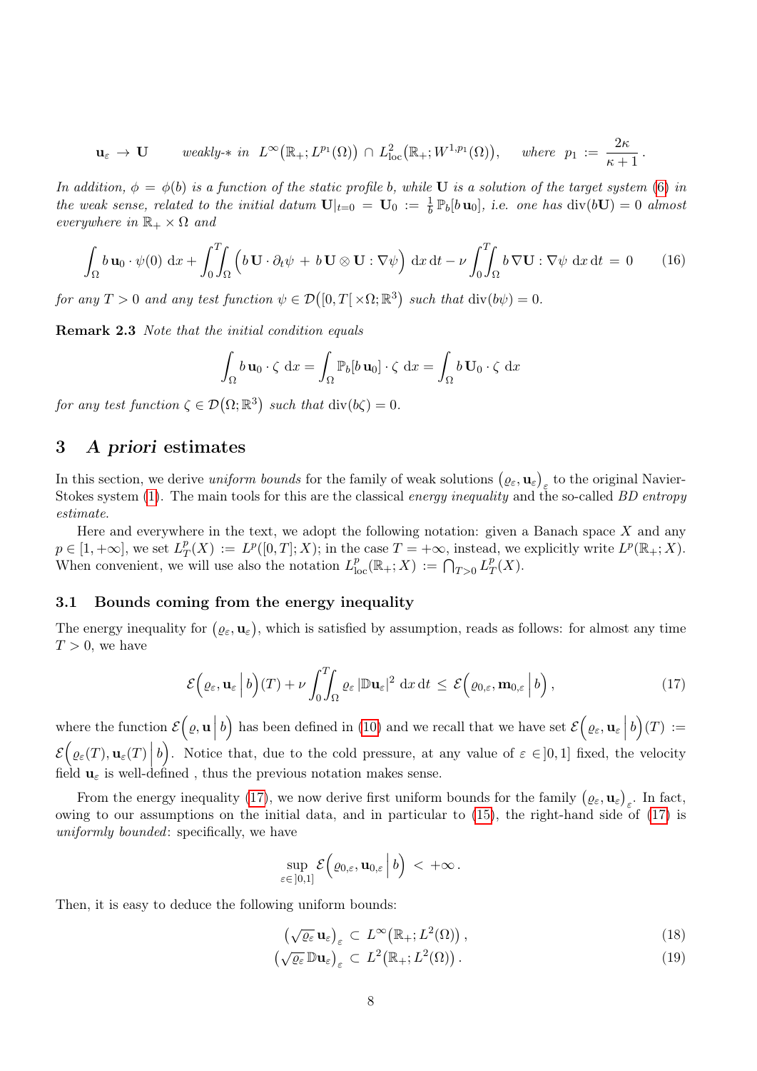$$\mathbf{u}_\varepsilon \to \mathbf{U} \qquad \text{weakly-}* \text{ in } \ L^\infty\big(\mathbb{R}_+;L^{p_1}(\Omega)\big) \cap L^2_{\rm loc}\big(\mathbb{R}_+;W^{1,p_1}(\Omega)\big), \qquad \text{where } \ p_1 := \frac{2\kappa}{\kappa+1}\,.$$

*In addition, $\phi = \phi(b)$ is a function of the static profile $b$, while $\mathbf{U}$ is a solution of the target system (6) in the weak sense, related to the initial datum $\mathbf{U}_{|t=0} = \mathbf{U}_0 := \frac{1}{b}\,\mathbb{P}_b[b\,\mathbf{u}_0]$, i.e. one has $\mathrm{div}(b\mathbf{U}) = 0$ almost everywhere in $\mathbb{R}_+ \times \Omega$ and*

$$\int_\Omega b\,\mathbf{u}_0 \cdot \psi(0)\,\mathrm{d}x + \int_0^T\!\!\int_\Omega \Big( b\,\mathbf{U}\cdot\partial_t\psi \,+\, b\,\mathbf{U}\otimes\mathbf{U} : \nabla\psi \Big)\,\mathrm{d}x\,\mathrm{d}t - \nu\int_0^T\!\!\int_\Omega b\,\nabla\mathbf{U} : \nabla\psi\,\mathrm{d}x\,\mathrm{d}t \,=\, 0 \tag{16}$$

*for any $T > 0$ and any test function $\psi \in \mathcal{D}\big([0,T[\,\times\Omega;\mathbb{R}^3\big)$ such that $\mathrm{div}(b\psi) = 0$.*

**Remark 2.3** *Note that the initial condition equals*

$$\int_\Omega b\,\mathbf{u}_0\cdot\zeta\,\mathrm{d}x = \int_\Omega \mathbb{P}_b[b\,\mathbf{u}_0]\cdot\zeta\,\mathrm{d}x = \int_\Omega b\,\mathbf{U}_0\cdot\zeta\,\mathrm{d}x$$

*for any test function $\zeta \in \mathcal{D}\big(\Omega;\mathbb{R}^3\big)$ such that $\mathrm{div}(b\zeta) = 0$.*

## 3 *A priori* estimates

In this section, we derive *uniform bounds* for the family of weak solutions $\big(\varrho_\varepsilon,\mathbf{u}_\varepsilon\big)_\varepsilon$ to the original Navier-Stokes system (1). The main tools for this are the classical *energy inequality* and the so-called *BD entropy estimate*.

Here and everywhere in the text, we adopt the following notation: given a Banach space $X$ and any $p \in [1,+\infty]$, we set $L^p_T(X) := L^p([0,T];X)$; in the case $T = +\infty$, instead, we explicitly write $L^p(\mathbb{R}_+;X)$. When convenient, we will use also the notation $L^p_{\rm loc}(\mathbb{R}_+;X) := \bigcap_{T>0} L^p_T(X)$.

### 3.1 Bounds coming from the energy inequality

The energy inequality for $\big(\varrho_\varepsilon,\mathbf{u}_\varepsilon\big)$, which is satisfied by assumption, reads as follows: for almost any time $T > 0$, we have

$$\mathcal{E}\Big(\varrho_\varepsilon,\mathbf{u}_\varepsilon\,\Big|\,b\Big)(T) + \nu\int_0^T\!\!\int_\Omega \varrho_\varepsilon\,|\mathbb{D}\mathbf{u}_\varepsilon|^2\,\mathrm{d}x\,\mathrm{d}t \,\leq\, \mathcal{E}\Big(\varrho_{0,\varepsilon},\mathbf{m}_{0,\varepsilon}\,\Big|\,b\Big)\,, \tag{17}$$

where the function $\mathcal{E}\Big(\varrho,\mathbf{u}\,\Big|\,b\Big)$ has been defined in (10) and we recall that we have set $\mathcal{E}\Big(\varrho_\varepsilon,\mathbf{u}_\varepsilon\,\Big|\,b\Big)(T) := \mathcal{E}\Big(\varrho_\varepsilon(T),\mathbf{u}_\varepsilon(T)\,\Big|\,b\Big)$. Notice that, due to the cold pressure, at any value of $\varepsilon \in ]0,1]$ fixed, the velocity field $\mathbf{u}_\varepsilon$ is well-defined , thus the previous notation makes sense.

From the energy inequality (17), we now derive first uniform bounds for the family $\big(\varrho_\varepsilon,\mathbf{u}_\varepsilon\big)_\varepsilon$. In fact, owing to our assumptions on the initial data, and in particular to (15), the right-hand side of (17) is *uniformly bounded*: specifically, we have

$$\sup_{\varepsilon\in]0,1]} \mathcal{E}\Big(\varrho_{0,\varepsilon},\mathbf{u}_{0,\varepsilon}\,\Big|\,b\Big) \,<\, +\infty\,.$$

Then, it is easy to deduce the following uniform bounds:

$$\big(\sqrt{\varrho_\varepsilon}\,\mathbf{u}_\varepsilon\big)_\varepsilon \,\subset\, L^\infty\big(\mathbb{R}_+;L^2(\Omega)\big)\,, \tag{18}$$

$$\big(\sqrt{\varrho_\varepsilon}\,\mathbb{D}\mathbf{u}_\varepsilon\big)_\varepsilon \,\subset\, L^2\big(\mathbb{R}_+;L^2(\Omega)\big)\,. \tag{19}$$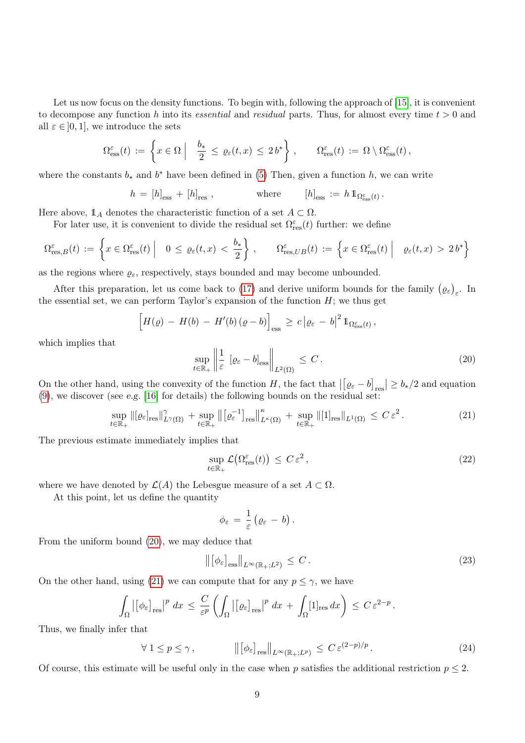Let us now focus on the density functions. To begin with, following the approach of [15], it is convenient to decompose any function $h$ into its *essential* and *residual* parts. Thus, for almost every time $t > 0$ and all $\varepsilon \in ]0,1]$, we introduce the sets

$$
\Omega^\varepsilon_{\rm ess}(t) \,:=\, \left\{ x\in\Omega \;\Big|\; \frac{b_*}{2}\,\leq\,\varrho_\varepsilon(t,x)\,\leq\,2\,b^* \right\}\,,\qquad \Omega^\varepsilon_{\rm res}(t)\,:=\,\Omega\setminus\Omega^\varepsilon_{\rm ess}(t)\,,
$$

where the constants $b_*$ and $b^*$ have been defined in (5) Then, given a function $h$, we can write

$$
h\,=\,\big[h\big]_{\rm ess}\,+\,\big[h\big]_{\rm res}\,,\qquad\qquad \text{where}\qquad \big[h\big]_{\rm ess}\,:=\,h\,\mathbb{1}_{\Omega^\varepsilon_{\rm ess}(t)}\,.
$$

Here above, $\mathbb{1}_A$ denotes the characteristic function of a set $A\subset\Omega$.

For later use, it is convenient to divide the residual set $\Omega^\varepsilon_{\rm res}(t)$ further: we define

$$
\Omega^\varepsilon_{{\rm res},B}(t)\,:=\,\left\{x\in\Omega^\varepsilon_{\rm res}(t)\;\Big|\;0\,\leq\,\varrho_\varepsilon(t,x)\,<\,\frac{b_*}{2}\right\}\,,\qquad \Omega^\varepsilon_{{\rm res},UB}(t)\,:=\,\left\{x\in\Omega^\varepsilon_{\rm res}(t)\;\Big|\;\varrho_\varepsilon(t,x)\,>\,2\,b^*\right\}
$$

as the regions where $\varrho_\varepsilon$, respectively, stays bounded and may become unbounded.

After this preparation, let us come back to (17) and derive uniform bounds for the family $\big(\varrho_\varepsilon\big)_\varepsilon$. In the essential set, we can perform Taylor's expansion of the function $H$; we thus get

$$
\Big[H(\varrho)\,-\,H(b)\,-\,H'(b)\,(\varrho-b)\Big]_{\rm ess}\,\geq\,c\,\big|\varrho_\varepsilon\,-\,b\big|^2\,\mathbb{1}_{\Omega^\varepsilon_{\rm ess}(t)}\,,
$$

which implies that

$$
\sup_{t\in\mathbb{R}_+}\left\|\frac{1}{\varepsilon}\,\big[\varrho_\varepsilon-b\big]_{\rm ess}\right\|_{L^2(\Omega)}\,\leq\,C\,. \tag{20}
$$

On the other hand, using the convexity of the function $H$, the fact that $\big|\big[\varrho_\varepsilon-b\big]_{\rm res}\big|\geq b_*/2$ and equation (9), we discover (see *e.g.* [16] for details) the following bounds on the residual set:

$$
\sup_{t\in\mathbb{R}_+}\big\|[\varrho_\varepsilon]_{\rm res}\big\|^\gamma_{L^\gamma(\Omega)}\,+\,\sup_{t\in\mathbb{R}_+}\big\|\big[\varrho_\varepsilon^{-1}\big]_{\rm res}\big\|^\kappa_{L^\kappa(\Omega)}\,+\,\sup_{t\in\mathbb{R}_+}\big\|[1]_{\rm res}\big\|_{L^1(\Omega)}\,\leq\,C\,\varepsilon^2\,. \tag{21}
$$

The previous estimate immediately implies that

$$
\sup_{t\in\mathbb{R}_+}\mathcal{L}\big(\Omega^\varepsilon_{\rm res}(t)\big)\,\leq\,C\,\varepsilon^2\,, \tag{22}
$$

where we have denoted by $\mathcal{L}(A)$ the Lebesgue measure of a set $A\subset\Omega$.

At this point, let us define the quantity

$$
\phi_\varepsilon\,=\,\frac{1}{\varepsilon}\,\big(\varrho_\varepsilon\,-\,b\big)\,.
$$

From the uniform bound (20), we may deduce that

$$
\big\|\big[\phi_\varepsilon\big]_{\rm ess}\big\|_{L^\infty(\mathbb{R}_+;L^2)}\,\leq\,C\,. \tag{23}
$$

On the other hand, using (21) we can compute that for any $p\leq\gamma$, we have

$$
\int_\Omega\big|\big[\phi_\varepsilon\big]_{\rm res}\big|^p\,dx\,\leq\,\frac{C}{\varepsilon^p}\left(\int_\Omega\big|\big[\varrho_\varepsilon\big]_{\rm res}\big|^p\,dx\,+\,\int_\Omega[1]_{\rm res}\,dx\right)\,\leq\,C\,\varepsilon^{2-p}\,.
$$

Thus, we finally infer that

$$
\forall\,1\leq p\leq\gamma\,,\qquad\qquad \big\|\big[\phi_\varepsilon\big]_{\rm res}\big\|_{L^\infty(\mathbb{R}_+;L^p)}\,\leq\,C\,\varepsilon^{(2-p)/p}\,. \tag{24}
$$

Of course, this estimate will be useful only in the case when $p$ satisfies the additional restriction $p\leq 2$.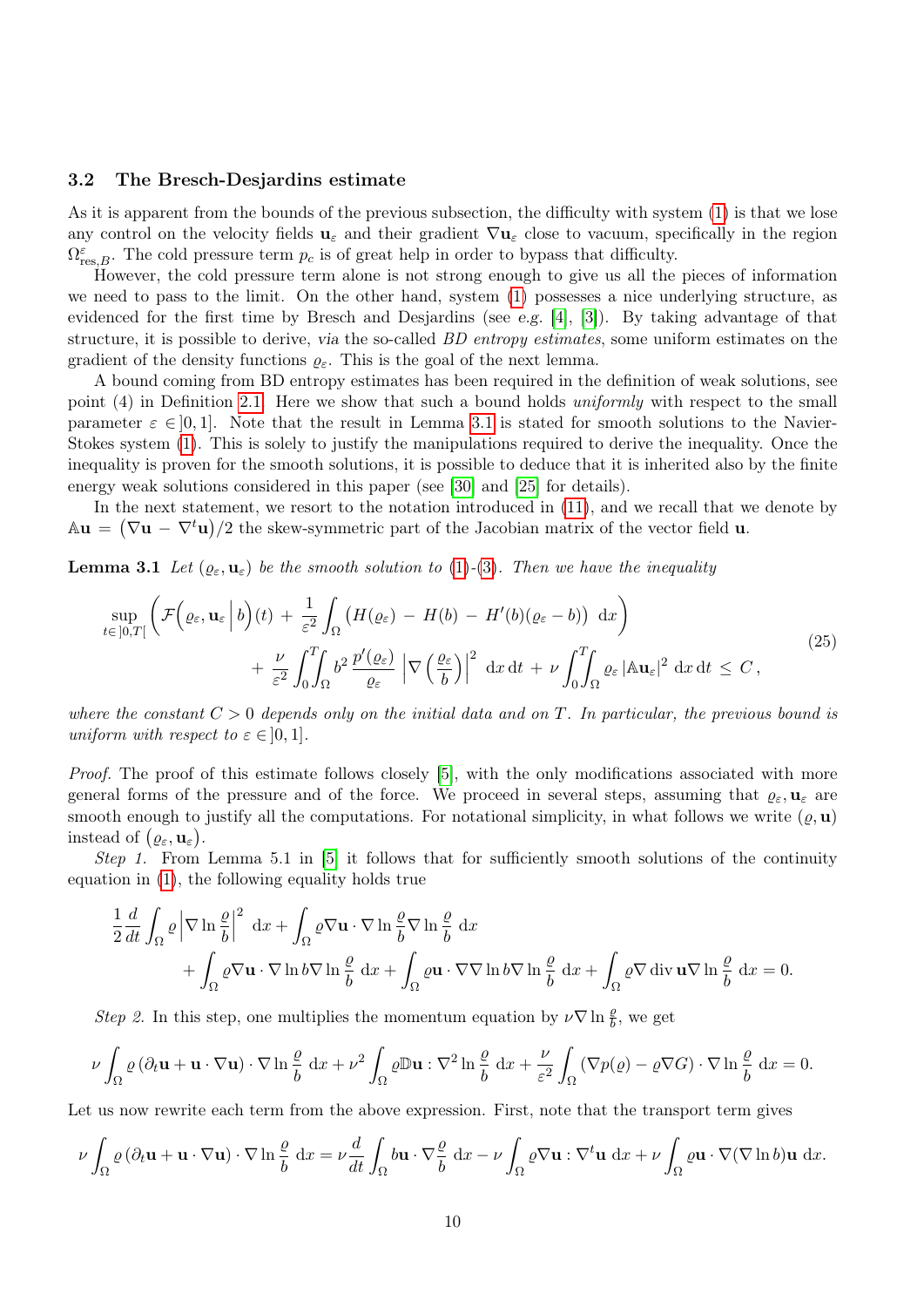### 3.2 The Bresch-Desjardins estimate

As it is apparent from the bounds of the previous subsection, the difficulty with system (1) is that we lose any control on the velocity fields $\mathbf{u}_\varepsilon$ and their gradient $\nabla \mathbf{u}_\varepsilon$ close to vacuum, specifically in the region $\Omega^\varepsilon_{\mathrm{res},B}$. The cold pressure term $p_c$ is of great help in order to bypass that difficulty.

However, the cold pressure term alone is not strong enough to give us all the pieces of information we need to pass to the limit. On the other hand, system (1) possesses a nice underlying structure, as evidenced for the first time by Bresch and Desjardins (see *e.g.* [4], [3]). By taking advantage of that structure, it is possible to derive, *via* the so-called *BD entropy estimates*, some uniform estimates on the gradient of the density functions $\varrho_\varepsilon$. This is the goal of the next lemma.

A bound coming from BD entropy estimates has been required in the definition of weak solutions, see point (4) in Definition 2.1. Here we show that such a bound holds *uniformly* with respect to the small parameter $\varepsilon \in ]0,1]$. Note that the result in Lemma 3.1 is stated for smooth solutions to the Navier-Stokes system (1). This is solely to justify the manipulations required to derive the inequality. Once the inequality is proven for the smooth solutions, it is possible to deduce that it is inherited also by the finite energy weak solutions considered in this paper (see [30] and [25] for details).

In the next statement, we resort to the notation introduced in (11), and we recall that we denote by $\mathbb{A}\mathbf{u} = \big(\nabla \mathbf{u} - \nabla^t \mathbf{u}\big)/2$ the skew-symmetric part of the Jacobian matrix of the vector field $\mathbf{u}$.

**Lemma 3.1** *Let $(\varrho_\varepsilon, \mathbf{u}_\varepsilon)$ be the smooth solution to (1)-(3). Then we have the inequality*

$$
\begin{aligned}
\sup_{t\in]0,T[} \bigg( \mathcal{F}\Big(\varrho_\varepsilon, \mathbf{u}_\varepsilon \,\Big|\, b\Big)(t) \,+\, \frac{1}{\varepsilon^2} \int_\Omega \big(H(\varrho_\varepsilon) \,-\, H(b) \,-\, H'(b)(\varrho_\varepsilon - b)\big) \,\mathrm{d}x \bigg)& \\
+\, \frac{\nu}{\varepsilon^2} \int_0^T\!\!\int_\Omega b^2\, \frac{p'(\varrho_\varepsilon)}{\varrho_\varepsilon} \left| \nabla\left(\frac{\varrho_\varepsilon}{b}\right)\right|^2 \,\mathrm{d}x\,\mathrm{d}t \,+\, \nu \int_0^T\!\!\int_\Omega \varrho_\varepsilon \left|\mathbb{A}\mathbf{u}_\varepsilon\right|^2 \,\mathrm{d}x\,\mathrm{d}t \,\leq\, C\,&,
\end{aligned}
\tag{25}
$$

*where the constant $C > 0$ depends only on the initial data and on $T$. In particular, the previous bound is uniform with respect to $\varepsilon \in ]0,1]$.*

*Proof.* The proof of this estimate follows closely [5], with the only modifications associated with more general forms of the pressure and of the force. We proceed in several steps, assuming that $\varrho_\varepsilon, \mathbf{u}_\varepsilon$ are smooth enough to justify all the computations. For notational simplicity, in what follows we write $(\varrho, \mathbf{u})$ instead of $\big(\varrho_\varepsilon, \mathbf{u}_\varepsilon\big)$.

*Step 1.* From Lemma 5.1 in [5] it follows that for sufficiently smooth solutions of the continuity equation in (1), the following equality holds true

$$
\begin{aligned}
\frac{1}{2}\frac{d}{dt}\int_\Omega \varrho \left|\nabla \ln\frac{\varrho}{b}\right|^2 \,\mathrm{d}x + \int_\Omega \varrho \nabla \mathbf{u} \cdot \nabla \ln\frac{\varrho}{b} \nabla \ln \frac{\varrho}{b} \,\mathrm{d}x& \\
+ \int_\Omega \varrho \nabla \mathbf{u} \cdot \nabla \ln b \nabla \ln\frac{\varrho}{b} \,\mathrm{d}x + \int_\Omega \varrho \mathbf{u} \cdot \nabla\nabla \ln b \nabla \ln \frac{\varrho}{b} \,\mathrm{d}x + \int_\Omega \varrho \nabla \operatorname{div} \mathbf{u} \nabla \ln\frac{\varrho}{b} \,\mathrm{d}x = 0.&
\end{aligned}
$$

*Step 2.* In this step, one multiplies the momentum equation by $\nu \nabla \ln \frac{\varrho}{b}$, we get

$$
\nu \int_\Omega \varrho \left(\partial_t \mathbf{u} + \mathbf{u}\cdot\nabla \mathbf{u}\right) \cdot \nabla \ln\frac{\varrho}{b} \,\mathrm{d}x + \nu^2 \int_\Omega \varrho \mathbb{D}\mathbf{u} : \nabla^2 \ln\frac{\varrho}{b} \,\mathrm{d}x + \frac{\nu}{\varepsilon^2}\int_\Omega \left(\nabla p(\varrho) - \varrho \nabla G\right)\cdot \nabla \ln\frac{\varrho}{b} \,\mathrm{d}x = 0.
$$

Let us now rewrite each term from the above expression. First, note that the transport term gives

$$
\nu \int_\Omega \varrho \left(\partial_t \mathbf{u} + \mathbf{u}\cdot\nabla\mathbf{u}\right)\cdot \nabla \ln \frac{\varrho}{b} \,\mathrm{d}x = \nu \frac{d}{dt}\int_\Omega b\mathbf{u}\cdot\nabla\frac{\varrho}{b} \,\mathrm{d}x - \nu\int_\Omega \varrho \nabla \mathbf{u} : \nabla^t \mathbf{u} \,\mathrm{d}x + \nu \int_\Omega \varrho \mathbf{u} \cdot \nabla(\nabla \ln b)\mathbf{u} \,\mathrm{d}x.
$$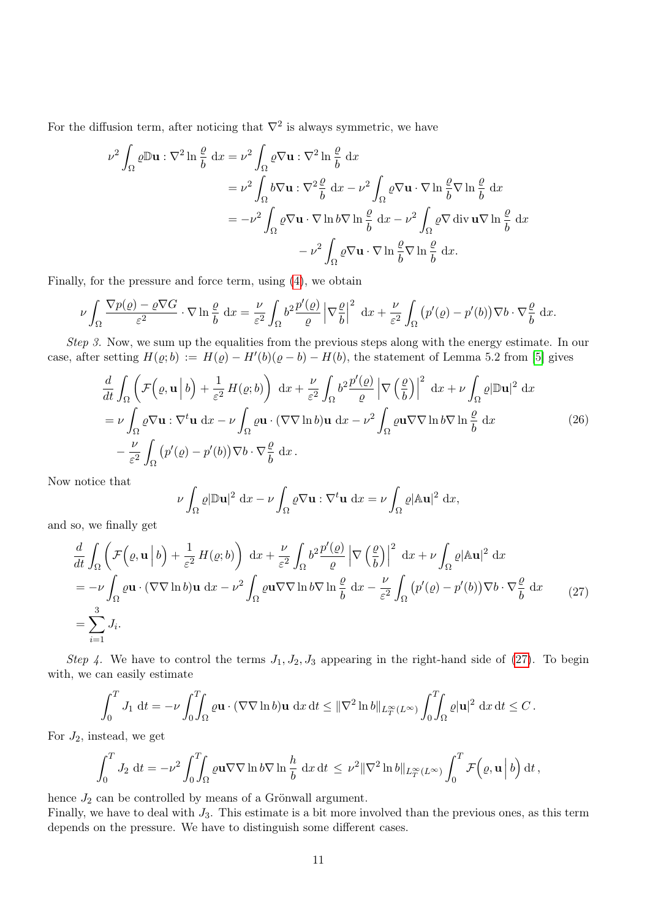For the diffusion term, after noticing that $\nabla^2$ is always symmetric, we have

$$
\begin{aligned}
\nu^2 \int_\Omega \varrho \mathbb{D}\mathbf{u} : \nabla^2 \ln \frac{\varrho}{b} \, \mathrm{d}x &= \nu^2 \int_\Omega \varrho \nabla \mathbf{u} : \nabla^2 \ln \frac{\varrho}{b} \, \mathrm{d}x \\
&= \nu^2 \int_\Omega b \nabla \mathbf{u} : \nabla^2 \frac{\varrho}{b} \, \mathrm{d}x - \nu^2 \int_\Omega \varrho \nabla \mathbf{u} \cdot \nabla \ln \frac{\varrho}{b} \nabla \ln \frac{\varrho}{b} \, \mathrm{d}x \\
&= -\nu^2 \int_\Omega \varrho \nabla \mathbf{u} \cdot \nabla \ln b \nabla \ln \frac{\varrho}{b} \, \mathrm{d}x - \nu^2 \int_\Omega \varrho \nabla \operatorname{div} \mathbf{u} \nabla \ln \frac{\varrho}{b} \, \mathrm{d}x \\
&\qquad - \nu^2 \int_\Omega \varrho \nabla \mathbf{u} \cdot \nabla \ln \frac{\varrho}{b} \nabla \ln \frac{\varrho}{b} \, \mathrm{d}x.
\end{aligned}
$$

Finally, for the pressure and force term, using (4), we obtain

$$
\nu \int_\Omega \frac{\nabla p(\varrho) - \varrho \nabla G}{\varepsilon^2} \cdot \nabla \ln \frac{\varrho}{b} \, \mathrm{d}x = \frac{\nu}{\varepsilon^2} \int_\Omega b^2 \frac{p'(\varrho)}{\varrho} \left| \nabla \frac{\varrho}{b} \right|^2 \, \mathrm{d}x + \frac{\nu}{\varepsilon^2} \int_\Omega \big( p'(\varrho) - p'(b) \big) \nabla b \cdot \nabla \frac{\varrho}{b} \, \mathrm{d}x.
$$

*Step 3.* Now, we sum up the equalities from the previous steps along with the energy estimate. In our case, after setting $H(\varrho; b) := H(\varrho) - H'(b)(\varrho - b) - H(b)$, the statement of Lemma 5.2 from [5] gives

$$
\begin{aligned}
&\frac{d}{dt} \int_\Omega \left( \mathcal{F}\Big(\varrho, \mathbf{u} \,\Big|\, b\Big) + \frac{1}{\varepsilon^2} H(\varrho; b) \right) \, \mathrm{d}x + \frac{\nu}{\varepsilon^2} \int_\Omega b^2 \frac{p'(\varrho)}{\varrho} \left| \nabla \left( \frac{\varrho}{b} \right) \right|^2 \, \mathrm{d}x + \nu \int_\Omega \varrho |\mathbb{D}\mathbf{u}|^2 \, \mathrm{d}x \\
&= \nu \int_\Omega \varrho \nabla \mathbf{u} : \nabla^t \mathbf{u} \, \mathrm{d}x - \nu \int_\Omega \varrho \mathbf{u} \cdot (\nabla \nabla \ln b) \mathbf{u} \, \mathrm{d}x - \nu^2 \int_\Omega \varrho \mathbf{u} \nabla \nabla \ln b \nabla \ln \frac{\varrho}{b} \, \mathrm{d}x \\
&\quad - \frac{\nu}{\varepsilon^2} \int_\Omega \big( p'(\varrho) - p'(b) \big) \nabla b \cdot \nabla \frac{\varrho}{b} \, \mathrm{d}x \,.
\end{aligned} \tag{26}
$$

Now notice that

$$
\nu \int_\Omega \varrho |\mathbb{D}\mathbf{u}|^2 \, \mathrm{d}x - \nu \int_\Omega \varrho \nabla \mathbf{u} : \nabla^t \mathbf{u} \, \mathrm{d}x = \nu \int_\Omega \varrho |\mathbb{A}\mathbf{u}|^2 \, \mathrm{d}x,
$$

and so, we finally get

$$
\begin{aligned}
&\frac{d}{dt} \int_\Omega \left( \mathcal{F}\Big(\varrho, \mathbf{u} \,\Big|\, b\Big) + \frac{1}{\varepsilon^2} H(\varrho; b) \right) \, \mathrm{d}x + \frac{\nu}{\varepsilon^2} \int_\Omega b^2 \frac{p'(\varrho)}{\varrho} \left| \nabla \left( \frac{\varrho}{b} \right) \right|^2 \, \mathrm{d}x + \nu \int_\Omega \varrho |\mathbb{A}\mathbf{u}|^2 \, \mathrm{d}x \\
&= -\nu \int_\Omega \varrho \mathbf{u} \cdot (\nabla \nabla \ln b) \mathbf{u} \, \mathrm{d}x - \nu^2 \int_\Omega \varrho \mathbf{u} \nabla \nabla \ln b \nabla \ln \frac{\varrho}{b} \, \mathrm{d}x - \frac{\nu}{\varepsilon^2} \int_\Omega \big( p'(\varrho) - p'(b) \big) \nabla b \cdot \nabla \frac{\varrho}{b} \, \mathrm{d}x \\
&= \sum_{i=1}^3 J_i.
\end{aligned} \tag{27}
$$

*Step 4.* We have to control the terms $J_1, J_2, J_3$ appearing in the right-hand side of (27). To begin with, we can easily estimate

$$
\int_0^T J_1 \, \mathrm{d}t = -\nu \int_0^T \!\! \int_\Omega \varrho \mathbf{u} \cdot (\nabla \nabla \ln b) \mathbf{u} \, \mathrm{d}x \, \mathrm{d}t \leq \| \nabla^2 \ln b \|_{L^\infty_T(L^\infty)} \int_0^T \!\! \int_\Omega \varrho |\mathbf{u}|^2 \, \mathrm{d}x \, \mathrm{d}t \leq C \,.
$$

For $J_2$, instead, we get

$$
\int_0^T J_2 \, \mathrm{d}t = -\nu^2 \int_0^T \!\! \int_\Omega \varrho \mathbf{u} \nabla \nabla \ln b \nabla \ln \frac{h}{b} \, \mathrm{d}x \, \mathrm{d}t \, \leq \, \nu^2 \| \nabla^2 \ln b \|_{L^\infty_T(L^\infty)} \int_0^T \mathcal{F}\Big(\varrho, \mathbf{u} \,\Big|\, b\Big) \, \mathrm{d}t \,,
$$

hence $J_2$ can be controlled by means of a Grönwall argument.
Finally, we have to deal with $J_3$. This estimate is a bit more involved than the previous ones, as this term depends on the pressure. We have to distinguish some different cases.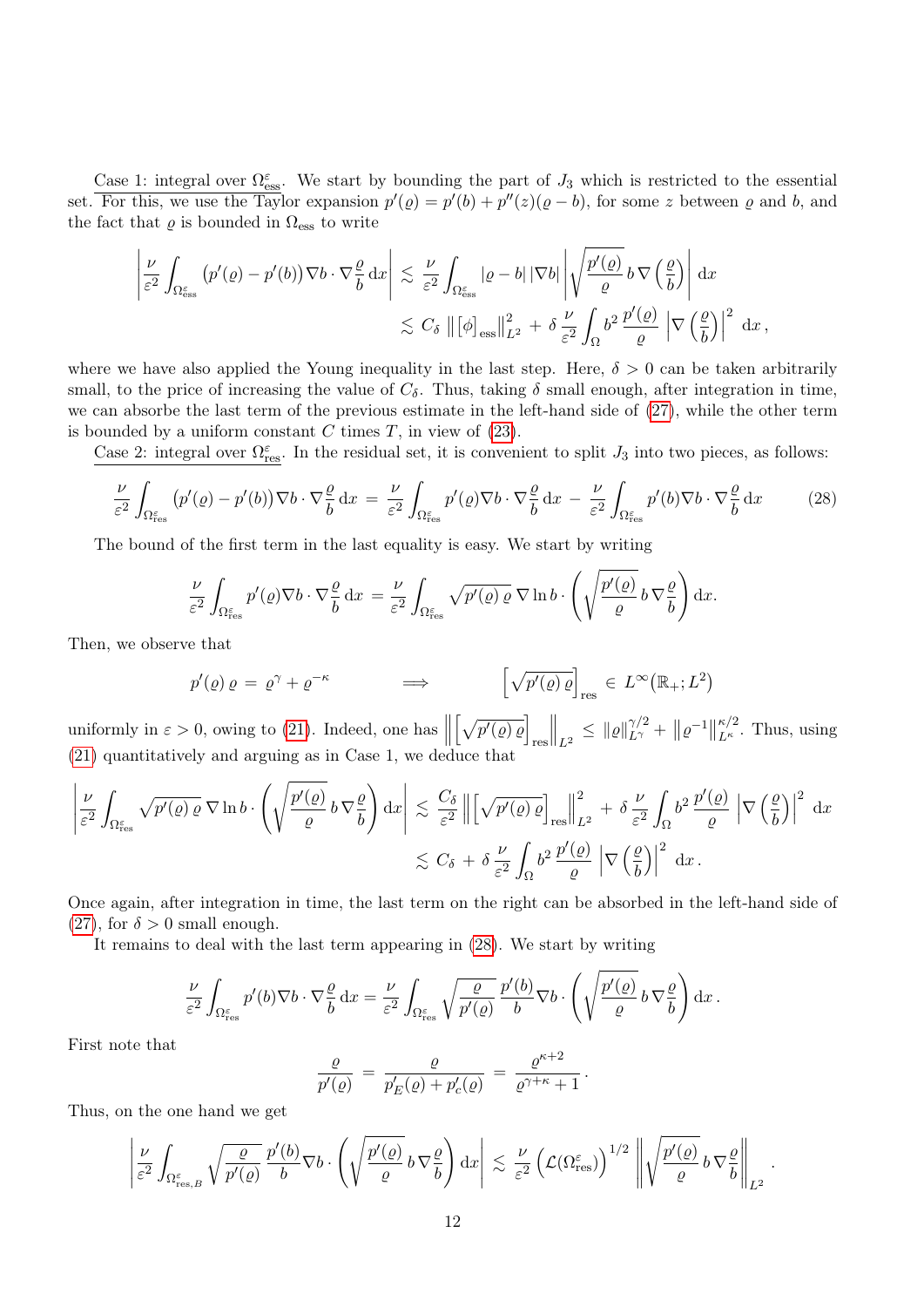<u>Case 1: integral over $\Omega^\varepsilon_{\rm ess}$.</u> We start by bounding the part of $J_3$ which is restricted to the essential set. For this, we use the Taylor expansion $p'(\varrho) = p'(b) + p''(z)(\varrho - b)$, for some $z$ between $\varrho$ and $b$, and the fact that $\varrho$ is bounded in $\Omega_{\rm ess}$ to write

$$
\left| \frac{\nu}{\varepsilon^2} \int_{\Omega^\varepsilon_{\rm ess}} \big(p'(\varrho) - p'(b)\big) \nabla b \cdot \nabla \frac{\varrho}{b} \, {\rm d}x \right| \lesssim \frac{\nu}{\varepsilon^2} \int_{\Omega^\varepsilon_{\rm ess}} |\varrho - b| \, |\nabla b| \left| \sqrt{\frac{p'(\varrho)}{\varrho}} \, b \, \nabla \left(\frac{\varrho}{b}\right) \right| {\rm d}x
$$

$$
\lesssim C_\delta \, \big\| [\phi]_{\rm ess} \big\|^2_{L^2} + \delta \, \frac{\nu}{\varepsilon^2} \int_\Omega b^2 \, \frac{p'(\varrho)}{\varrho} \, \left| \nabla \left(\frac{\varrho}{b}\right) \right|^2 \, {\rm d}x \,,
$$

where we have also applied the Young inequality in the last step. Here, $\delta > 0$ can be taken arbitrarily small, to the price of increasing the value of $C_\delta$. Thus, taking $\delta$ small enough, after integration in time, we can absorb the last term of the previous estimate in the left-hand side of (27), while the other term is bounded by a uniform constant $C$ times $T$, in view of (23).

<u>Case 2: integral over $\Omega^\varepsilon_{\rm res}$.</u> In the residual set, it is convenient to split $J_3$ into two pieces, as follows:

$$
\frac{\nu}{\varepsilon^2} \int_{\Omega^\varepsilon_{\rm res}} \big(p'(\varrho) - p'(b)\big) \nabla b \cdot \nabla \frac{\varrho}{b} \, {\rm d}x \, = \, \frac{\nu}{\varepsilon^2} \int_{\Omega^\varepsilon_{\rm res}} p'(\varrho) \nabla b \cdot \nabla \frac{\varrho}{b} \, {\rm d}x \, - \, \frac{\nu}{\varepsilon^2} \int_{\Omega^\varepsilon_{\rm res}} p'(b) \nabla b \cdot \nabla \frac{\varrho}{b} \, {\rm d}x \tag{28}
$$

The bound of the first term in the last equality is easy. We start by writing

$$
\frac{\nu}{\varepsilon^2} \int_{\Omega^\varepsilon_{\rm res}} p'(\varrho) \nabla b \cdot \nabla \frac{\varrho}{b} \, {\rm d}x \, = \, \frac{\nu}{\varepsilon^2} \int_{\Omega^\varepsilon_{\rm res}} \sqrt{p'(\varrho)\, \varrho} \, \nabla \ln b \cdot \left( \sqrt{\frac{p'(\varrho)}{\varrho}} \, b \, \nabla \frac{\varrho}{b} \right) {\rm d}x.
$$

Then, we observe that

$$
p'(\varrho) \, \varrho \, = \, \varrho^\gamma + \varrho^{-\kappa} \qquad \Longrightarrow \qquad \Big[ \sqrt{p'(\varrho)\, \varrho} \Big]_{\rm res} \in L^\infty\big(\mathbb{R}_+; L^2\big)
$$

uniformly in $\varepsilon > 0$, owing to (21). Indeed, one has $\Big\| \Big[ \sqrt{p'(\varrho)\, \varrho} \Big]_{\rm res} \Big\|_{L^2} \leq \|\varrho\|^{\gamma/2}_{L^\gamma} + \|\varrho^{-1}\|^{\kappa/2}_{L^\kappa}$. Thus, using (21) quantitatively and arguing as in Case 1, we deduce that

$$
\left| \frac{\nu}{\varepsilon^2} \int_{\Omega^\varepsilon_{\rm res}} \sqrt{p'(\varrho)\, \varrho} \, \nabla \ln b \cdot \left( \sqrt{\frac{p'(\varrho)}{\varrho}} \, b \, \nabla \frac{\varrho}{b} \right) {\rm d}x \right| \lesssim \frac{C_\delta}{\varepsilon^2} \Big\| \Big[ \sqrt{p'(\varrho)\, \varrho} \Big]_{\rm res} \Big\|^2_{L^2} + \delta \, \frac{\nu}{\varepsilon^2} \int_\Omega b^2 \, \frac{p'(\varrho)}{\varrho} \, \left| \nabla \left(\frac{\varrho}{b}\right) \right|^2 \, {\rm d}x
$$

$$
\lesssim C_\delta + \delta \, \frac{\nu}{\varepsilon^2} \int_\Omega b^2 \, \frac{p'(\varrho)}{\varrho} \, \left| \nabla \left(\frac{\varrho}{b}\right) \right|^2 \, {\rm d}x \,.
$$

Once again, after integration in time, the last term on the right can be absorbed in the left-hand side of (27), for $\delta > 0$ small enough.

It remains to deal with the last term appearing in (28). We start by writing

$$
\frac{\nu}{\varepsilon^2} \int_{\Omega^\varepsilon_{\rm res}} p'(b) \nabla b \cdot \nabla \frac{\varrho}{b} \, {\rm d}x = \frac{\nu}{\varepsilon^2} \int_{\Omega^\varepsilon_{\rm res}} \sqrt{\frac{\varrho}{p'(\varrho)}} \, \frac{p'(b)}{b} \nabla b \cdot \left( \sqrt{\frac{p'(\varrho)}{\varrho}} \, b \, \nabla \frac{\varrho}{b} \right) {\rm d}x \,.
$$

First note that

$$
\frac{\varrho}{p'(\varrho)} \, = \, \frac{\varrho}{p_E'(\varrho) + p_c'(\varrho)} \, = \, \frac{\varrho^{\kappa+2}}{\varrho^{\gamma+\kappa} + 1} \,.
$$

Thus, on the one hand we get

$$
\left| \frac{\nu}{\varepsilon^2} \int_{\Omega^\varepsilon_{{\rm res},B}} \sqrt{\frac{\varrho}{p'(\varrho)}} \, \frac{p'(b)}{b} \nabla b \cdot \left( \sqrt{\frac{p'(\varrho)}{\varrho}} \, b \, \nabla \frac{\varrho}{b} \right) {\rm d}x \right| \lesssim \frac{\nu}{\varepsilon^2} \Big( \mathcal{L}(\Omega^\varepsilon_{\rm res}) \Big)^{1/2} \left\| \sqrt{\frac{p'(\varrho)}{\varrho}} \, b \, \nabla \frac{\varrho}{b} \right\|_{L^2} \,.
$$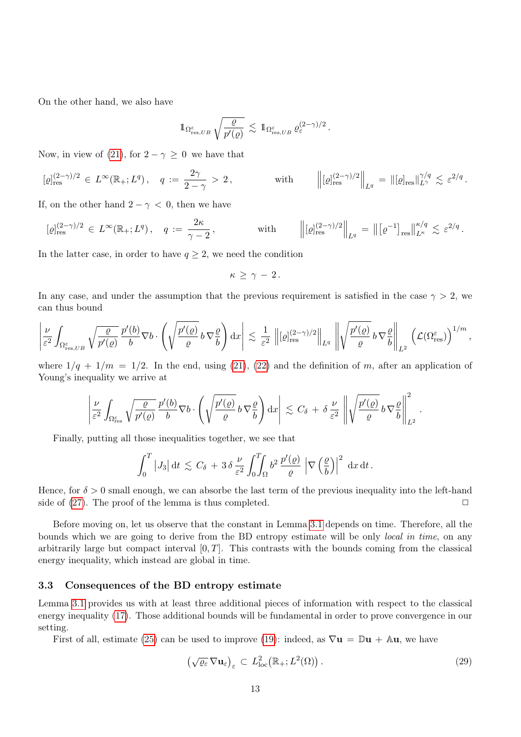On the other hand, we also have

$$\mathbb{1}_{\Omega^\varepsilon_{\mathrm{res},UB}} \sqrt{\frac{\varrho}{p'(\varrho)}} \lesssim \mathbb{1}_{\Omega^\varepsilon_{\mathrm{res},UB}} \varrho_\varepsilon^{(2-\gamma)/2}.$$

Now, in view of (21), for $2-\gamma \geq 0$ we have that

$$[\varrho]^{(2-\gamma)/2}_{\mathrm{res}} \in L^\infty(\mathbb{R}_+;L^q), \quad q := \frac{2\gamma}{2-\gamma} > 2, \qquad \text{with} \qquad \left\| [\varrho]^{(2-\gamma)/2}_{\mathrm{res}} \right\|_{L^q} = \left\| [\varrho]_{\mathrm{res}} \right\|^{\gamma/q}_{L^\gamma} \lesssim \varepsilon^{2/q}.$$

If, on the other hand $2-\gamma < 0$, then we have

$$[\varrho]^{(2-\gamma)/2}_{\mathrm{res}} \in L^\infty(\mathbb{R}_+;L^q), \quad q := \frac{2\kappa}{\gamma-2}, \qquad \text{with} \qquad \left\| [\varrho]^{(2-\gamma)/2}_{\mathrm{res}} \right\|_{L^q} = \left\| [\varrho^{-1}]_{\mathrm{res}} \right\|^{\kappa/q}_{L^\kappa} \lesssim \varepsilon^{2/q}.$$

In the latter case, in order to have $q \geq 2$, we need the condition

$$\kappa \geq \gamma - 2.$$

In any case, and under the assumption that the previous requirement is satisfied in the case $\gamma > 2$, we can thus bound

$$\left| \frac{\nu}{\varepsilon^2} \int_{\Omega^\varepsilon_{\mathrm{res},UB}} \sqrt{\frac{\varrho}{p'(\varrho)}} \frac{p'(b)}{b} \nabla b \cdot \left( \sqrt{\frac{p'(\varrho)}{\varrho}}\, b \nabla \frac{\varrho}{b} \right) \mathrm{d}x \right| \lesssim \frac{1}{\varepsilon^2} \left\| [\varrho]^{(2-\gamma)/2}_{\mathrm{res}} \right\|_{L^q} \left\| \sqrt{\frac{p'(\varrho)}{\varrho}}\, b \nabla \frac{\varrho}{b} \right\|_{L^2} \left( \mathcal{L}(\Omega^\varepsilon_{\mathrm{res}}) \right)^{1/m},$$

where $1/q + 1/m = 1/2$. In the end, using (21), (22) and the definition of $m$, after an application of Young's inequality we arrive at

$$\left| \frac{\nu}{\varepsilon^2} \int_{\Omega^\varepsilon_{\mathrm{res}}} \sqrt{\frac{\varrho}{p'(\varrho)}} \frac{p'(b)}{b} \nabla b \cdot \left( \sqrt{\frac{p'(\varrho)}{\varrho}}\, b \nabla \frac{\varrho}{b} \right) \mathrm{d}x \right| \lesssim C_\delta + \delta \frac{\nu}{\varepsilon^2} \left\| \sqrt{\frac{p'(\varrho)}{\varrho}}\, b \nabla \frac{\varrho}{b} \right\|^2_{L^2}.$$

Finally, putting all those inequalities together, we see that

$$\int_0^T |J_3| \, \mathrm{d}t \lesssim C_\delta + 3\,\delta \frac{\nu}{\varepsilon^2} \int_0^T\!\!\int_\Omega b^2 \frac{p'(\varrho)}{\varrho} \left| \nabla \left( \frac{\varrho}{b} \right) \right|^2 \mathrm{d}x \, \mathrm{d}t.$$

Hence, for $\delta > 0$ small enough, we can absorb the last term of the previous inequality into the left-hand side of (27). The proof of the lemma is thus completed. □

Before moving on, let us observe that the constant in Lemma 3.1 depends on time. Therefore, all the bounds which we are going to derive from the BD entropy estimate will be only *local in time*, on any arbitrarily large but compact interval $[0,T]$. This contrasts with the bounds coming from the classical energy inequality, which instead are global in time.

### 3.3 Consequences of the BD entropy estimate

Lemma 3.1 provides us with at least three additional pieces of information with respect to the classical energy inequality (17). Those additional bounds will be fundamental in order to prove convergence in our setting.

First of all, estimate (25) can be used to improve (19): indeed, as $\nabla \mathbf{u} = \mathbb{D}\mathbf{u} + \mathbb{A}\mathbf{u}$, we have

$$\left( \sqrt{\varrho_\varepsilon}\, \nabla \mathbf{u}_\varepsilon \right)_\varepsilon \subset L^2_{\mathrm{loc}}\big(\mathbb{R}_+; L^2(\Omega)\big). \tag{29}$$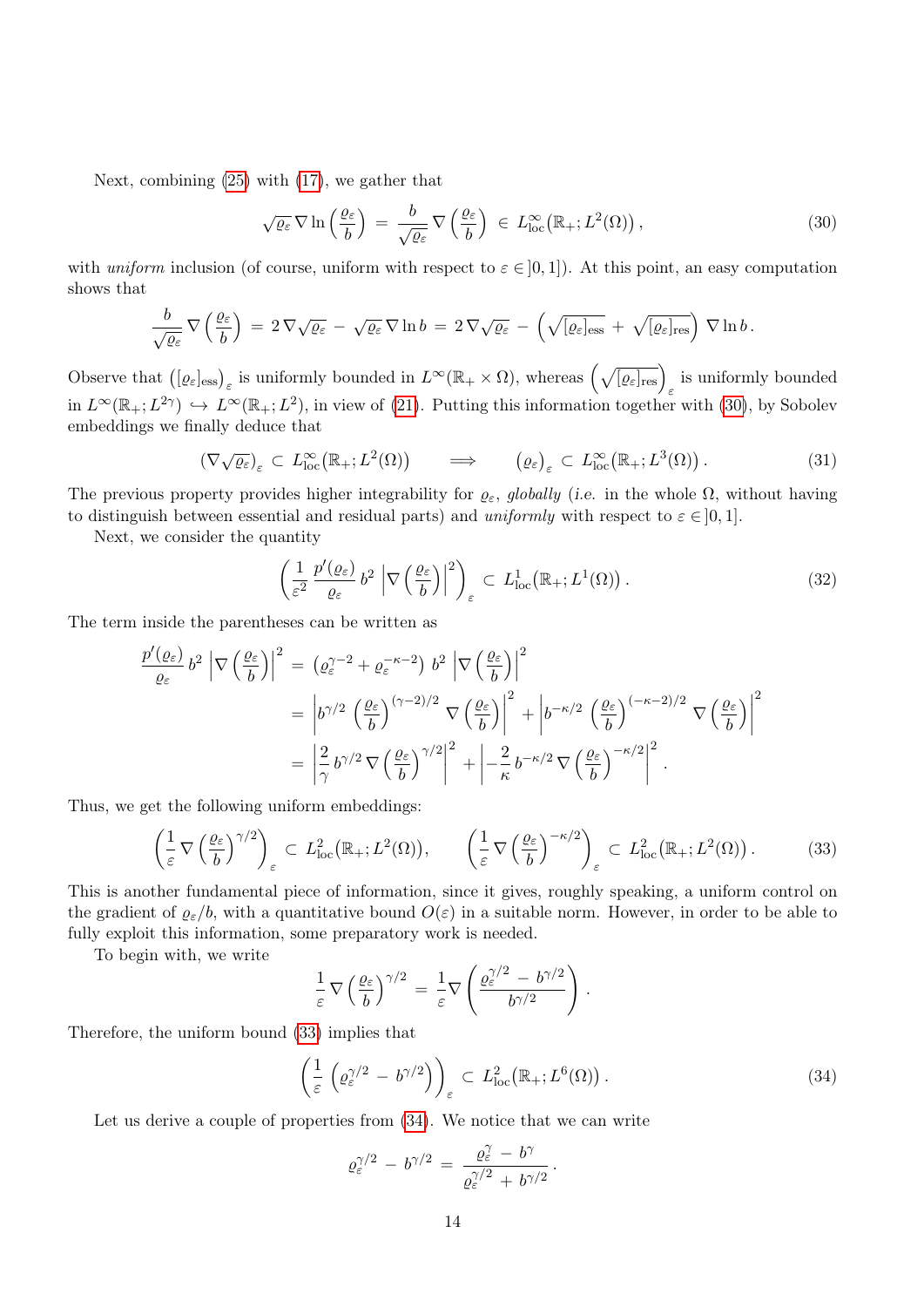Next, combining (25) with (17), we gather that

$$
\sqrt{\varrho_\varepsilon}\,\nabla \ln\left(\frac{\varrho_\varepsilon}{b}\right) \,=\, \frac{b}{\sqrt{\varrho_\varepsilon}}\,\nabla\left(\frac{\varrho_\varepsilon}{b}\right) \,\in\, L^\infty_{\rm loc}\big(\mathbb{R}_+;L^2(\Omega)\big)\,, \tag{30}
$$

with *uniform* inclusion (of course, uniform with respect to $\varepsilon \in ]0,1]$). At this point, an easy computation shows that

$$
\frac{b}{\sqrt{\varrho_\varepsilon}}\,\nabla\left(\frac{\varrho_\varepsilon}{b}\right) \,=\, 2\,\nabla\sqrt{\varrho_\varepsilon} \,-\, \sqrt{\varrho_\varepsilon}\,\nabla\ln b \,=\, 2\,\nabla\sqrt{\varrho_\varepsilon} \,-\, \left(\sqrt{[\varrho_\varepsilon]_{\rm ess}} \,+\, \sqrt{[\varrho_\varepsilon]_{\rm res}}\right)\,\nabla\ln b\,.
$$

Observe that $\big([\varrho_\varepsilon]_{\rm ess}\big)_\varepsilon$ is uniformly bounded in $L^\infty(\mathbb{R}_+\times\Omega)$, whereas $\left(\sqrt{[\varrho_\varepsilon]_{\rm res}}\right)_\varepsilon$ is uniformly bounded in $L^\infty(\mathbb{R}_+;L^{2\gamma}) \hookrightarrow L^\infty(\mathbb{R}_+;L^2)$, in view of (21). Putting this information together with (30), by Sobolev embeddings we finally deduce that

$$
\big(\nabla\sqrt{\varrho_\varepsilon}\big)_\varepsilon \,\subset\, L^\infty_{\rm loc}\big(\mathbb{R}_+;L^2(\Omega)\big) \qquad \Longrightarrow \qquad \big(\varrho_\varepsilon\big)_\varepsilon \,\subset\, L^\infty_{\rm loc}\big(\mathbb{R}_+;L^3(\Omega)\big)\,. \tag{31}
$$

The previous property provides higher integrability for $\varrho_\varepsilon$, *globally* (*i.e.* in the whole $\Omega$, without having to distinguish between essential and residual parts) and *uniformly* with respect to $\varepsilon \in ]0,1]$.

Next, we consider the quantity

$$
\left(\frac{1}{\varepsilon^2}\,\frac{p'(\varrho_\varepsilon)}{\varrho_\varepsilon}\,b^2\,\left|\nabla\left(\frac{\varrho_\varepsilon}{b}\right)\right|^2\right)_\varepsilon \,\subset\, L^1_{\rm loc}\big(\mathbb{R}_+;L^1(\Omega)\big)\,. \tag{32}
$$

The term inside the parentheses can be written as

$$
\begin{aligned}
\frac{p'(\varrho_\varepsilon)}{\varrho_\varepsilon}\,b^2\,\left|\nabla\left(\frac{\varrho_\varepsilon}{b}\right)\right|^2 \,&=\, \left(\varrho_\varepsilon^{\gamma-2} + \varrho_\varepsilon^{-\kappa-2}\right)\,b^2\,\left|\nabla\left(\frac{\varrho_\varepsilon}{b}\right)\right|^2 \\
&=\, \left|b^{\gamma/2}\,\left(\frac{\varrho_\varepsilon}{b}\right)^{(\gamma-2)/2}\,\nabla\left(\frac{\varrho_\varepsilon}{b}\right)\right|^2 + \left|b^{-\kappa/2}\,\left(\frac{\varrho_\varepsilon}{b}\right)^{(-\kappa-2)/2}\,\nabla\left(\frac{\varrho_\varepsilon}{b}\right)\right|^2 \\
&=\, \left|\frac{2}{\gamma}\,b^{\gamma/2}\,\nabla\left(\frac{\varrho_\varepsilon}{b}\right)^{\gamma/2}\right|^2 + \left|-\frac{2}{\kappa}\,b^{-\kappa/2}\,\nabla\left(\frac{\varrho_\varepsilon}{b}\right)^{-\kappa/2}\right|^2\,.
\end{aligned}
$$

Thus, we get the following uniform embeddings:

$$
\left(\frac{1}{\varepsilon}\,\nabla\left(\frac{\varrho_\varepsilon}{b}\right)^{\gamma/2}\right)_\varepsilon \,\subset\, L^2_{\rm loc}\big(\mathbb{R}_+;L^2(\Omega)\big), \qquad \left(\frac{1}{\varepsilon}\,\nabla\left(\frac{\varrho_\varepsilon}{b}\right)^{-\kappa/2}\right)_\varepsilon \,\subset\, L^2_{\rm loc}\big(\mathbb{R}_+;L^2(\Omega)\big)\,. \tag{33}
$$

This is another fundamental piece of information, since it gives, roughly speaking, a uniform control on the gradient of $\varrho_\varepsilon/b$, with a quantitative bound $O(\varepsilon)$ in a suitable norm. However, in order to be able to fully exploit this information, some preparatory work is needed.

To begin with, we write

$$
\frac{1}{\varepsilon}\,\nabla\left(\frac{\varrho_\varepsilon}{b}\right)^{\gamma/2} \,=\, \frac{1}{\varepsilon}\nabla\left(\frac{\varrho_\varepsilon^{\gamma/2} \,-\, b^{\gamma/2}}{b^{\gamma/2}}\right)\,.
$$

Therefore, the uniform bound (33) implies that

$$
\left(\frac{1}{\varepsilon}\,\left(\varrho_\varepsilon^{\gamma/2} \,-\, b^{\gamma/2}\right)\right)_\varepsilon \,\subset\, L^2_{\rm loc}\big(\mathbb{R}_+;L^6(\Omega)\big)\,. \tag{34}
$$

Let us derive a couple of properties from (34). We notice that we can write

$$
\varrho_\varepsilon^{\gamma/2} \,-\, b^{\gamma/2} \,=\, \frac{\varrho_\varepsilon^{\gamma} \,-\, b^{\gamma}}{\varrho_\varepsilon^{\gamma/2} \,+\, b^{\gamma/2}}\,.
$$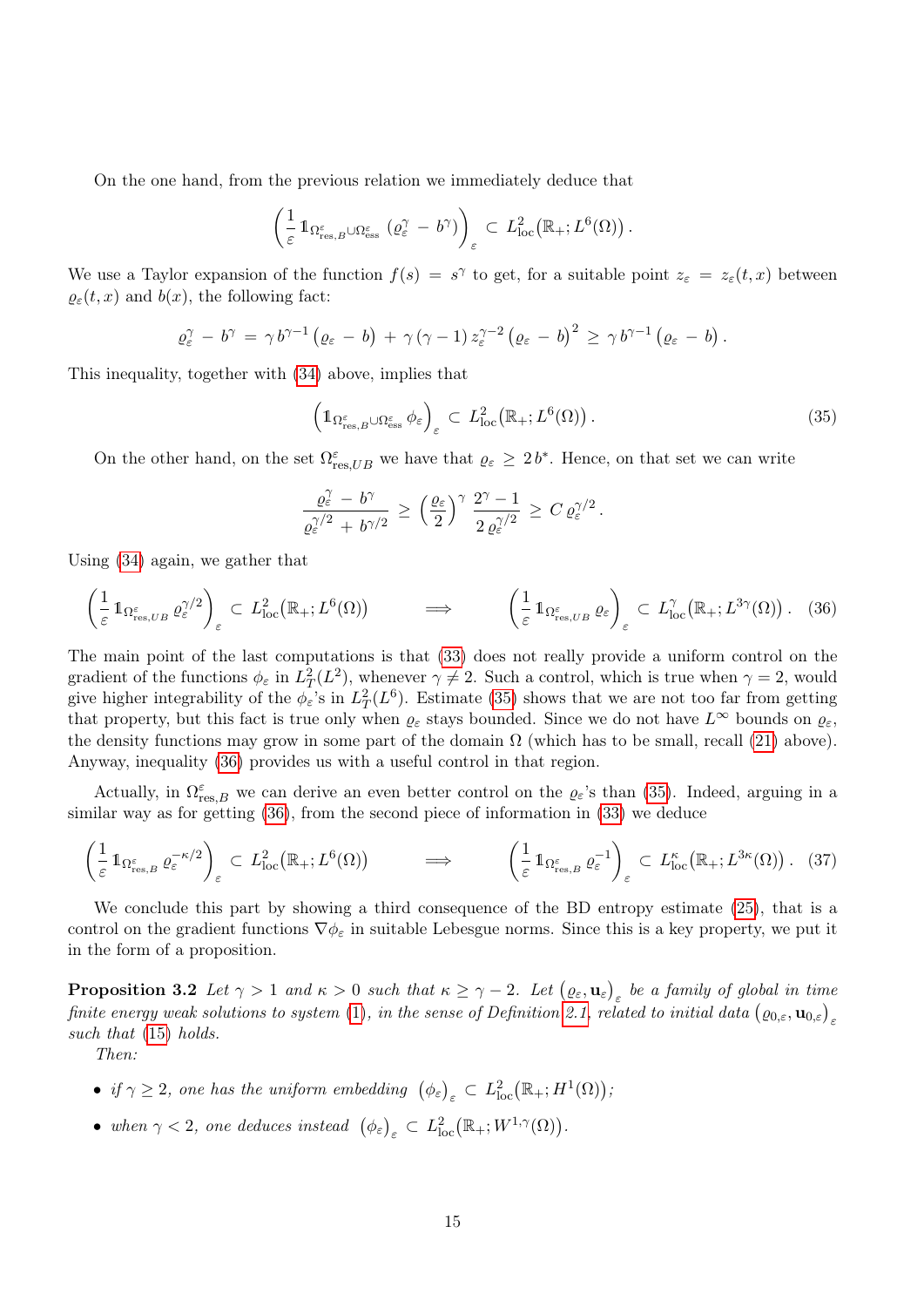On the one hand, from the previous relation we immediately deduce that

$$
\left(\frac{1}{\varepsilon}\,\mathbb{1}_{\Omega^\varepsilon_{{\rm res},B}\cup\Omega^\varepsilon_{\rm ess}}\,\left(\varrho_\varepsilon^\gamma\,-\,b^\gamma\right)\right)_\varepsilon\,\subset\,L^2_{\rm loc}\big(\mathbb{R}_+;L^6(\Omega)\big)\,.
$$

We use a Taylor expansion of the function $f(s)\,=\,s^\gamma$ to get, for a suitable point $z_\varepsilon\,=\,z_\varepsilon(t,x)$ between $\varrho_\varepsilon(t,x)$ and $b(x)$, the following fact:

$$
\varrho_\varepsilon^\gamma\,-\,b^\gamma\,=\,\gamma\,b^{\gamma-1}\left(\varrho_\varepsilon\,-\,b\right)\,+\,\gamma\,(\gamma-1)\,z_\varepsilon^{\gamma-2}\left(\varrho_\varepsilon\,-\,b\right)^2\,\geq\,\gamma\,b^{\gamma-1}\left(\varrho_\varepsilon\,-\,b\right).
$$

This inequality, together with (34) above, implies that

$$
\left(\mathbb{1}_{\Omega^\varepsilon_{{\rm res},B}\cup\Omega^\varepsilon_{\rm ess}}\,\phi_\varepsilon\right)_\varepsilon\,\subset\,L^2_{\rm loc}\big(\mathbb{R}_+;L^6(\Omega)\big)\,. \tag{35}
$$

On the other hand, on the set $\Omega^\varepsilon_{{\rm res},UB}$ we have that $\varrho_\varepsilon\,\geq\,2\,b^*$. Hence, on that set we can write

$$
\frac{\varrho_\varepsilon^\gamma\,-\,b^\gamma}{\varrho_\varepsilon^{\gamma/2}\,+\,b^{\gamma/2}}\,\geq\,\left(\frac{\varrho_\varepsilon}{2}\right)^\gamma\,\frac{2^\gamma-1}{2\,\varrho_\varepsilon^{\gamma/2}}\,\geq\,C\,\varrho_\varepsilon^{\gamma/2}\,.
$$

Using (34) again, we gather that

$$
\left(\frac{1}{\varepsilon}\,\mathbb{1}_{\Omega^\varepsilon_{{\rm res},UB}}\,\varrho_\varepsilon^{\gamma/2}\right)_\varepsilon\,\subset\,L^2_{\rm loc}\big(\mathbb{R}_+;L^6(\Omega)\big)\qquad\Longrightarrow\qquad\left(\frac{1}{\varepsilon}\,\mathbb{1}_{\Omega^\varepsilon_{{\rm res},UB}}\,\varrho_\varepsilon\right)_\varepsilon\,\subset\,L^\gamma_{\rm loc}\big(\mathbb{R}_+;L^{3\gamma}(\Omega)\big)\,. \tag{36}
$$

The main point of the last computations is that (33) does not really provide a uniform control on the gradient of the functions $\phi_\varepsilon$ in $L^2_T(L^2)$, whenever $\gamma\neq2$. Such a control, which is true when $\gamma=2$, would give higher integrability of the $\phi_\varepsilon$'s in $L^2_T(L^6)$. Estimate (35) shows that we are not too far from getting that property, but this fact is true only when $\varrho_\varepsilon$ stays bounded. Since we do not have $L^\infty$ bounds on $\varrho_\varepsilon$, the density functions may grow in some part of the domain $\Omega$ (which has to be small, recall (21) above). Anyway, inequality (36) provides us with a useful control in that region.

Actually, in $\Omega^\varepsilon_{{\rm res},B}$ we can derive an even better control on the $\varrho_\varepsilon$'s than (35). Indeed, arguing in a similar way as for getting (36), from the second piece of information in (33) we deduce

$$
\left(\frac{1}{\varepsilon}\,\mathbb{1}_{\Omega^\varepsilon_{{\rm res},B}}\,\varrho_\varepsilon^{-\kappa/2}\right)_\varepsilon\,\subset\,L^2_{\rm loc}\big(\mathbb{R}_+;L^6(\Omega)\big)\qquad\Longrightarrow\qquad\left(\frac{1}{\varepsilon}\,\mathbb{1}_{\Omega^\varepsilon_{{\rm res},B}}\,\varrho_\varepsilon^{-1}\right)_\varepsilon\,\subset\,L^\kappa_{\rm loc}\big(\mathbb{R}_+;L^{3\kappa}(\Omega)\big)\,. \tag{37}
$$

We conclude this part by showing a third consequence of the BD entropy estimate (25), that is a control on the gradient functions $\nabla\phi_\varepsilon$ in suitable Lebesgue norms. Since this is a key property, we put it in the form of a proposition.

**Proposition 3.2** *Let $\gamma>1$ and $\kappa>0$ such that $\kappa\geq\gamma-2$. Let $\big(\varrho_\varepsilon,\mathbf{u}_\varepsilon\big)_\varepsilon$ be a family of global in time finite energy weak solutions to system (1), in the sense of Definition 2.1, related to initial data $\big(\varrho_{0,\varepsilon},\mathbf{u}_{0,\varepsilon}\big)_\varepsilon$ such that (15) holds.*

*Then:*

- *if $\gamma\geq2$, one has the uniform embedding $\big(\phi_\varepsilon\big)_\varepsilon\,\subset\,L^2_{\rm loc}\big(\mathbb{R}_+;H^1(\Omega)\big)$;*
- *when $\gamma<2$, one deduces instead $\big(\phi_\varepsilon\big)_\varepsilon\,\subset\,L^2_{\rm loc}\big(\mathbb{R}_+;W^{1,\gamma}(\Omega)\big)$.*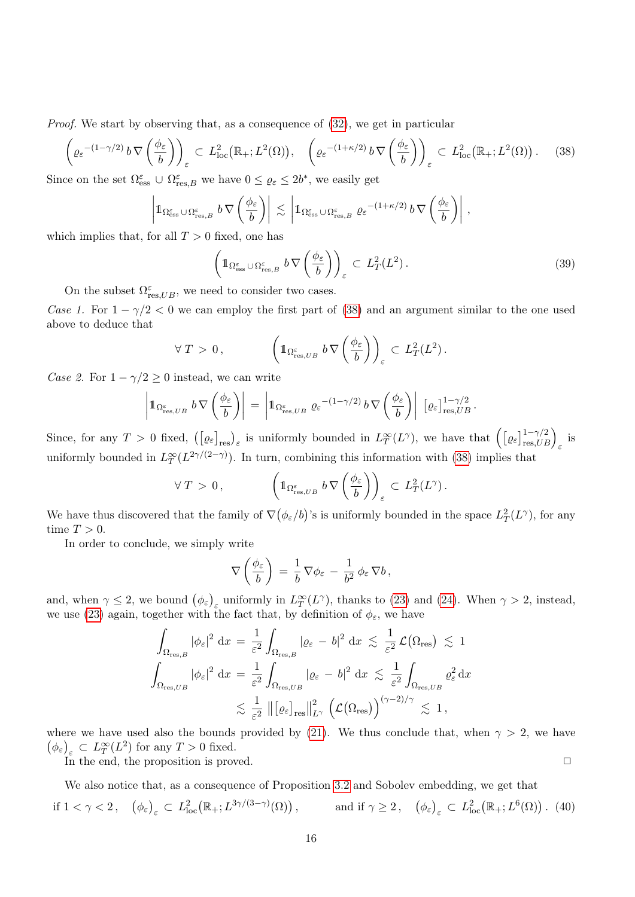*Proof.* We start by observing that, as a consequence of (32), we get in particular

$$
\left({\varrho_\varepsilon}^{-(1-\gamma/2)}\, b\, \nabla\left(\frac{\phi_\varepsilon}{b}\right)\right)_\varepsilon \subset L^2_{\rm loc}\big(\mathbb{R}_+; L^2(\Omega)\big)\,, \quad \left({\varrho_\varepsilon}^{-(1+\kappa/2)}\, b\, \nabla\left(\frac{\phi_\varepsilon}{b}\right)\right)_\varepsilon \subset L^2_{\rm loc}\big(\mathbb{R}_+; L^2(\Omega)\big)\,. \tag{38}
$$

Since on the set $\Omega^\varepsilon_{\rm ess} \cup \Omega^\varepsilon_{{\rm res},B}$ we have $0 \leq \varrho_\varepsilon \leq 2b^*$, we easily get

$$
\left|\mathbb{1}_{\Omega^\varepsilon_{\rm ess} \cup \Omega^\varepsilon_{{\rm res},B}}\, b\, \nabla\left(\frac{\phi_\varepsilon}{b}\right)\right| \,\lesssim\, \left|\mathbb{1}_{\Omega^\varepsilon_{\rm ess} \cup \Omega^\varepsilon_{{\rm res},B}}\, {\varrho_\varepsilon}^{-(1+\kappa/2)}\, b\, \nabla\left(\frac{\phi_\varepsilon}{b}\right)\right|\,,
$$

which implies that, for all $T > 0$ fixed, one has

$$
\left(\mathbb{1}_{\Omega^\varepsilon_{\rm ess} \cup \Omega^\varepsilon_{{\rm res},B}}\, b\, \nabla\left(\frac{\phi_\varepsilon}{b}\right)\right)_\varepsilon \subset L^2_T(L^2)\,. \tag{39}
$$

On the subset $\Omega^\varepsilon_{{\rm res},UB}$, we need to consider two cases.

*Case 1.* For $1 - \gamma/2 < 0$ we can employ the first part of (38) and an argument similar to the one used above to deduce that

$$
\forall\, T \,>\, 0\,, \qquad \left(\mathbb{1}_{\Omega^\varepsilon_{{\rm res},UB}}\, b\, \nabla\left(\frac{\phi_\varepsilon}{b}\right)\right)_\varepsilon \subset L^2_T(L^2)\,.
$$

*Case 2.* For $1 - \gamma/2 \geq 0$ instead, we can write

$$
\left|\mathbb{1}_{\Omega^\varepsilon_{{\rm res},UB}}\, b\, \nabla\left(\frac{\phi_\varepsilon}{b}\right)\right| \,=\, \left|\mathbb{1}_{\Omega^\varepsilon_{{\rm res},UB}}\, {\varrho_\varepsilon}^{-(1-\gamma/2)}\, b\, \nabla\left(\frac{\phi_\varepsilon}{b}\right)\right|\, \big[\varrho_\varepsilon\big]^{1-\gamma/2}_{{\rm res},UB}\,.
$$

Since, for any $T > 0$ fixed, $\big(\big[\varrho_\varepsilon\big]_{\rm res}\big)_\varepsilon$ is uniformly bounded in $L^\infty_T(L^\gamma)$, we have that $\left(\big[\varrho_\varepsilon\big]^{1-\gamma/2}_{{\rm res},UB}\right)_\varepsilon$ is uniformly bounded in $L^\infty_T(L^{2\gamma/(2-\gamma)})$. In turn, combining this information with (38) implies that

$$
\forall\, T \,>\, 0\,, \qquad \left(\mathbb{1}_{\Omega^\varepsilon_{{\rm res},UB}}\, b\, \nabla\left(\frac{\phi_\varepsilon}{b}\right)\right)_\varepsilon \subset L^2_T(L^\gamma)\,.
$$

We have thus discovered that the family of $\nabla\big(\phi_\varepsilon/b\big)$'s is uniformly bounded in the space $L^2_T(L^\gamma)$, for any time $T > 0$.

In order to conclude, we simply write

$$
\nabla\left(\frac{\phi_\varepsilon}{b}\right) \,=\, \frac{1}{b}\, \nabla\phi_\varepsilon \,-\, \frac{1}{b^2}\, \phi_\varepsilon\, \nabla b\,,
$$

and, when $\gamma \leq 2$, we bound $\big(\phi_\varepsilon\big)_\varepsilon$ uniformly in $L^\infty_T(L^\gamma)$, thanks to (23) and (24). When $\gamma > 2$, instead, we use (23) again, together with the fact that, by definition of $\phi_\varepsilon$, we have

$$
\begin{aligned}
\int_{\Omega_{{\rm res},B}} |\phi_\varepsilon|^2 \,{\rm d}x \,&=\, \frac{1}{\varepsilon^2} \int_{\Omega_{{\rm res},B}} |\varrho_\varepsilon \,-\, b|^2 \,{\rm d}x \,\lesssim\, \frac{1}{\varepsilon^2}\, \mathcal{L}(\Omega_{\rm res}) \,\lesssim\, 1 \\
\int_{\Omega_{{\rm res},UB}} |\phi_\varepsilon|^2 \,{\rm d}x \,&=\, \frac{1}{\varepsilon^2} \int_{\Omega_{{\rm res},UB}} |\varrho_\varepsilon \,-\, b|^2 \,{\rm d}x \,\lesssim\, \frac{1}{\varepsilon^2} \int_{\Omega_{{\rm res},UB}} \varrho_\varepsilon^2 \,{\rm d}x \\
&\lesssim\, \frac{1}{\varepsilon^2}\, \left\|\big[\varrho_\varepsilon\big]_{\rm res}\right\|^2_{L^\gamma}\, \Big(\mathcal{L}(\Omega_{\rm res})\Big)^{(\gamma-2)/\gamma} \,\lesssim\, 1\,,
\end{aligned}
$$

where we have used also the bounds provided by (21). We thus conclude that, when $\gamma > 2$, we have $\big(\phi_\varepsilon\big)_\varepsilon \subset L^\infty_T(L^2)$ for any $T > 0$ fixed.

In the end, the proposition is proved. $\square$

We also notice that, as a consequence of Proposition 3.2 and Sobolev embedding, we get that

$$
\text{if } 1 < \gamma < 2\,, \quad \big(\phi_\varepsilon\big)_\varepsilon \subset L^2_{\rm loc}\big(\mathbb{R}_+; L^{3\gamma/(3-\gamma)}(\Omega)\big)\,, \qquad \text{and if } \gamma \geq 2\,, \quad \big(\phi_\varepsilon\big)_\varepsilon \subset L^2_{\rm loc}\big(\mathbb{R}_+; L^6(\Omega)\big)\,. \tag{40}
$$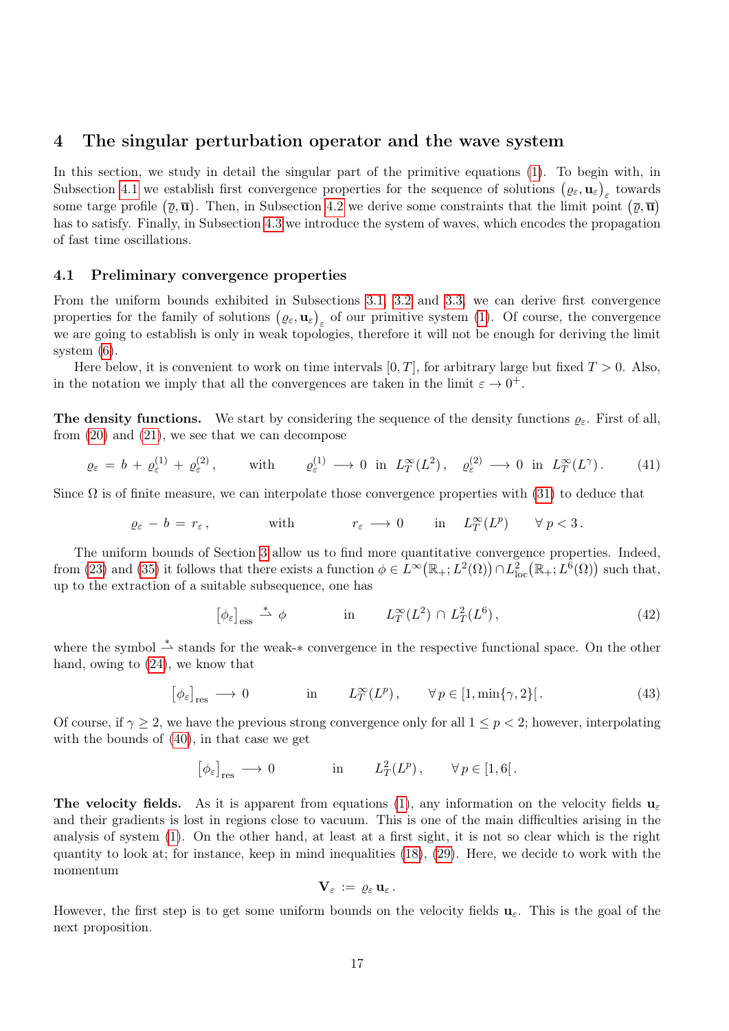## 4 The singular perturbation operator and the wave system

In this section, we study in detail the singular part of the primitive equations (1). To begin with, in Subsection 4.1 we establish first convergence properties for the sequence of solutions $\big(\varrho_\varepsilon, \mathbf{u}_\varepsilon\big)_\varepsilon$ towards some targe profile $\big(\overline{\varrho}, \overline{\mathbf{u}}\big)$. Then, in Subsection 4.2 we derive some constraints that the limit point $\big(\overline{\varrho}, \overline{\mathbf{u}}\big)$ has to satisfy. Finally, in Subsection 4.3 we introduce the system of waves, which encodes the propagation of fast time oscillations.

### 4.1 Preliminary convergence properties

From the uniform bounds exhibited in Subsections 3.1, 3.2 and 3.3, we can derive first convergence properties for the family of solutions $\big(\varrho_\varepsilon, \mathbf{u}_\varepsilon\big)_\varepsilon$ of our primitive system (1). Of course, the convergence we are going to establish is only in weak topologies, therefore it will not be enough for deriving the limit system (6).

Here below, it is convenient to work on time intervals $[0,T]$, for arbitrary large but fixed $T>0$. Also, in the notation we imply that all the convergences are taken in the limit $\varepsilon \to 0^+$.

**The density functions.** We start by considering the sequence of the density functions $\varrho_\varepsilon$. First of all, from (20) and (21), we see that we can decompose

$$
\varrho_\varepsilon \,=\, b \,+\, \varrho^{(1)}_\varepsilon \,+\, \varrho^{(2)}_\varepsilon\,, \qquad \text{with} \qquad \varrho^{(1)}_\varepsilon \,\longrightarrow\, 0 \;\text{ in }\; L^\infty_T(L^2)\,, \quad \varrho^{(2)}_\varepsilon \,\longrightarrow\, 0 \;\text{ in }\; L^\infty_T(L^\gamma)\,. \tag{41}
$$

Since $\Omega$ is of finite measure, we can interpolate those convergence properties with (31) to deduce that

$$
\varrho_\varepsilon \,-\, b \,=\, r_\varepsilon\,, \qquad \text{with} \qquad r_\varepsilon \,\longrightarrow\, 0 \qquad \text{in} \qquad L^\infty_T(L^p) \qquad \forall\, p<3\,.
$$

The uniform bounds of Section 3 allow us to find more quantitative convergence properties. Indeed, from (23) and (35) it follows that there exists a function $\phi \in L^\infty\big(\mathbb{R}_+;L^2(\Omega)\big)\cap L^2_{\rm loc}\big(\mathbb{R}_+;L^6(\Omega)\big)$ such that, up to the extraction of a suitable subsequence, one has

$$
\big[\phi_\varepsilon\big]_{\rm ess} \,\stackrel{*}{\rightharpoonup}\, \phi \qquad\qquad \text{in} \qquad L^\infty_T(L^2)\,\cap\, L^2_T(L^6)\,, \tag{42}
$$

where the symbol $\stackrel{*}{\rightharpoonup}$ stands for the weak-$*$ convergence in the respective functional space. On the other hand, owing to (24), we know that

$$
\big[\phi_\varepsilon\big]_{\rm res} \,\longrightarrow\, 0 \qquad\qquad \text{in} \qquad L^\infty_T(L^p)\,, \qquad \forall\, p\in [1,\min\{\gamma,2\}[\,. \tag{43}
$$

Of course, if $\gamma \geq 2$, we have the previous strong convergence only for all $1\leq p<2$; however, interpolating with the bounds of (40), in that case we get

$$
\big[\phi_\varepsilon\big]_{\rm res} \,\longrightarrow\, 0 \qquad\qquad \text{in} \qquad L^2_T(L^p)\,, \qquad \forall\, p\in [1,6[\,.
$$

**The velocity fields.** As it is apparent from equations (1), any information on the velocity fields $\mathbf{u}_\varepsilon$ and their gradients is lost in regions close to vacuum. This is one of the main difficulties arising in the analysis of system (1). On the other hand, at least at a first sight, it is not so clear which is the right quantity to look at; for instance, keep in mind inequalities (18), (29). Here, we decide to work with the momentum

$$
\mathbf{V}_\varepsilon \,:=\, \varrho_\varepsilon\, \mathbf{u}_\varepsilon\,.
$$

However, the first step is to get some uniform bounds on the velocity fields $\mathbf{u}_\varepsilon$. This is the goal of the next proposition.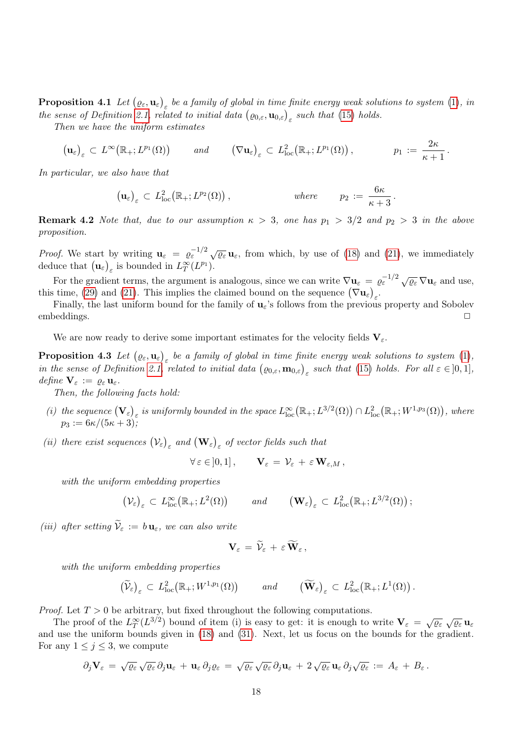**Proposition 4.1** *Let $\big(\varrho_\varepsilon, \mathbf{u}_\varepsilon\big)_\varepsilon$ be a family of global in time finite energy weak solutions to system (1), in the sense of Definition 2.1, related to initial data $\big(\varrho_{0,\varepsilon}, \mathbf{u}_{0,\varepsilon}\big)_\varepsilon$ such that (15) holds.*

*Then we have the uniform estimates*

$$
\big(\mathbf{u}_\varepsilon\big)_\varepsilon \subset L^\infty\big(\mathbb{R}_+; L^{p_1}(\Omega)\big) \qquad \text{and} \qquad \big(\nabla \mathbf{u}_\varepsilon\big)_\varepsilon \subset L^2_{\rm loc}\big(\mathbb{R}_+; L^{p_1}(\Omega)\big)\,, \qquad\qquad p_1 := \frac{2\kappa}{\kappa+1}\,.
$$

*In particular, we also have that*

$$
\big(\mathbf{u}_\varepsilon\big)_\varepsilon \subset L^2_{\rm loc}\big(\mathbb{R}_+; L^{p_2}(\Omega)\big)\,, \qquad\qquad \text{where} \qquad p_2 := \frac{6\kappa}{\kappa+3}\,.
$$

**Remark 4.2** *Note that, due to our assumption $\kappa > 3$, one has $p_1 > 3/2$ and $p_2 > 3$ in the above proposition.*

*Proof.* We start by writing $\mathbf{u}_\varepsilon = \varrho_\varepsilon^{-1/2}\sqrt{\varrho_\varepsilon}\,\mathbf{u}_\varepsilon$, from which, by use of (18) and (21), we immediately deduce that $\big(\mathbf{u}_\varepsilon\big)_\varepsilon$ is bounded in $L^\infty_T(L^{p_1})$.

For the gradient terms, the argument is analogous, since we can write $\nabla\mathbf{u}_\varepsilon = \varrho_\varepsilon^{-1/2}\sqrt{\varrho_\varepsilon}\,\nabla\mathbf{u}_\varepsilon$ and use, this time, (29) and (21). This implies the claimed bound on the sequence $\big(\nabla\mathbf{u}_\varepsilon\big)_\varepsilon$.

Finally, the last uniform bound for the family of $\mathbf{u}_\varepsilon$'s follows from the previous property and Sobolev embeddings. $\square$

We are now ready to derive some important estimates for the velocity fields $\mathbf{V}_\varepsilon$.

**Proposition 4.3** *Let $\big(\varrho_\varepsilon, \mathbf{u}_\varepsilon\big)_\varepsilon$ be a family of global in time finite energy weak solutions to system (1), in the sense of Definition 2.1, related to initial data $\big(\varrho_{0,\varepsilon}, \mathbf{m}_{0,\varepsilon}\big)_\varepsilon$ such that (15) holds. For all $\varepsilon\in\,]0,1]$, define $\mathbf{V}_\varepsilon := \varrho_\varepsilon\,\mathbf{u}_\varepsilon$.*

*Then, the following facts hold:*

*(i) the sequence $\big(\mathbf{V}_\varepsilon\big)_\varepsilon$ is uniformly bounded in the space $L^\infty_{\rm loc}\big(\mathbb{R}_+; L^{3/2}(\Omega)\big) \cap L^2_{\rm loc}\big(\mathbb{R}_+; W^{1,p_3}(\Omega)\big)$, where $p_3 := 6\kappa/(5\kappa+3)$;*

*(ii) there exist sequences $\big(\mathcal{V}_\varepsilon\big)_\varepsilon$ and $\big(\mathbf{W}_\varepsilon\big)_\varepsilon$ of vector fields such that*

$$
\forall\,\varepsilon\in\,]0,1]\,, \qquad \mathbf{V}_\varepsilon = \mathcal{V}_\varepsilon + \varepsilon\,\mathbf{W}_{\varepsilon,M}\,,
$$

*with the uniform embedding properties*

$$
\big(\mathcal{V}_\varepsilon\big)_\varepsilon \subset L^\infty_{\rm loc}\big(\mathbb{R}_+; L^2(\Omega)\big) \qquad \text{and} \qquad \big(\mathbf{W}_\varepsilon\big)_\varepsilon \subset L^2_{\rm loc}\big(\mathbb{R}_+; L^{3/2}(\Omega)\big)\,;
$$

*(iii) after setting $\widetilde{\mathcal{V}}_\varepsilon := b\,\mathbf{u}_\varepsilon$, we can also write*

$$
\mathbf{V}_\varepsilon = \widetilde{\mathcal{V}}_\varepsilon + \varepsilon\,\widetilde{\mathbf{W}}_\varepsilon\,,
$$

*with the uniform embedding properties*

$$
\big(\widetilde{\mathcal{V}}_\varepsilon\big)_\varepsilon \subset L^2_{\rm loc}\big(\mathbb{R}_+; W^{1,p_1}(\Omega)\big) \qquad \text{and} \qquad \big(\widetilde{\mathbf{W}}_\varepsilon\big)_\varepsilon \subset L^2_{\rm loc}\big(\mathbb{R}_+; L^1(\Omega)\big)\,.
$$

*Proof.* Let $T>0$ be arbitrary, but fixed throughout the following computations.

The proof of the $L^\infty_T(L^{3/2})$ bound of item (i) is easy to get: it is enough to write $\mathbf{V}_\varepsilon = \sqrt{\varrho_\varepsilon}\,\sqrt{\varrho_\varepsilon}\,\mathbf{u}_\varepsilon$ and use the uniform bounds given in (18) and (31). Next, let us focus on the bounds for the gradient. For any $1\le j\le 3$, we compute

$$
\partial_j\mathbf{V}_\varepsilon = \sqrt{\varrho_\varepsilon}\,\sqrt{\varrho_\varepsilon}\,\partial_j\mathbf{u}_\varepsilon + \mathbf{u}_\varepsilon\,\partial_j\varrho_\varepsilon = \sqrt{\varrho_\varepsilon}\,\sqrt{\varrho_\varepsilon}\,\partial_j\mathbf{u}_\varepsilon + 2\,\sqrt{\varrho_\varepsilon}\,\mathbf{u}_\varepsilon\,\partial_j\sqrt{\varrho_\varepsilon} := A_\varepsilon + B_\varepsilon\,.
$$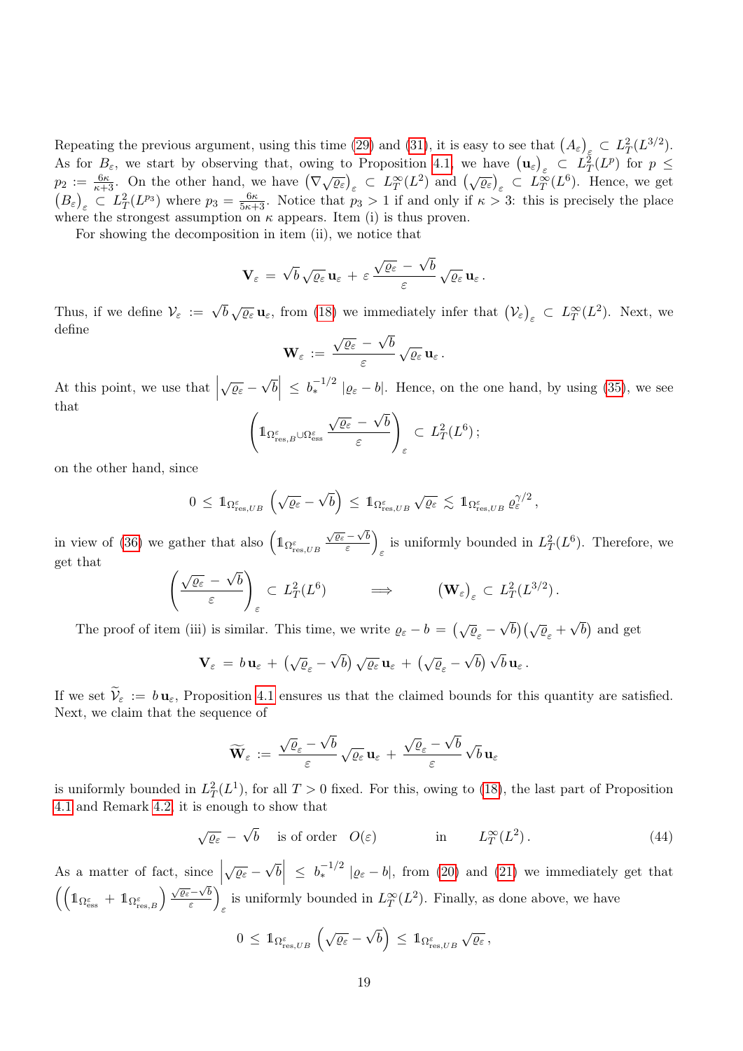Repeating the previous argument, using this time (29) and (31), it is easy to see that $\left(A_\varepsilon\right)_\varepsilon \subset L^2_T(L^{3/2})$. As for $B_\varepsilon$, we start by observing that, owing to Proposition 4.1, we have $\left(\mathbf{u}_\varepsilon\right)_\varepsilon \subset L^2_T(L^p)$ for $p \leq p_2 := \frac{6\kappa}{\kappa+3}$. On the other hand, we have $\left(\nabla\sqrt{\varrho_\varepsilon}\right)_\varepsilon \subset L^\infty_T(L^2)$ and $\left(\sqrt{\varrho_\varepsilon}\right)_\varepsilon \subset L^\infty_T(L^6)$. Hence, we get $\left(B_\varepsilon\right)_\varepsilon \subset L^2_T(L^{p_3})$ where $p_3 = \frac{6\kappa}{5\kappa+3}$. Notice that $p_3 > 1$ if and only if $\kappa > 3$: this is precisely the place where the strongest assumption on $\kappa$ appears. Item (i) is thus proven.

For showing the decomposition in item (ii), we notice that

$$\mathbf{V}_\varepsilon \,=\, \sqrt{b}\,\sqrt{\varrho_\varepsilon}\,\mathbf{u}_\varepsilon \,+\, \varepsilon\,\frac{\sqrt{\varrho_\varepsilon}\,-\,\sqrt{b}}{\varepsilon}\,\sqrt{\varrho_\varepsilon}\,\mathbf{u}_\varepsilon\,.$$

Thus, if we define $\mathcal{V}_\varepsilon \,:=\, \sqrt{b}\,\sqrt{\varrho_\varepsilon}\,\mathbf{u}_\varepsilon$, from (18) we immediately infer that $\left(\mathcal{V}_\varepsilon\right)_\varepsilon \subset L^\infty_T(L^2)$. Next, we define

$$\mathbf{W}_\varepsilon \,:=\, \frac{\sqrt{\varrho_\varepsilon}\,-\,\sqrt{b}}{\varepsilon}\,\sqrt{\varrho_\varepsilon}\,\mathbf{u}_\varepsilon\,.$$

At this point, we use that $\left|\sqrt{\varrho_\varepsilon}-\sqrt{b}\right| \,\leq\, b_*^{-1/2}\,\left|\varrho_\varepsilon - b\right|$. Hence, on the one hand, by using (35), we see that

$$\left(\mathbb{1}_{\Omega^\varepsilon_{\mathrm{res},B}\cup\Omega^\varepsilon_{\mathrm{ess}}}\,\frac{\sqrt{\varrho_\varepsilon}\,-\,\sqrt{b}}{\varepsilon}\right)_\varepsilon \,\subset\, L^2_T(L^6)\,;$$

on the other hand, since

$$0\,\leq\,\mathbb{1}_{\Omega^\varepsilon_{\mathrm{res},UB}}\,\left(\sqrt{\varrho_\varepsilon}-\sqrt{b}\right)\,\leq\,\mathbb{1}_{\Omega^\varepsilon_{\mathrm{res},UB}}\,\sqrt{\varrho_\varepsilon}\,\lesssim\,\mathbb{1}_{\Omega^\varepsilon_{\mathrm{res},UB}}\,\varrho_\varepsilon^{\gamma/2}\,,$$

in view of (36) we gather that also $\left(\mathbb{1}_{\Omega^\varepsilon_{\mathrm{res},UB}}\,\frac{\sqrt{\varrho_\varepsilon}-\sqrt{b}}{\varepsilon}\right)_\varepsilon$ is uniformly bounded in $L^2_T(L^6)$. Therefore, we get that

$$\left(\frac{\sqrt{\varrho_\varepsilon}\,-\,\sqrt{b}}{\varepsilon}\right)_\varepsilon \,\subset\, L^2_T(L^6) \qquad\Longrightarrow\qquad \left(\mathbf{W}_\varepsilon\right)_\varepsilon \,\subset\, L^2_T(L^{3/2})\,.$$

The proof of item (iii) is similar. This time, we write $\varrho_\varepsilon - b \,=\, \left(\sqrt{\varrho_\varepsilon}-\sqrt{b}\right)\left(\sqrt{\varrho_\varepsilon}+\sqrt{b}\right)$ and get

$$\mathbf{V}_\varepsilon \,=\, b\,\mathbf{u}_\varepsilon \,+\, \left(\sqrt{\varrho_\varepsilon}-\sqrt{b}\right)\sqrt{\varrho_\varepsilon}\,\mathbf{u}_\varepsilon \,+\, \left(\sqrt{\varrho_\varepsilon}-\sqrt{b}\right)\sqrt{b}\,\mathbf{u}_\varepsilon\,.$$

If we set $\widetilde{\mathcal{V}}_\varepsilon \,:=\, b\,\mathbf{u}_\varepsilon$, Proposition 4.1 ensures us that the claimed bounds for this quantity are satisfied. Next, we claim that the sequence of

$$\widetilde{\mathbf{W}}_\varepsilon \,:=\, \frac{\sqrt{\varrho_\varepsilon}-\sqrt{b}}{\varepsilon}\,\sqrt{\varrho_\varepsilon}\,\mathbf{u}_\varepsilon \,+\, \frac{\sqrt{\varrho_\varepsilon}-\sqrt{b}}{\varepsilon}\,\sqrt{b}\,\mathbf{u}_\varepsilon$$

is uniformly bounded in $L^2_T(L^1)$, for all $T>0$ fixed. For this, owing to (18), the last part of Proposition 4.1 and Remark 4.2, it is enough to show that

$$\sqrt{\varrho_\varepsilon}\,-\,\sqrt{b} \quad \text{is of order} \quad O(\varepsilon) \qquad\quad \text{in} \qquad L^\infty_T(L^2)\,. \tag{44}$$

As a matter of fact, since $\left|\sqrt{\varrho_\varepsilon}-\sqrt{b}\right| \,\leq\, b_*^{-1/2}\,\left|\varrho_\varepsilon - b\right|$, from (20) and (21) we immediately get that $\left(\left(\mathbb{1}_{\Omega^\varepsilon_{\mathrm{ess}}}\,+\,\mathbb{1}_{\Omega^\varepsilon_{\mathrm{res},B}}\right)\frac{\sqrt{\varrho_\varepsilon}-\sqrt{b}}{\varepsilon}\right)_\varepsilon$ is uniformly bounded in $L^\infty_T(L^2)$. Finally, as done above, we have

$$0\,\leq\,\mathbb{1}_{\Omega^\varepsilon_{\mathrm{res},UB}}\,\left(\sqrt{\varrho_\varepsilon}-\sqrt{b}\right)\,\leq\,\mathbb{1}_{\Omega^\varepsilon_{\mathrm{res},UB}}\,\sqrt{\varrho_\varepsilon}\,,$$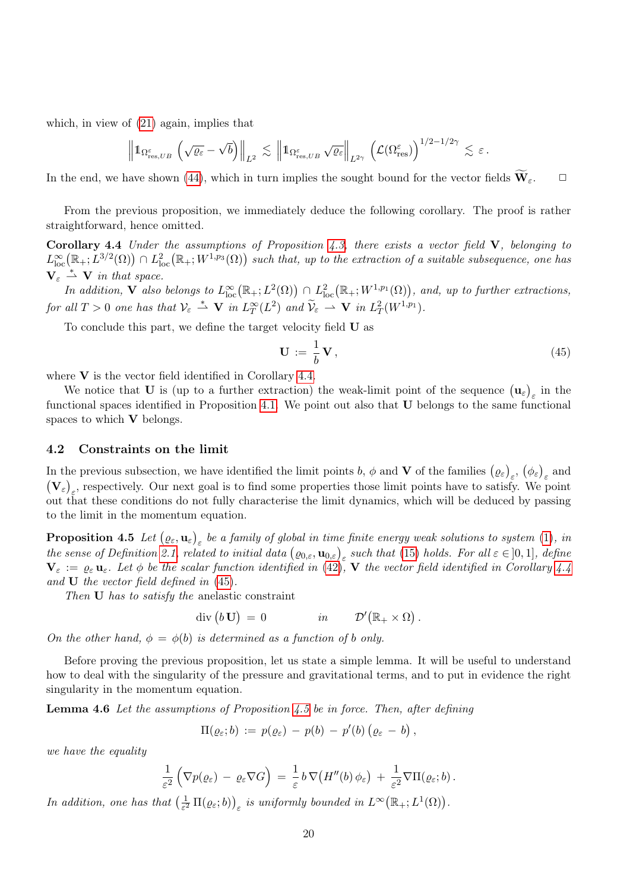which, in view of (21) again, implies that

$$
\left\| \mathbb{1}_{\Omega^\varepsilon_{\mathrm{res},UB}} \left( \sqrt{\varrho_\varepsilon} - \sqrt{b} \right) \right\|_{L^2} \lesssim \left\| \mathbb{1}_{\Omega^\varepsilon_{\mathrm{res},UB}} \sqrt{\varrho_\varepsilon} \right\|_{L^{2\gamma}} \left( \mathcal{L}(\Omega^\varepsilon_{\mathrm{res}}) \right)^{1/2 - 1/2\gamma} \lesssim \varepsilon \, .
$$

In the end, we have shown (44), which in turn implies the sought bound for the vector fields $\widetilde{\mathbf{W}}_\varepsilon$. $\square$

From the previous proposition, we immediately deduce the following corollary. The proof is rather straightforward, hence omitted.

**Corollary 4.4** *Under the assumptions of Proposition 4.3, there exists a vector field* $\mathbf{V}$*, belonging to* $L^\infty_{\mathrm{loc}}\big(\mathbb{R}_+; L^{3/2}(\Omega)\big) \cap L^2_{\mathrm{loc}}\big(\mathbb{R}_+; W^{1,p_3}(\Omega)\big)$ *such that, up to the extraction of a suitable subsequence, one has* $\mathbf{V}_\varepsilon \overset{*}{\rightharpoonup} \mathbf{V}$ *in that space.*

*In addition,* $\mathbf{V}$ *also belongs to* $L^\infty_{\mathrm{loc}}\big(\mathbb{R}_+; L^2(\Omega)\big) \cap L^2_{\mathrm{loc}}\big(\mathbb{R}_+; W^{1,p_1}(\Omega)\big)$*, and, up to further extractions, for all* $T > 0$ *one has that* $\mathcal{V}_\varepsilon \overset{*}{\rightharpoonup} \mathbf{V}$ *in* $L^\infty_T(L^2)$ *and* $\widetilde{\mathcal{V}}_\varepsilon \rightharpoonup \mathbf{V}$ *in* $L^2_T(W^{1,p_1})$*.*

To conclude this part, we define the target velocity field $\mathbf{U}$ as

$$
\mathbf{U} \, := \, \frac{1}{b} \, \mathbf{V} \, , \tag{45}
$$

where $\mathbf{V}$ is the vector field identified in Corollary 4.4.

We notice that $\mathbf{U}$ is (up to a further extraction) the weak-limit point of the sequence $\big(\mathbf{u}_\varepsilon\big)_\varepsilon$ in the functional spaces identified in Proposition 4.1. We point out also that $\mathbf{U}$ belongs to the same functional spaces to which $\mathbf{V}$ belongs.

### 4.2 Constraints on the limit

In the previous subsection, we have identified the limit points $b$, $\phi$ and $\mathbf{V}$ of the families $\big(\varrho_\varepsilon\big)_\varepsilon$, $\big(\phi_\varepsilon\big)_\varepsilon$ and $\big(\mathbf{V}_\varepsilon\big)_\varepsilon$, respectively. Our next goal is to find some properties those limit points have to satisfy. We point out that these conditions do not fully characterise the limit dynamics, which will be deduced by passing to the limit in the momentum equation.

**Proposition 4.5** *Let* $\big(\varrho_\varepsilon, \mathbf{u}_\varepsilon\big)_\varepsilon$ *be a family of global in time finite energy weak solutions to system (1), in the sense of Definition 2.1, related to initial data* $\big(\varrho_{0,\varepsilon}, \mathbf{u}_{0,\varepsilon}\big)_\varepsilon$ *such that (15) holds. For all* $\varepsilon \in \,]0,1]$*, define* $\mathbf{V}_\varepsilon := \varrho_\varepsilon \, \mathbf{u}_\varepsilon$*. Let* $\phi$ *be the scalar function identified in (42),* $\mathbf{V}$ *the vector field identified in Corollary 4.4 and* $\mathbf{U}$ *the vector field defined in (45).*

*Then* $\mathbf{U}$ *has to satisfy the* anelastic constraint

$$
\mathrm{div}\,\big(b\,\mathbf{U}\big) \, = \, 0 \qquad\qquad \text{in} \qquad \mathcal{D}'\big(\mathbb{R}_+ \times \Omega\big) \, .
$$

*On the other hand,* $\phi = \phi(b)$ *is determined as a function of* $b$ *only.*

Before proving the previous proposition, let us state a simple lemma. It will be useful to understand how to deal with the singularity of the pressure and gravitational terms, and to put in evidence the right singularity in the momentum equation.

**Lemma 4.6** *Let the assumptions of Proposition 4.5 be in force. Then, after defining*

$$
\Pi(\varrho_\varepsilon; b) \, := \, p(\varrho_\varepsilon) \, - \, p(b) \, - \, p'(b) \left( \varrho_\varepsilon \, - \, b \right) ,
$$

*we have the equality*

$$
\frac{1}{\varepsilon^2} \Big( \nabla p(\varrho_\varepsilon) \, - \, \varrho_\varepsilon \nabla G \Big) \, = \, \frac{1}{\varepsilon} \, b \, \nabla\big(H''(b) \, \phi_\varepsilon\big) \, + \, \frac{1}{\varepsilon^2} \nabla \Pi(\varrho_\varepsilon; b) \, .
$$

*In addition, one has that* $\big(\frac{1}{\varepsilon^2} \, \Pi(\varrho_\varepsilon; b)\big)_\varepsilon$ *is uniformly bounded in* $L^\infty\big(\mathbb{R}_+; L^1(\Omega)\big)$*.*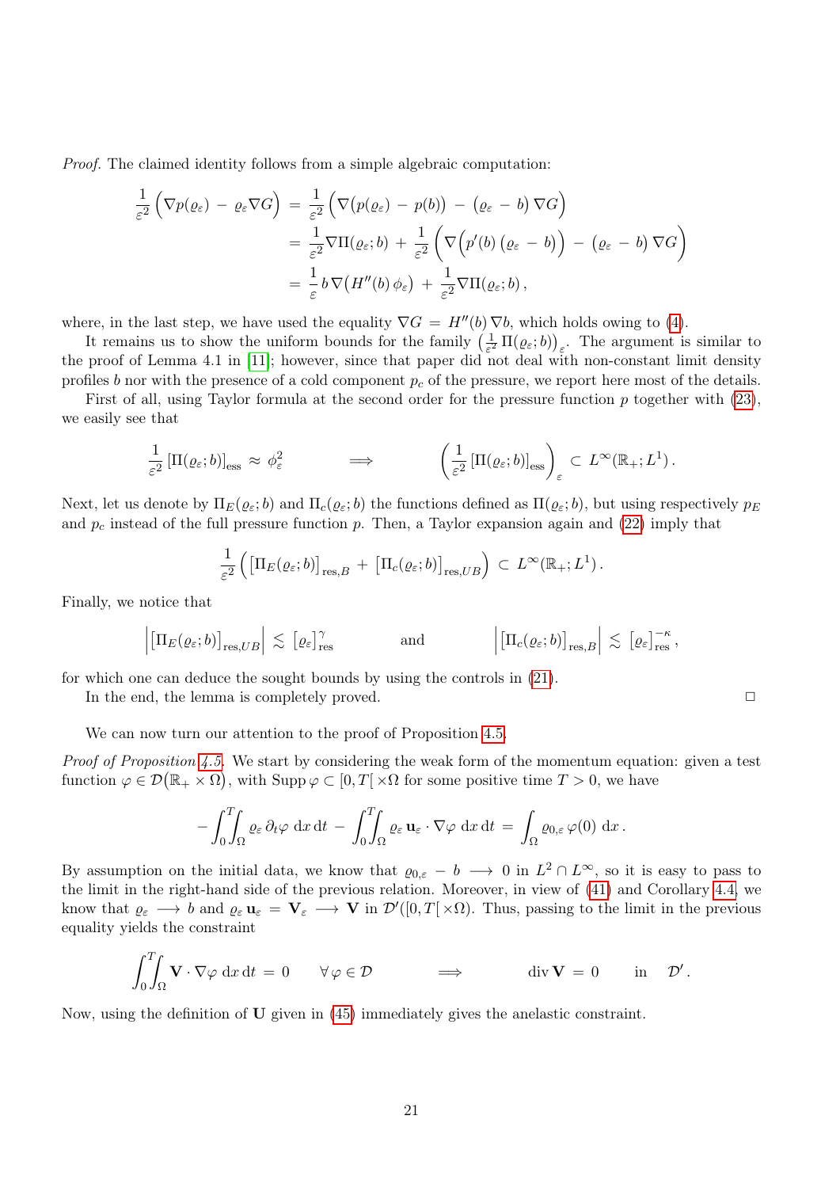*Proof.* The claimed identity follows from a simple algebraic computation:

$$
\begin{aligned}
\frac{1}{\varepsilon^2}\Big(\nabla p(\varrho_\varepsilon) \,-\, \varrho_\varepsilon \nabla G\Big) \,&=\, \frac{1}{\varepsilon^2}\Big(\nabla\big(p(\varrho_\varepsilon) \,-\, p(b)\big) \,-\, \big(\varrho_\varepsilon \,-\, b\big)\,\nabla G\Big) \\
&=\, \frac{1}{\varepsilon^2}\nabla\Pi(\varrho_\varepsilon; b) \,+\, \frac{1}{\varepsilon^2}\left(\nabla\Big(p'(b)\,\big(\varrho_\varepsilon \,-\, b\big)\Big) \,-\, \big(\varrho_\varepsilon \,-\, b\big)\,\nabla G\right) \\
&=\, \frac{1}{\varepsilon}\, b\, \nabla\big(H''(b)\,\phi_\varepsilon\big) \,+\, \frac{1}{\varepsilon^2}\nabla\Pi(\varrho_\varepsilon; b)\,,
\end{aligned}
$$

where, in the last step, we have used the equality $\nabla G \,=\, H''(b)\,\nabla b$, which holds owing to (4).

It remains us to show the uniform bounds for the family $\big(\frac{1}{\varepsilon^2}\,\Pi(\varrho_\varepsilon; b)\big)_\varepsilon$. The argument is similar to the proof of Lemma 4.1 in [11]; however, since that paper did not deal with non-constant limit density profiles $b$ nor with the presence of a cold component $p_c$ of the pressure, we report here most of the details.

First of all, using Taylor formula at the second order for the pressure function $p$ together with (23), we easily see that

$$
\frac{1}{\varepsilon^2}\left[\Pi(\varrho_\varepsilon; b)\right]_{\rm ess} \,\approx\, \phi_\varepsilon^2 \qquad\qquad \Longrightarrow \qquad\qquad \left(\frac{1}{\varepsilon^2}\left[\Pi(\varrho_\varepsilon; b)\right]_{\rm ess}\right)_\varepsilon \,\subset\, L^\infty(\mathbb{R}_+; L^1)\,.
$$

Next, let us denote by $\Pi_E(\varrho_\varepsilon; b)$ and $\Pi_c(\varrho_\varepsilon; b)$ the functions defined as $\Pi(\varrho_\varepsilon; b)$, but using respectively $p_E$ and $p_c$ instead of the full pressure function $p$. Then, a Taylor expansion again and (22) imply that

$$
\frac{1}{\varepsilon^2}\left(\big[\Pi_E(\varrho_\varepsilon; b)\big]_{{\rm res},B} \,+\, \big[\Pi_c(\varrho_\varepsilon; b)\big]_{{\rm res},UB}\right) \,\subset\, L^\infty(\mathbb{R}_+; L^1)\,.
$$

Finally, we notice that

$$
\left|\big[\Pi_E(\varrho_\varepsilon; b)\big]_{{\rm res},UB}\right| \,\lesssim\, \left[\varrho_\varepsilon\right]_{\rm res}^\gamma \qquad\qquad \text{and} \qquad\qquad \left|\big[\Pi_c(\varrho_\varepsilon; b)\big]_{{\rm res},B}\right| \,\lesssim\, \left[\varrho_\varepsilon\right]_{\rm res}^{-\kappa}\,,
$$

for which one can deduce the sought bounds by using the controls in (21).

In the end, the lemma is completely proved. □

We can now turn our attention to the proof of Proposition 4.5.

*Proof of Proposition 4.5.* We start by considering the weak form of the momentum equation: given a test function $\varphi \in \mathcal{D}\big(\mathbb{R}_+ \times \Omega\big)$, with ${\rm Supp}\,\varphi \subset [0, T[\,\times\Omega$ for some positive time $T > 0$, we have

$$
-\int_0^T\!\!\int_\Omega \varrho_\varepsilon\,\partial_t\varphi\;{\rm d}x\,{\rm d}t \,-\, \int_0^T\!\!\int_\Omega \varrho_\varepsilon\,\mathbf{u}_\varepsilon\cdot\nabla\varphi\;{\rm d}x\,{\rm d}t \,=\, \int_\Omega \varrho_{0,\varepsilon}\,\varphi(0)\;{\rm d}x\,.
$$

By assumption on the initial data, we know that $\varrho_{0,\varepsilon} \,-\, b \,\longrightarrow\, 0$ in $L^2\cap L^\infty$, so it is easy to pass to the limit in the right-hand side of the previous relation. Moreover, in view of (41) and Corollary 4.4, we know that $\varrho_\varepsilon \,\longrightarrow\, b$ and $\varrho_\varepsilon\,\mathbf{u}_\varepsilon \,=\, \mathbf{V}_\varepsilon \,\longrightarrow\, \mathbf{V}$ in $\mathcal{D}'([0, T[\,\times\Omega)$. Thus, passing to the limit in the previous equality yields the constraint

$$
\int_0^T\!\!\int_\Omega \mathbf{V}\cdot\nabla\varphi\;{\rm d}x\,{\rm d}t \,=\, 0 \qquad \forall\,\varphi\in\mathcal{D} \qquad\qquad \Longrightarrow \qquad\qquad {\rm div}\,\mathbf{V} \,=\, 0 \qquad \text{in} \quad \mathcal{D}'\,.
$$

Now, using the definition of $\mathbf{U}$ given in (45) immediately gives the anelastic constraint.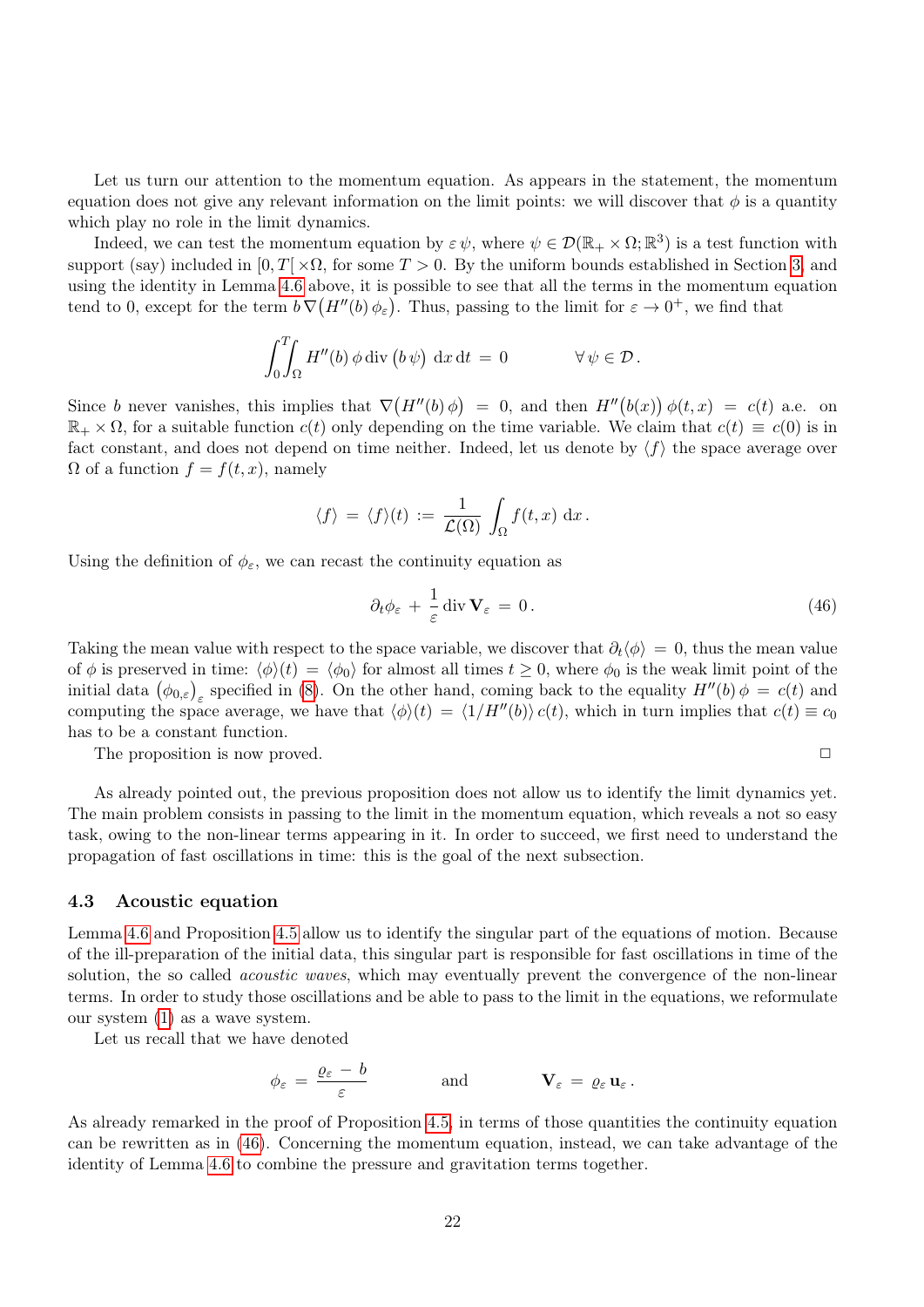Let us turn our attention to the momentum equation. As appears in the statement, the momentum equation does not give any relevant information on the limit points: we will discover that $\phi$ is a quantity which play no role in the limit dynamics.

Indeed, we can test the momentum equation by $\varepsilon\,\psi$, where $\psi \in \mathcal{D}(\mathbb{R}_+ \times \Omega; \mathbb{R}^3)$ is a test function with support (say) included in $[0,T[\,\times\Omega$, for some $T>0$. By the uniform bounds established in Section 3 and using the identity in Lemma 4.6 above, it is possible to see that all the terms in the momentum equation tend to 0, except for the term $b\,\nabla\big(H''(b)\,\phi_\varepsilon\big)$. Thus, passing to the limit for $\varepsilon \to 0^+$, we find that

$$
\int_0^T\!\!\int_\Omega H''(b)\,\phi\,\mathrm{div}\,\big(b\,\psi\big)\,\,\mathrm{d}x\,\mathrm{d}t\,=\,0 \qquad\qquad \forall\,\psi \in \mathcal{D}\,.
$$

Since $b$ never vanishes, this implies that $\nabla\big(H''(b)\,\phi\big)\,=\,0$, and then $H''\big(b(x)\big)\,\phi(t,x)\,=\,c(t)$ a.e. on $\mathbb{R}_+\times\Omega$, for a suitable function $c(t)$ only depending on the time variable. We claim that $c(t)\equiv c(0)$ is in fact constant, and does not depend on time neither. Indeed, let us denote by $\langle f\rangle$ the space average over $\Omega$ of a function $f=f(t,x)$, namely

$$
\langle f\rangle\,=\,\langle f\rangle(t)\,:=\,\frac{1}{\mathcal{L}(\Omega)}\,\int_\Omega f(t,x)\,\,\mathrm{d}x\,.
$$

Using the definition of $\phi_\varepsilon$, we can recast the continuity equation as

$$
\partial_t\phi_\varepsilon\,+\,\frac{1}{\varepsilon}\,\mathrm{div}\,\mathbf{V}_\varepsilon\,=\,0\,. \tag{46}
$$

Taking the mean value with respect to the space variable, we discover that $\partial_t\langle\phi\rangle\,=\,0$, thus the mean value of $\phi$ is preserved in time: $\langle\phi\rangle(t)\,=\,\langle\phi_0\rangle$ for almost all times $t\geq 0$, where $\phi_0$ is the weak limit point of the initial data $\big(\phi_{0,\varepsilon}\big)_\varepsilon$ specified in (8). On the other hand, coming back to the equality $H''(b)\,\phi\,=\,c(t)$ and computing the space average, we have that $\langle\phi\rangle(t)\,=\,\langle 1/H''(b)\rangle\,c(t)$, which in turn implies that $c(t)\equiv c_0$ has to be a constant function.

The proposition is now proved. $\square$

As already pointed out, the previous proposition does not allow us to identify the limit dynamics yet. The main problem consists in passing to the limit in the momentum equation, which reveals a not so easy task, owing to the non-linear terms appearing in it. In order to succeed, we first need to understand the propagation of fast oscillations in time: this is the goal of the next subsection.

### 4.3 Acoustic equation

Lemma 4.6 and Proposition 4.5 allow us to identify the singular part of the equations of motion. Because of the ill-preparation of the initial data, this singular part is responsible for fast oscillations in time of the solution, the so called *acoustic waves*, which may eventually prevent the convergence of the non-linear terms. In order to study those oscillations and be able to pass to the limit in the equations, we reformulate our system (1) as a wave system.

Let us recall that we have denoted

$$
\phi_\varepsilon\,=\,\frac{\varrho_\varepsilon\,-\,b}{\varepsilon}\qquad\qquad\text{and}\qquad\qquad \mathbf{V}_\varepsilon\,=\,\varrho_\varepsilon\,\mathbf{u}_\varepsilon\,.
$$

As already remarked in the proof of Proposition 4.5, in terms of those quantities the continuity equation can be rewritten as in (46). Concerning the momentum equation, instead, we can take advantage of the identity of Lemma 4.6 to combine the pressure and gravitation terms together.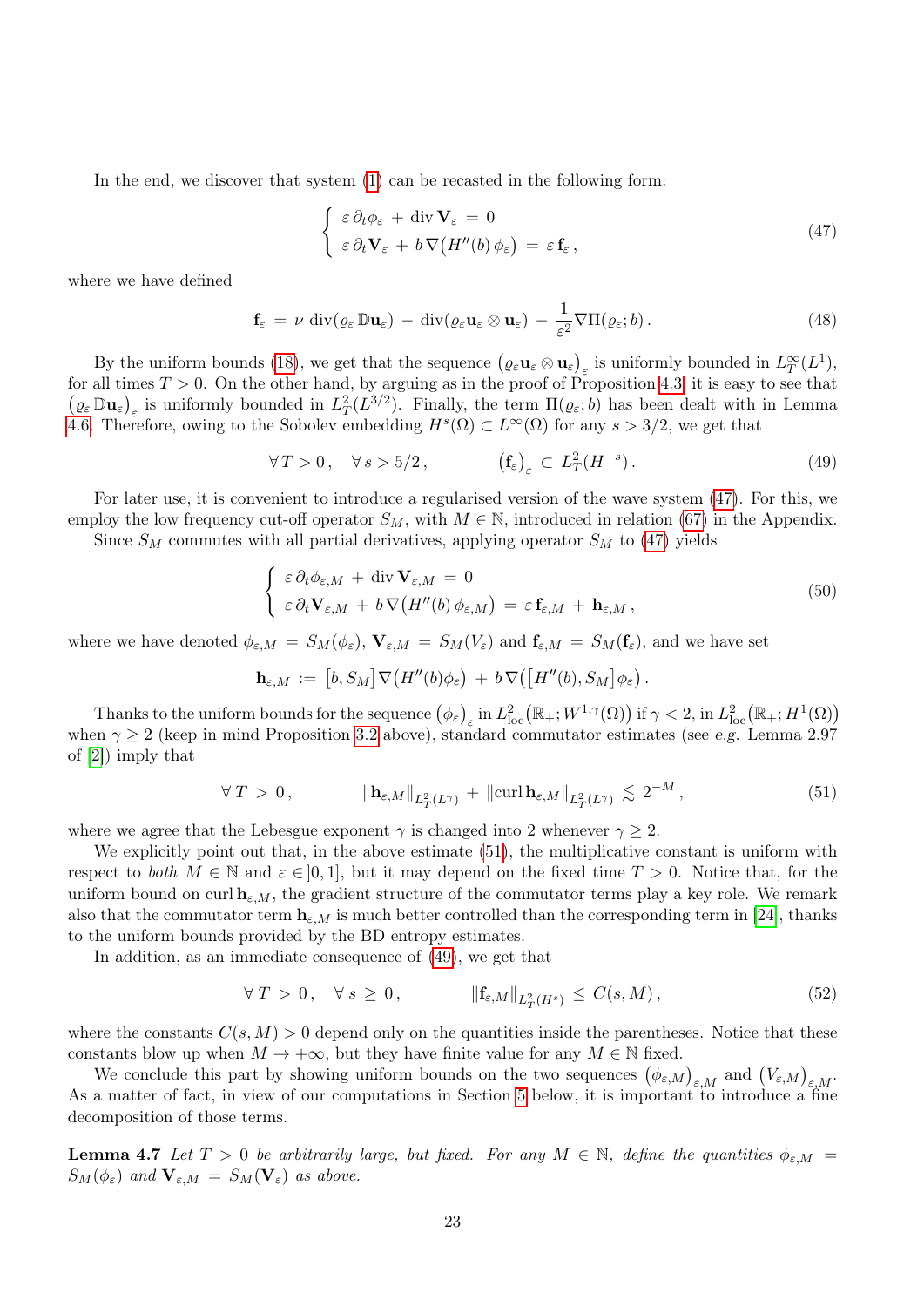In the end, we discover that system (1) can be recasted in the following form:

$$
\begin{cases} \varepsilon\,\partial_t \phi_\varepsilon \,+\, \operatorname{div} \mathbf{V}_\varepsilon \,=\, 0 \\ \varepsilon\,\partial_t \mathbf{V}_\varepsilon \,+\, b\,\nabla\big(H''(b)\,\phi_\varepsilon\big) \,=\, \varepsilon\,\mathbf{f}_\varepsilon\,, \end{cases} \tag{47}
$$

where we have defined

$$
\mathbf{f}_\varepsilon \,=\, \nu\,\operatorname{div}(\varrho_\varepsilon\,\mathbb{D}\mathbf{u}_\varepsilon) \,-\, \operatorname{div}(\varrho_\varepsilon \mathbf{u}_\varepsilon \otimes \mathbf{u}_\varepsilon) \,-\, \frac{1}{\varepsilon^2}\nabla \Pi(\varrho_\varepsilon; b)\,. \tag{48}
$$

By the uniform bounds (18), we get that the sequence $\big(\varrho_\varepsilon \mathbf{u}_\varepsilon \otimes \mathbf{u}_\varepsilon\big)_\varepsilon$ is uniformly bounded in $L^\infty_T(L^1)$, for all times $T > 0$. On the other hand, by arguing as in the proof of Proposition 4.3, it is easy to see that $\big(\varrho_\varepsilon\,\mathbb{D}\mathbf{u}_\varepsilon\big)_\varepsilon$ is uniformly bounded in $L^2_T(L^{3/2})$. Finally, the term $\Pi(\varrho_\varepsilon; b)$ has been dealt with in Lemma 4.6. Therefore, owing to the Sobolev embedding $H^s(\Omega) \subset L^\infty(\Omega)$ for any $s > 3/2$, we get that

$$
\forall\, T > 0\,, \quad \forall\, s > 5/2\,, \qquad\qquad \big(\mathbf{f}_\varepsilon\big)_\varepsilon \,\subset\, L^2_T(H^{-s})\,. \tag{49}
$$

For later use, it is convenient to introduce a regularised version of the wave system (47). For this, we employ the low frequency cut-off operator $S_M$, with $M \in \mathbb{N}$, introduced in relation (67) in the Appendix.

Since $S_M$ commutes with all partial derivatives, applying operator $S_M$ to (47) yields

$$
\begin{cases} \varepsilon\,\partial_t \phi_{\varepsilon,M} \,+\, \operatorname{div} \mathbf{V}_{\varepsilon,M} \,=\, 0 \\ \varepsilon\,\partial_t \mathbf{V}_{\varepsilon,M} \,+\, b\,\nabla\big(H''(b)\,\phi_{\varepsilon,M}\big) \,=\, \varepsilon\,\mathbf{f}_{\varepsilon,M} \,+\, \mathbf{h}_{\varepsilon,M}\,, \end{cases} \tag{50}
$$

where we have denoted $\phi_{\varepsilon,M} \,=\, S_M(\phi_\varepsilon)$, $\mathbf{V}_{\varepsilon,M} \,=\, S_M(V_\varepsilon)$ and $\mathbf{f}_{\varepsilon,M} \,=\, S_M(\mathbf{f}_\varepsilon)$, and we have set

$$
\mathbf{h}_{\varepsilon,M} \,:=\, \big[b, S_M\big]\nabla\big(H''(b)\phi_\varepsilon\big) \,+\, b\,\nabla\big(\big[H''(b), S_M\big]\phi_\varepsilon\big)\,.
$$

Thanks to the uniform bounds for the sequence $\big(\phi_\varepsilon\big)_\varepsilon$ in $L^2_{\rm loc}\big(\mathbb{R}_+; W^{1,\gamma}(\Omega)\big)$ if $\gamma < 2$, in $L^2_{\rm loc}\big(\mathbb{R}_+; H^1(\Omega)\big)$ when $\gamma \geq 2$ (keep in mind Proposition 3.2 above), standard commutator estimates (see *e.g.* Lemma 2.97 of [2]) imply that

$$
\forall\, T \,>\, 0\,, \qquad\qquad \left\|\mathbf{h}_{\varepsilon,M}\right\|_{L^2_T(L^\gamma)} \,+\, \left\|\operatorname{curl}\mathbf{h}_{\varepsilon,M}\right\|_{L^2_T(L^\gamma)} \,\lesssim\, 2^{-M}\,, \tag{51}
$$

where we agree that the Lebesgue exponent $\gamma$ is changed into 2 whenever $\gamma \geq 2$.

We explicitly point out that, in the above estimate (51), the multiplicative constant is uniform with respect to *both* $M \in \mathbb{N}$ and $\varepsilon \in ]0,1]$, but it may depend on the fixed time $T > 0$. Notice that, for the uniform bound on $\operatorname{curl}\mathbf{h}_{\varepsilon,M}$, the gradient structure of the commutator terms play a key role. We remark also that the commutator term $\mathbf{h}_{\varepsilon,M}$ is much better controlled than the corresponding term in [24], thanks to the uniform bounds provided by the BD entropy estimates.

In addition, as an immediate consequence of (49), we get that

$$
\forall\, T \,>\, 0\,, \quad \forall\, s \,\geq\, 0\,, \qquad\qquad \left\|\mathbf{f}_{\varepsilon,M}\right\|_{L^2_T(H^s)} \,\leq\, C(s,M)\,, \tag{52}
$$

where the constants $C(s,M) > 0$ depend only on the quantities inside the parentheses. Notice that these constants blow up when $M \to +\infty$, but they have finite value for any $M \in \mathbb{N}$ fixed.

We conclude this part by showing uniform bounds on the two sequences $\big(\phi_{\varepsilon,M}\big)_{\varepsilon,M}$ and $\big(V_{\varepsilon,M}\big)_{\varepsilon,M}$. As a matter of fact, in view of our computations in Section 5 below, it is important to introduce a fine decomposition of those terms.

**Lemma 4.7** *Let $T > 0$ be arbitrarily large, but fixed. For any $M \in \mathbb{N}$, define the quantities $\phi_{\varepsilon,M} \,=\, S_M(\phi_\varepsilon)$ and $\mathbf{V}_{\varepsilon,M} \,=\, S_M(\mathbf{V}_\varepsilon)$ as above.*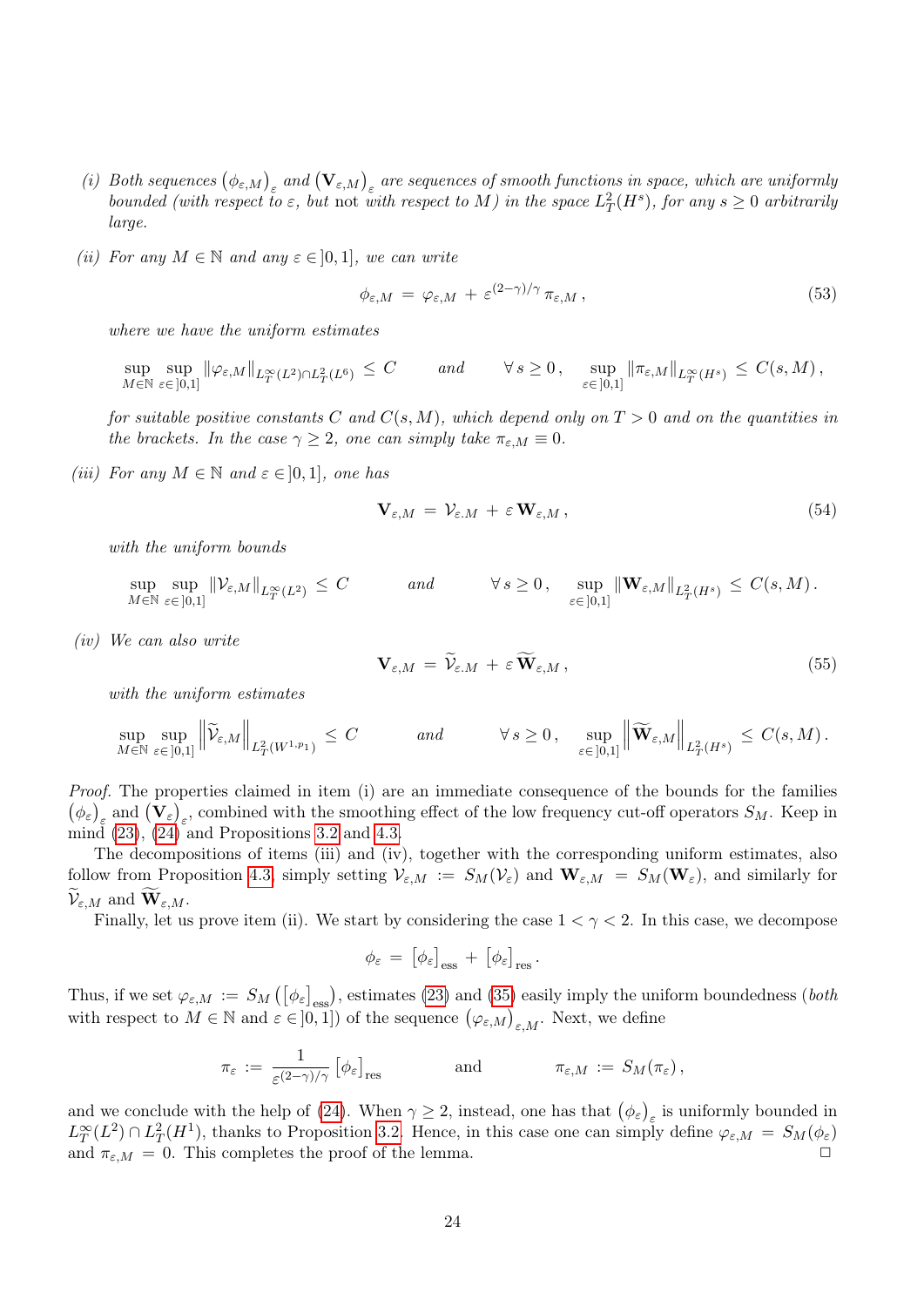*(i)* *Both sequences* $\left(\phi_{\varepsilon,M}\right)_\varepsilon$ *and* $\left(\mathbf{V}_{\varepsilon,M}\right)_\varepsilon$ *are sequences of smooth functions in space, which are uniformly bounded (with respect to* $\varepsilon$*, but* not *with respect to* $M$*) in the space* $L^2_T(H^s)$*, for any* $s \geq 0$ *arbitrarily large.*

*(ii)* *For any* $M \in \mathbb{N}$ *and any* $\varepsilon \in ]0,1]$*, we can write*

$$\phi_{\varepsilon,M} \,=\, \varphi_{\varepsilon,M} \,+\, \varepsilon^{(2-\gamma)/\gamma}\, \pi_{\varepsilon,M}\,, \tag{53}$$

*where we have the uniform estimates*

$$\sup_{M\in\mathbb{N}}\sup_{\varepsilon\in]0,1]} \left\|\varphi_{\varepsilon,M}\right\|_{L^\infty_T(L^2)\cap L^2_T(L^6)} \,\leq\, C \qquad \text{and} \qquad \forall\, s\geq 0\,,\quad \sup_{\varepsilon\in]0,1]} \left\|\pi_{\varepsilon,M}\right\|_{L^\infty_T(H^s)} \,\leq\, C(s,M)\,,$$

*for suitable positive constants* $C$ *and* $C(s,M)$*, which depend only on* $T>0$ *and on the quantities in the brackets. In the case* $\gamma \geq 2$*, one can simply take* $\pi_{\varepsilon,M} \equiv 0$*.*

*(iii)* *For any* $M \in \mathbb{N}$ *and* $\varepsilon \in ]0,1]$*, one has*

$$\mathbf{V}_{\varepsilon,M} \,=\, \mathcal{V}_{\varepsilon.M} \,+\, \varepsilon\, \mathbf{W}_{\varepsilon,M}\,, \tag{54}$$

*with the uniform bounds*

$$\sup_{M\in\mathbb{N}}\sup_{\varepsilon\in]0,1]} \left\|\mathcal{V}_{\varepsilon,M}\right\|_{L^\infty_T(L^2)} \,\leq\, C \qquad\quad \text{and} \qquad\quad \forall\, s\geq 0\,,\quad \sup_{\varepsilon\in]0,1]} \left\|\mathbf{W}_{\varepsilon,M}\right\|_{L^2_T(H^s)} \,\leq\, C(s,M)\,.$$

*(iv)* *We can also write*

$$\mathbf{V}_{\varepsilon,M} \,=\, \widetilde{\mathcal{V}}_{\varepsilon.M} \,+\, \varepsilon\, \widetilde{\mathbf{W}}_{\varepsilon,M}\,, \tag{55}$$

*with the uniform estimates*

$$\sup_{M\in\mathbb{N}}\sup_{\varepsilon\in]0,1]} \left\|\widetilde{\mathcal{V}}_{\varepsilon,M}\right\|_{L^2_T(W^{1,p_1})} \,\leq\, C \qquad\quad \text{and} \qquad\quad \forall\, s\geq 0\,,\quad \sup_{\varepsilon\in]0,1]} \left\|\widetilde{\mathbf{W}}_{\varepsilon,M}\right\|_{L^2_T(H^s)} \,\leq\, C(s,M)\,.$$

*Proof.* The properties claimed in item (i) are an immediate consequence of the bounds for the families $\left(\phi_\varepsilon\right)_\varepsilon$ and $\left(\mathbf{V}_\varepsilon\right)_\varepsilon$, combined with the smoothing effect of the low frequency cut-off operators $S_M$. Keep in mind (23), (24) and Propositions 3.2 and 4.3.

The decompositions of items (iii) and (iv), together with the corresponding uniform estimates, also follow from Proposition 4.3, simply setting $\mathcal{V}_{\varepsilon,M} := S_M(\mathcal{V}_\varepsilon)$ and $\mathbf{W}_{\varepsilon,M} = S_M(\mathbf{W}_\varepsilon)$, and similarly for $\widetilde{\mathcal{V}}_{\varepsilon,M}$ and $\widetilde{\mathbf{W}}_{\varepsilon,M}$.

Finally, let us prove item (ii). We start by considering the case $1<\gamma<2$. In this case, we decompose

$$\phi_\varepsilon \,=\, \left[\phi_\varepsilon\right]_{\rm ess} \,+\, \left[\phi_\varepsilon\right]_{\rm res}\,.$$

Thus, if we set $\varphi_{\varepsilon,M} := S_M\left(\left[\phi_\varepsilon\right]_{\rm ess}\right)$, estimates (23) and (35) easily imply the uniform boundedness (*both* with respect to $M\in\mathbb{N}$ and $\varepsilon\in]0,1]$) of the sequence $\left(\varphi_{\varepsilon,M}\right)_{\varepsilon,M}$. Next, we define

$$\pi_\varepsilon \,:=\, \frac{1}{\varepsilon^{(2-\gamma)/\gamma}}\left[\phi_\varepsilon\right]_{\rm res} \qquad\qquad \text{and} \qquad\qquad \pi_{\varepsilon,M} \,:=\, S_M(\pi_\varepsilon)\,,$$

and we conclude with the help of (24). When $\gamma\geq 2$, instead, one has that $\left(\phi_\varepsilon\right)_\varepsilon$ is uniformly bounded in $L^\infty_T(L^2)\cap L^2_T(H^1)$, thanks to Proposition 3.2. Hence, in this case one can simply define $\varphi_{\varepsilon,M} = S_M(\phi_\varepsilon)$ and $\pi_{\varepsilon,M} = 0$. This completes the proof of the lemma. □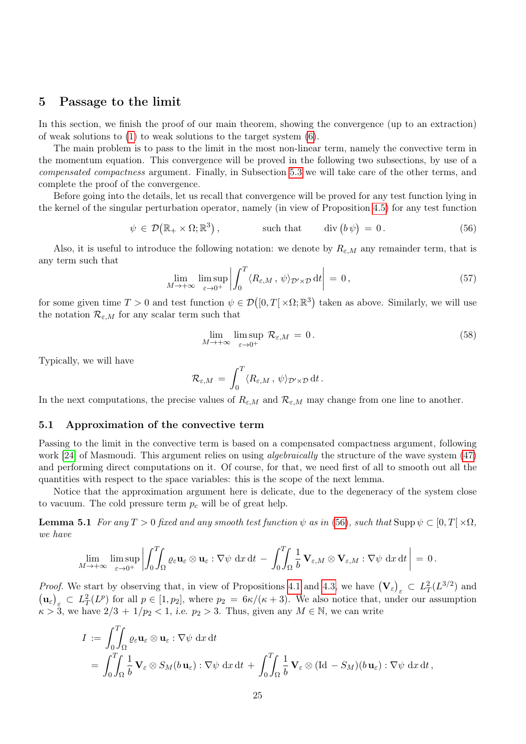## 5 Passage to the limit

In this section, we finish the proof of our main theorem, showing the convergence (up to an extraction) of weak solutions to (1) to weak solutions to the target system (6).

The main problem is to pass to the limit in the most non-linear term, namely the convective term in the momentum equation. This convergence will be proved in the following two subsections, by use of a *compensated compactness* argument. Finally, in Subsection 5.3 we will take care of the other terms, and complete the proof of the convergence.

Before going into the details, let us recall that convergence will be proved for any test function lying in the kernel of the singular perturbation operator, namely (in view of Proposition 4.5) for any test function

$$
\psi \in \mathcal{D}\big(\mathbb{R}_+ \times \Omega; \mathbb{R}^3\big)\,, \qquad\qquad \text{such that} \qquad \operatorname{div}\big(b\,\psi\big)\,=\,0\,. \tag{56}
$$

Also, it is useful to introduce the following notation: we denote by $R_{\varepsilon,M}$ any remainder term, that is any term such that

$$
\lim_{M\to+\infty}\ \limsup_{\varepsilon\to 0^+}\left|\int_0^T \langle R_{\varepsilon,M}\,,\,\psi\rangle_{\mathcal{D}'\times\mathcal{D}}\,\mathrm{d}t\right|\,=\,0\,, \tag{57}
$$

for some given time $T>0$ and test function $\psi \in \mathcal{D}\big([0,T[\,\times\Omega;\mathbb{R}^3\big)$ taken as above. Similarly, we will use the notation $\mathcal{R}_{\varepsilon,M}$ for any scalar term such that

$$
\lim_{M\to+\infty}\ \limsup_{\varepsilon\to 0^+}\ \mathcal{R}_{\varepsilon,M}\,=\,0\,. \tag{58}
$$

Typically, we will have

$$
\mathcal{R}_{\varepsilon,M}\,=\,\int_0^T \langle R_{\varepsilon,M}\,,\,\psi\rangle_{\mathcal{D}'\times\mathcal{D}}\,\mathrm{d}t\,.
$$

In the next computations, the precise values of $R_{\varepsilon,M}$ and $\mathcal{R}_{\varepsilon,M}$ may change from one line to another.

### 5.1 Approximation of the convective term

Passing to the limit in the convective term is based on a compensated compactness argument, following work [24] of Masmoudi. This argument relies on using *algebraically* the structure of the wave system (47) and performing direct computations on it. Of course, for that, we need first of all to smooth out all the quantities with respect to the space variables: this is the scope of the next lemma.

Notice that the approximation argument here is delicate, due to the degeneracy of the system close to vacuum. The cold pressure term $p_c$ will be of great help.

**Lemma 5.1** *For any $T>0$ fixed and any smooth test function $\psi$ as in (56), such that* $\operatorname{Supp}\psi \subset [0,T[\,\times\Omega$, *we have*

$$
\lim_{M\to+\infty}\ \limsup_{\varepsilon\to 0^+}\left|\int_0^T\!\!\int_\Omega \varrho_\varepsilon\mathbf{u}_\varepsilon\otimes\mathbf{u}_\varepsilon : \nabla\psi\,\,\mathrm{d}x\,\mathrm{d}t\,-\,\int_0^T\!\!\int_\Omega \frac{1}{b}\,\mathbf{V}_{\varepsilon,M}\otimes\mathbf{V}_{\varepsilon,M} : \nabla\psi\,\,\mathrm{d}x\,\mathrm{d}t\right|\,=\,0\,.
$$

*Proof.* We start by observing that, in view of Propositions 4.1 and 4.3, we have $\big(\mathbf{V}_\varepsilon\big)_\varepsilon \subset L^2_T(L^{3/2})$ and $\big(\mathbf{u}_\varepsilon\big)_\varepsilon \subset L^2_T(L^p)$ for all $p\in[1,p_2]$, where $p_2\,=\,6\kappa/(\kappa+3)$. We also notice that, under our assumption $\kappa>3$, we have $2/3\,+\,1/p_2<1$, *i.e.* $p_2>3$. Thus, given any $M\in\mathbb{N}$, we can write

$$
\begin{aligned}
I\,&:=\,\int_0^T\!\!\int_\Omega \varrho_\varepsilon\mathbf{u}_\varepsilon\otimes\mathbf{u}_\varepsilon : \nabla\psi\,\,\mathrm{d}x\,\mathrm{d}t \\
&=\,\int_0^T\!\!\int_\Omega \frac{1}{b}\,\mathbf{V}_\varepsilon\otimes S_M(b\,\mathbf{u}_\varepsilon) : \nabla\psi\,\,\mathrm{d}x\,\mathrm{d}t\,+\,\int_0^T\!\!\int_\Omega \frac{1}{b}\,\mathbf{V}_\varepsilon\otimes(\mathrm{Id}\,-\,S_M)(b\,\mathbf{u}_\varepsilon) : \nabla\psi\,\,\mathrm{d}x\,\mathrm{d}t\,,
\end{aligned}
$$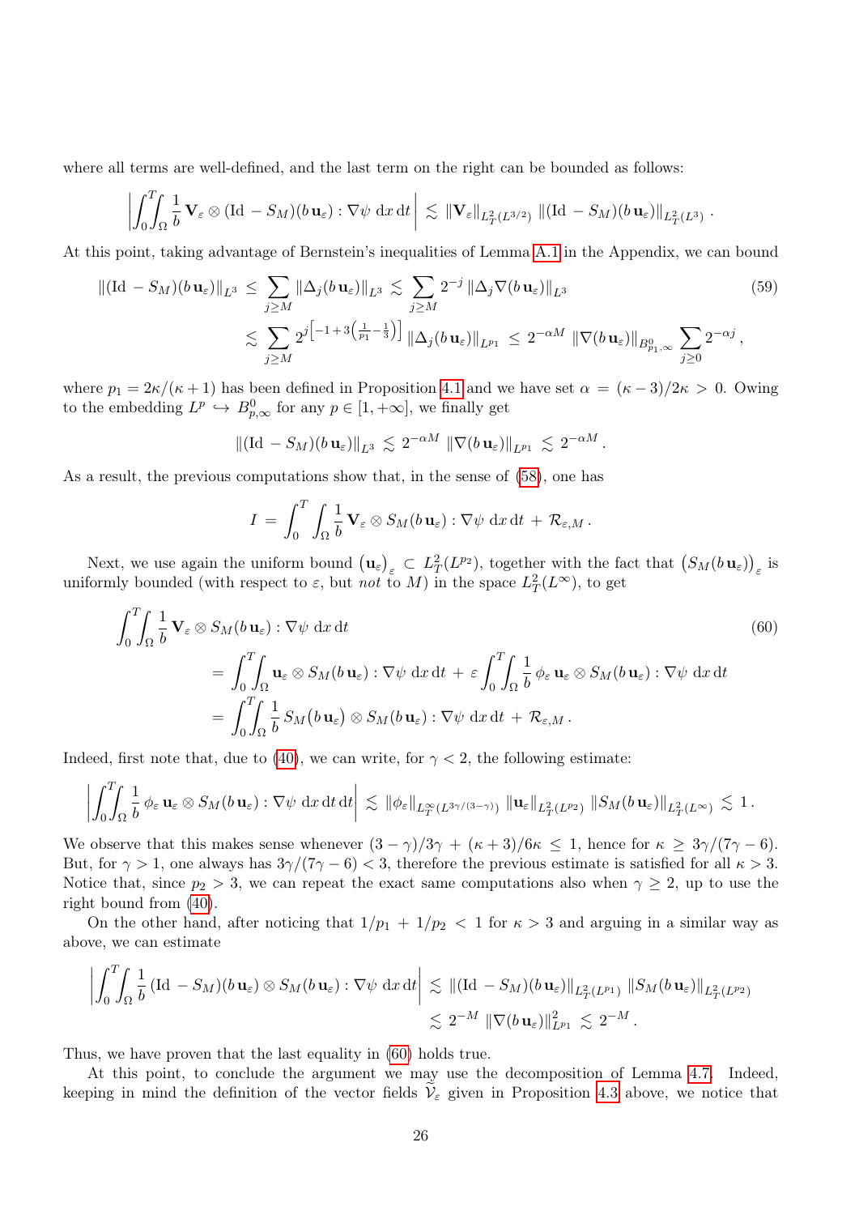where all terms are well-defined, and the last term on the right can be bounded as follows:

$$\left|\int_0^T\!\!\int_\Omega \frac{1}{b}\,\mathbf{V}_\varepsilon \otimes (\mathrm{Id}\,-S_M)(b\,\mathbf{u}_\varepsilon) : \nabla\psi \;\mathrm{d}x\,\mathrm{d}t\right| \,\lesssim\, \|\mathbf{V}_\varepsilon\|_{L^2_T(L^{3/2})}\;\|(\mathrm{Id}\,-S_M)(b\,\mathbf{u}_\varepsilon)\|_{L^2_T(L^3)}\,.$$

At this point, taking advantage of Bernstein's inequalities of Lemma A.1 in the Appendix, we can bound

$$\begin{aligned}\|(\mathrm{Id}\,-S_M)(b\,\mathbf{u}_\varepsilon)\|_{L^3} \,&\leq\, \sum_{j\geq M}\|\Delta_j(b\,\mathbf{u}_\varepsilon)\|_{L^3} \,\lesssim\, \sum_{j\geq M}2^{-j}\,\|\Delta_j\nabla(b\,\mathbf{u}_\varepsilon)\|_{L^3} \\ &\lesssim\, \sum_{j\geq M}2^{j\left[-1+3\left(\frac{1}{p_1}-\frac{1}{3}\right)\right]}\,\|\Delta_j(b\,\mathbf{u}_\varepsilon)\|_{L^{p_1}} \,\leq\, 2^{-\alpha M}\,\|\nabla(b\,\mathbf{u}_\varepsilon)\|_{B^0_{p_1,\infty}}\sum_{j\geq 0}2^{-\alpha j}\,,\end{aligned} \tag{59}$$

where $p_1 = 2\kappa/(\kappa+1)$ has been defined in Proposition 4.1 and we have set $\alpha = (\kappa-3)/2\kappa > 0$. Owing to the embedding $L^p \hookrightarrow B^0_{p,\infty}$ for any $p\in[1,+\infty]$, we finally get

$$\|(\mathrm{Id}\,-S_M)(b\,\mathbf{u}_\varepsilon)\|_{L^3} \,\lesssim\, 2^{-\alpha M}\,\|\nabla(b\,\mathbf{u}_\varepsilon)\|_{L^{p_1}} \,\lesssim\, 2^{-\alpha M}\,.$$

As a result, the previous computations show that, in the sense of (58), one has

$$I \,=\, \int_0^T\int_\Omega \frac{1}{b}\,\mathbf{V}_\varepsilon \otimes S_M(b\,\mathbf{u}_\varepsilon) : \nabla\psi \;\mathrm{d}x\,\mathrm{d}t \,+\, \mathcal{R}_{\varepsilon,M}\,.$$

Next, we use again the uniform bound $\left(\mathbf{u}_\varepsilon\right)_\varepsilon \subset L^2_T(L^{p_2})$, together with the fact that $\left(S_M(b\,\mathbf{u}_\varepsilon)\right)_\varepsilon$ is uniformly bounded (with respect to $\varepsilon$, but *not* to $M$) in the space $L^2_T(L^\infty)$, to get

$$\begin{aligned}&\int_0^T\!\!\int_\Omega \frac{1}{b}\,\mathbf{V}_\varepsilon \otimes S_M(b\,\mathbf{u}_\varepsilon) : \nabla\psi \;\mathrm{d}x\,\mathrm{d}t \\ &\qquad= \int_0^T\!\!\int_\Omega \mathbf{u}_\varepsilon \otimes S_M(b\,\mathbf{u}_\varepsilon) : \nabla\psi \;\mathrm{d}x\,\mathrm{d}t \,+\, \varepsilon\int_0^T\!\!\int_\Omega \frac{1}{b}\,\phi_\varepsilon\,\mathbf{u}_\varepsilon \otimes S_M(b\,\mathbf{u}_\varepsilon) : \nabla\psi \;\mathrm{d}x\,\mathrm{d}t \\ &\qquad= \int_0^T\!\!\int_\Omega \frac{1}{b}\,S_M\big(b\,\mathbf{u}_\varepsilon\big) \otimes S_M(b\,\mathbf{u}_\varepsilon) : \nabla\psi \;\mathrm{d}x\,\mathrm{d}t \,+\, \mathcal{R}_{\varepsilon,M}\,.\end{aligned} \tag{60}$$

Indeed, first note that, due to (40), we can write, for $\gamma<2$, the following estimate:

$$\left|\int_0^T\!\!\int_\Omega \frac{1}{b}\,\phi_\varepsilon\,\mathbf{u}_\varepsilon \otimes S_M(b\,\mathbf{u}_\varepsilon) : \nabla\psi \;\mathrm{d}x\,\mathrm{d}t\,\mathrm{d}t\right| \,\lesssim\, \|\phi_\varepsilon\|_{L^\infty_T(L^{3\gamma/(3-\gamma)})}\,\|\mathbf{u}_\varepsilon\|_{L^2_T(L^{p_2})}\,\|S_M(b\,\mathbf{u}_\varepsilon)\|_{L^2_T(L^\infty)} \,\lesssim\, 1\,.$$

We observe that this makes sense whenever $(3-\gamma)/3\gamma \,+\, (\kappa+3)/6\kappa \,\leq\, 1$, hence for $\kappa \,\geq\, 3\gamma/(7\gamma-6)$. But, for $\gamma>1$, one always has $3\gamma/(7\gamma-6)<3$, therefore the previous estimate is satisfied for all $\kappa>3$. Notice that, since $p_2>3$, we can repeat the exact same computations also when $\gamma\geq 2$, up to use the right bound from (40).

On the other hand, after noticing that $1/p_1 \,+\, 1/p_2 \,<\, 1$ for $\kappa>3$ and arguing in a similar way as above, we can estimate

$$\begin{aligned}\left|\int_0^T\!\!\int_\Omega \frac{1}{b}\,(\mathrm{Id}\,-S_M)(b\,\mathbf{u}_\varepsilon) \otimes S_M(b\,\mathbf{u}_\varepsilon) : \nabla\psi \;\mathrm{d}x\,\mathrm{d}t\right| \,&\lesssim\, \|(\mathrm{Id}\,-S_M)(b\,\mathbf{u}_\varepsilon)\|_{L^2_T(L^{p_1})}\,\|S_M(b\,\mathbf{u}_\varepsilon)\|_{L^2_T(L^{p_2})} \\ &\lesssim\, 2^{-M}\,\|\nabla(b\,\mathbf{u}_\varepsilon)\|^2_{L^{p_1}} \,\lesssim\, 2^{-M}\,.\end{aligned}$$

Thus, we have proven that the last equality in (60) holds true.

At this point, to conclude the argument we may use the decomposition of Lemma 4.7. Indeed, keeping in mind the definition of the vector fields $\widetilde{\mathcal{V}}_\varepsilon$ given in Proposition 4.3 above, we notice that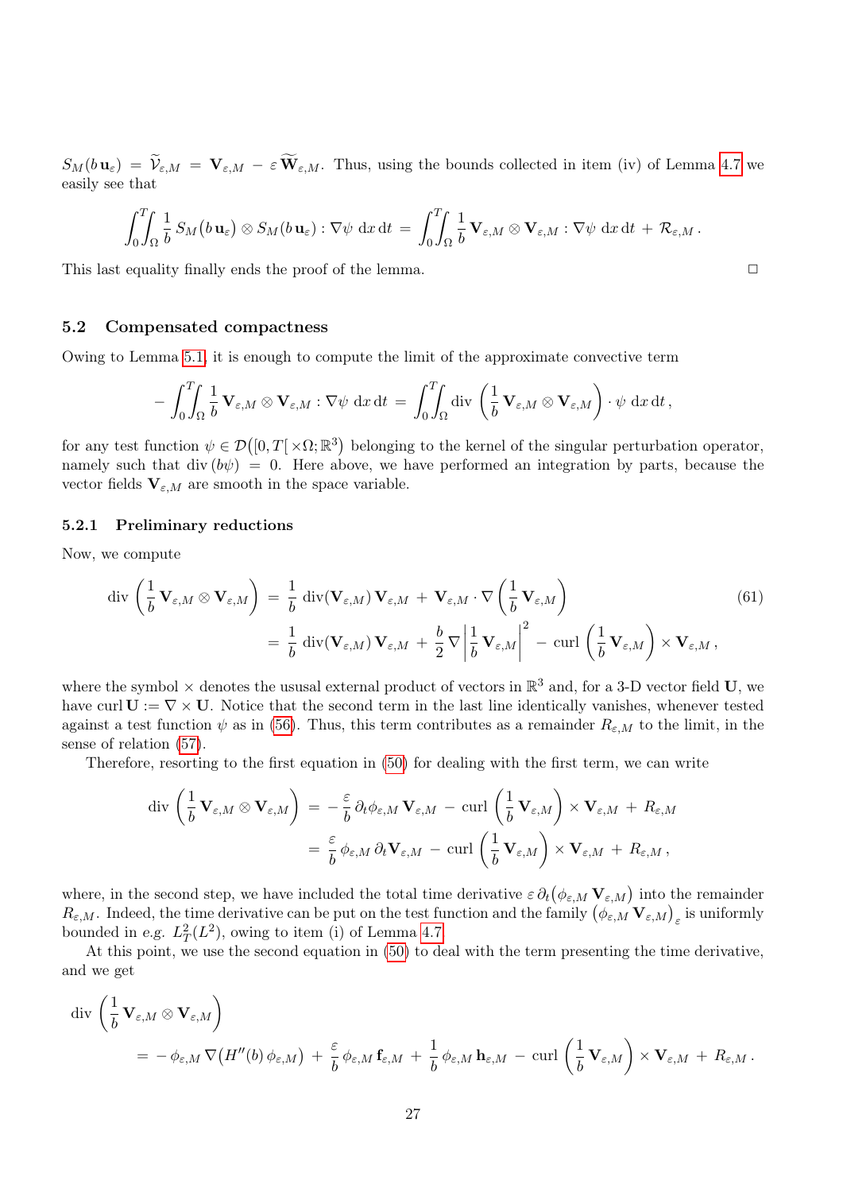$S_M(b\,\mathbf{u}_\varepsilon) = \widetilde{\mathcal{V}}_{\varepsilon,M} = \mathbf{V}_{\varepsilon,M} - \varepsilon\,\widetilde{\mathbf{W}}_{\varepsilon,M}$. Thus, using the bounds collected in item (iv) of Lemma 4.7 we easily see that

$$\int_0^T\!\!\int_\Omega \frac{1}{b}\,S_M\big(b\,\mathbf{u}_\varepsilon\big)\otimes S_M(b\,\mathbf{u}_\varepsilon) : \nabla\psi\,\,\mathrm{d}x\,\mathrm{d}t \,=\, \int_0^T\!\!\int_\Omega \frac{1}{b}\,\mathbf{V}_{\varepsilon,M}\otimes\mathbf{V}_{\varepsilon,M} : \nabla\psi\,\,\mathrm{d}x\,\mathrm{d}t \,+\, \mathcal{R}_{\varepsilon,M}\,.$$

This last equality finally ends the proof of the lemma. □

### 5.2 Compensated compactness

Owing to Lemma 5.1, it is enough to compute the limit of the approximate convective term

$$-\int_0^T\!\!\int_\Omega \frac{1}{b}\,\mathbf{V}_{\varepsilon,M}\otimes\mathbf{V}_{\varepsilon,M} : \nabla\psi\,\,\mathrm{d}x\,\mathrm{d}t \,=\, \int_0^T\!\!\int_\Omega \mathrm{div}\,\left(\frac{1}{b}\,\mathbf{V}_{\varepsilon,M}\otimes\mathbf{V}_{\varepsilon,M}\right)\cdot\psi\,\,\mathrm{d}x\,\mathrm{d}t\,,$$

for any test function $\psi\in\mathcal{D}\big([0,T[\,\times\Omega;\mathbb{R}^3\big)$ belonging to the kernel of the singular perturbation operator, namely such that $\mathrm{div}\,(b\psi) = 0$. Here above, we have performed an integration by parts, because the vector fields $\mathbf{V}_{\varepsilon,M}$ are smooth in the space variable.

#### 5.2.1 Preliminary reductions

Now, we compute

$$\begin{aligned}
\mathrm{div}\,\left(\frac{1}{b}\,\mathbf{V}_{\varepsilon,M}\otimes\mathbf{V}_{\varepsilon,M}\right) \,&=\, \frac{1}{b}\,\mathrm{div}(\mathbf{V}_{\varepsilon,M})\,\mathbf{V}_{\varepsilon,M} \,+\, \mathbf{V}_{\varepsilon,M}\cdot\nabla\left(\frac{1}{b}\,\mathbf{V}_{\varepsilon,M}\right) \\
&=\, \frac{1}{b}\,\mathrm{div}(\mathbf{V}_{\varepsilon,M})\,\mathbf{V}_{\varepsilon,M} \,+\, \frac{b}{2}\,\nabla\left|\frac{1}{b}\,\mathbf{V}_{\varepsilon,M}\right|^2 \,-\, \mathrm{curl}\,\left(\frac{1}{b}\,\mathbf{V}_{\varepsilon,M}\right)\times\mathbf{V}_{\varepsilon,M}\,,
\end{aligned} \tag{61}$$

where the symbol $\times$ denotes the ususal external product of vectors in $\mathbb{R}^3$ and, for a 3-D vector field $\mathbf{U}$, we have $\mathrm{curl}\,\mathbf{U} := \nabla\times\mathbf{U}$. Notice that the second term in the last line identically vanishes, whenever tested against a test function $\psi$ as in (56). Thus, this term contributes as a remainder $R_{\varepsilon,M}$ to the limit, in the sense of relation (57).

Therefore, resorting to the first equation in (50) for dealing with the first term, we can write

$$\begin{aligned}
\mathrm{div}\,\left(\frac{1}{b}\,\mathbf{V}_{\varepsilon,M}\otimes\mathbf{V}_{\varepsilon,M}\right) \,&=\, -\,\frac{\varepsilon}{b}\,\partial_t\phi_{\varepsilon,M}\,\mathbf{V}_{\varepsilon,M} \,-\, \mathrm{curl}\,\left(\frac{1}{b}\,\mathbf{V}_{\varepsilon,M}\right)\times\mathbf{V}_{\varepsilon,M} \,+\, R_{\varepsilon,M} \\
&=\, \frac{\varepsilon}{b}\,\phi_{\varepsilon,M}\,\partial_t\mathbf{V}_{\varepsilon,M} \,-\, \mathrm{curl}\,\left(\frac{1}{b}\,\mathbf{V}_{\varepsilon,M}\right)\times\mathbf{V}_{\varepsilon,M} \,+\, R_{\varepsilon,M}\,,
\end{aligned}$$

where, in the second step, we have included the total time derivative $\varepsilon\,\partial_t\big(\phi_{\varepsilon,M}\,\mathbf{V}_{\varepsilon,M}\big)$ into the remainder $R_{\varepsilon,M}$. Indeed, the time derivative can be put on the test function and the family $\big(\phi_{\varepsilon,M}\,\mathbf{V}_{\varepsilon,M}\big)_\varepsilon$ is uniformly bounded in *e.g.* $L^2_T(L^2)$, owing to item (i) of Lemma 4.7.

At this point, we use the second equation in (50) to deal with the term presenting the time derivative, and we get

$$\begin{aligned}
&\mathrm{div}\,\left(\frac{1}{b}\,\mathbf{V}_{\varepsilon,M}\otimes\mathbf{V}_{\varepsilon,M}\right) \\
&\qquad =\, -\,\phi_{\varepsilon,M}\,\nabla\big(H''(b)\,\phi_{\varepsilon,M}\big) \,+\, \frac{\varepsilon}{b}\,\phi_{\varepsilon,M}\,\mathbf{f}_{\varepsilon,M} \,+\, \frac{1}{b}\,\phi_{\varepsilon,M}\,\mathbf{h}_{\varepsilon,M} \,-\, \mathrm{curl}\,\left(\frac{1}{b}\,\mathbf{V}_{\varepsilon,M}\right)\times\mathbf{V}_{\varepsilon,M} \,+\, R_{\varepsilon,M}\,.
\end{aligned}$$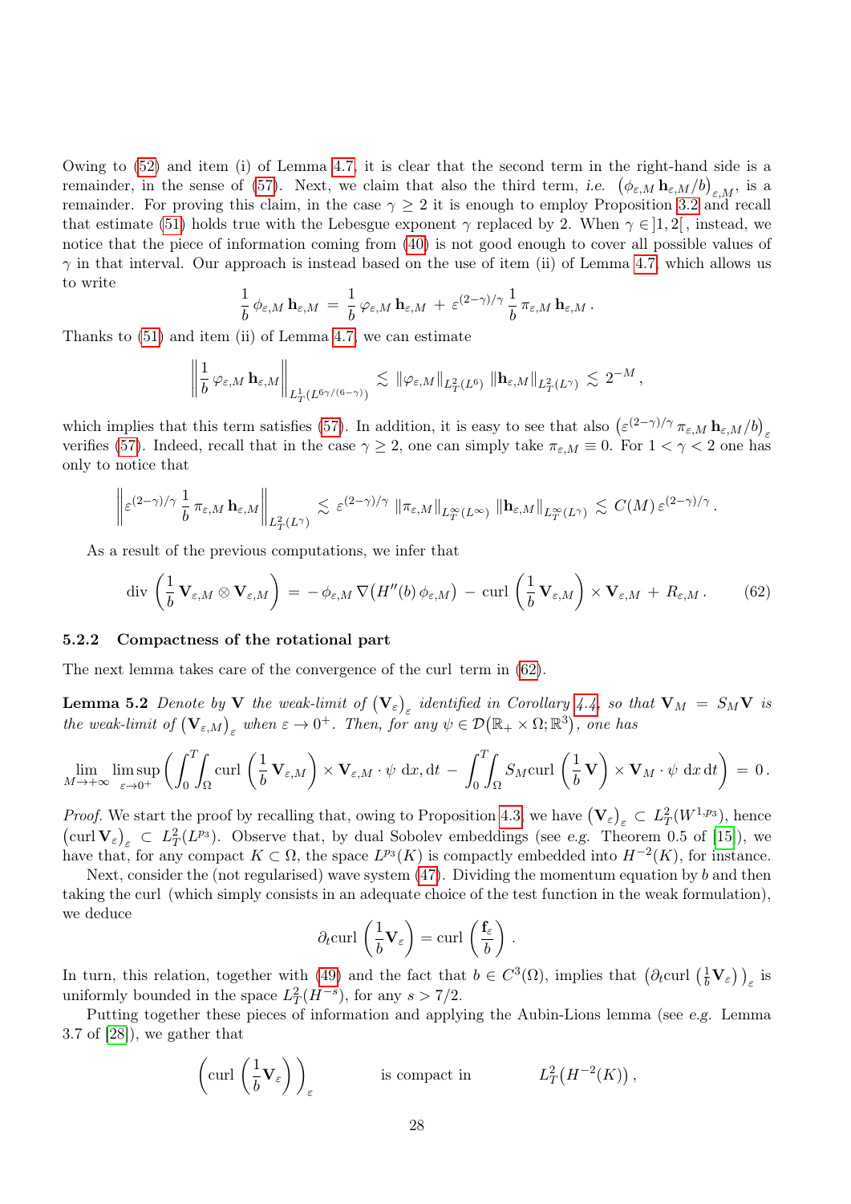Owing to (52) and item (i) of Lemma 4.7, it is clear that the second term in the right-hand side is a remainder, in the sense of (57). Next, we claim that also the third term, *i.e.* $\left(\phi_{\varepsilon,M}\,\mathbf{h}_{\varepsilon,M}/b\right)_{\varepsilon,M}$, is a remainder. For proving this claim, in the case $\gamma\geq 2$ it is enough to employ Proposition 3.2 and recall that estimate (51) holds true with the Lebesgue exponent $\gamma$ replaced by 2. When $\gamma\in\,]1,2[$, instead, we notice that the piece of information coming from (40) is not good enough to cover all possible values of $\gamma$ in that interval. Our approach is instead based on the use of item (ii) of Lemma 4.7, which allows us to write

$$
\frac{1}{b}\,\phi_{\varepsilon,M}\,\mathbf{h}_{\varepsilon,M}\,=\,\frac{1}{b}\,\varphi_{\varepsilon,M}\,\mathbf{h}_{\varepsilon,M}\,+\,\varepsilon^{(2-\gamma)/\gamma}\,\frac{1}{b}\,\pi_{\varepsilon,M}\,\mathbf{h}_{\varepsilon,M}\,.
$$

Thanks to (51) and item (ii) of Lemma 4.7, we can estimate

$$
\left\|\frac{1}{b}\,\varphi_{\varepsilon,M}\,\mathbf{h}_{\varepsilon,M}\right\|_{L^1_T(L^{6\gamma/(6-\gamma)})}\,\lesssim\,\left\|\varphi_{\varepsilon,M}\right\|_{L^2_T(L^6)}\,\left\|\mathbf{h}_{\varepsilon,M}\right\|_{L^2_T(L^\gamma)}\,\lesssim\,2^{-M}\,,
$$

which implies that this term satisfies (57). In addition, it is easy to see that also $\left(\varepsilon^{(2-\gamma)/\gamma}\,\pi_{\varepsilon,M}\,\mathbf{h}_{\varepsilon,M}/b\right)_{\varepsilon}$ verifies (57). Indeed, recall that in the case $\gamma\geq 2$, one can simply take $\pi_{\varepsilon,M}\equiv 0$. For $1<\gamma<2$ one has only to notice that

$$
\left\|\varepsilon^{(2-\gamma)/\gamma}\,\frac{1}{b}\,\pi_{\varepsilon,M}\,\mathbf{h}_{\varepsilon,M}\right\|_{L^2_T(L^\gamma)}\,\lesssim\,\varepsilon^{(2-\gamma)/\gamma}\,\left\|\pi_{\varepsilon,M}\right\|_{L^\infty_T(L^\infty)}\,\left\|\mathbf{h}_{\varepsilon,M}\right\|_{L^\infty_T(L^\gamma)}\,\lesssim\,C(M)\,\varepsilon^{(2-\gamma)/\gamma}\,.
$$

As a result of the previous computations, we infer that

$$
\operatorname{div}\left(\frac{1}{b}\,\mathbf{V}_{\varepsilon,M}\otimes\mathbf{V}_{\varepsilon,M}\right)\,=\,-\,\phi_{\varepsilon,M}\,\nabla\big(H''(b)\,\phi_{\varepsilon,M}\big)\,-\,\operatorname{curl}\left(\frac{1}{b}\,\mathbf{V}_{\varepsilon,M}\right)\times\mathbf{V}_{\varepsilon,M}\,+\,R_{\varepsilon,M}\,. \tag{62}
$$

### 5.2.2 Compactness of the rotational part

The next lemma takes care of the convergence of the curl term in (62).

**Lemma 5.2** *Denote by $\mathbf{V}$ the weak-limit of $\left(\mathbf{V}_\varepsilon\right)_\varepsilon$ identified in Corollary 4.4, so that $\mathbf{V}_M\,=\,S_M\mathbf{V}$ is the weak-limit of $\left(\mathbf{V}_{\varepsilon,M}\right)_\varepsilon$ when $\varepsilon\to 0^+$. Then, for any $\psi\in\mathcal{D}\big(\mathbb{R}_+\times\Omega;\mathbb{R}^3\big)$, one has*

$$
\lim_{M\to+\infty}\,\limsup_{\varepsilon\to0^+}\left(\int_0^T\!\!\int_\Omega\operatorname{curl}\left(\frac{1}{b}\,\mathbf{V}_{\varepsilon,M}\right)\times\mathbf{V}_{\varepsilon,M}\cdot\psi\,\,\mathrm{d}x,\mathrm{d}t\,-\,\int_0^T\!\!\int_\Omega S_M\operatorname{curl}\left(\frac{1}{b}\,\mathbf{V}\right)\times\mathbf{V}_M\cdot\psi\,\,\mathrm{d}x\,\mathrm{d}t\right)\,=\,0\,.
$$

*Proof.* We start the proof by recalling that, owing to Proposition 4.3, we have $\left(\mathbf{V}_\varepsilon\right)_\varepsilon\,\subset\,L^2_T(W^{1,p_3})$, hence $\left(\operatorname{curl}\mathbf{V}_\varepsilon\right)_\varepsilon\,\subset\,L^2_T(L^{p_3})$. Observe that, by dual Sobolev embeddings (see *e.g.* Theorem 0.5 of [15]), we have that, for any compact $K\subset\Omega$, the space $L^{p_3}(K)$ is compactly embedded into $H^{-2}(K)$, for instance.

Next, consider the (not regularised) wave system (47). Dividing the momentum equation by $b$ and then taking the curl (which simply consists in an adequate choice of the test function in the weak formulation), we deduce

$$
\partial_t\operatorname{curl}\left(\frac{1}{b}\mathbf{V}_\varepsilon\right)=\operatorname{curl}\left(\frac{\mathbf{f}_\varepsilon}{b}\right)\,.
$$

In turn, this relation, together with (49) and the fact that $b\in C^3(\Omega)$, implies that $\left(\partial_t\operatorname{curl}\left(\frac{1}{b}\mathbf{V}_\varepsilon\right)\right)_\varepsilon$ is uniformly bounded in the space $L^2_T(H^{-s})$, for any $s>7/2$.

Putting together these pieces of information and applying the Aubin-Lions lemma (see *e.g.* Lemma 3.7 of [28]), we gather that

$$
\left(\operatorname{curl}\left(\frac{1}{b}\mathbf{V}_\varepsilon\right)\right)_\varepsilon\qquad\text{is compact in}\qquad L^2_T\big(H^{-2}(K)\big)\,,
$$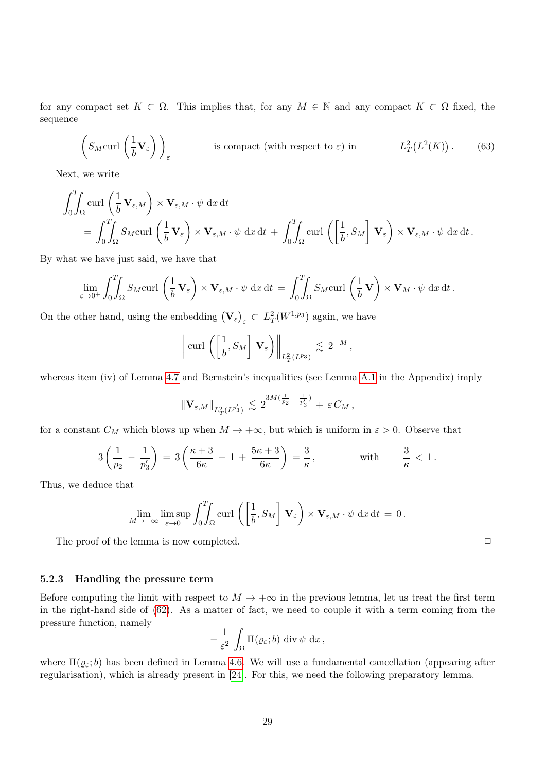for any compact set $K \subset \Omega$. This implies that, for any $M \in \mathbb{N}$ and any compact $K \subset \Omega$ fixed, the sequence

$$
\left( S_M \mathrm{curl} \left( \frac{1}{b} \mathbf{V}_\varepsilon \right) \right)_\varepsilon \qquad \text{is compact (with respect to } \varepsilon \text{) in} \qquad L^2_T\big(L^2(K)\big) . \tag{63}
$$

Next, we write

$$
\begin{aligned}
&\int_0^T\!\!\int_\Omega \mathrm{curl} \left( \frac{1}{b} \mathbf{V}_{\varepsilon,M} \right) \times \mathbf{V}_{\varepsilon,M} \cdot \psi \, \mathrm{d}x \, \mathrm{d}t \\
&\quad = \int_0^T\!\!\int_\Omega S_M \mathrm{curl} \left( \frac{1}{b} \mathbf{V}_\varepsilon \right) \times \mathbf{V}_{\varepsilon,M} \cdot \psi \, \mathrm{d}x \, \mathrm{d}t + \int_0^T\!\!\int_\Omega \mathrm{curl} \left( \left[ \frac{1}{b}, S_M \right] \mathbf{V}_\varepsilon \right) \times \mathbf{V}_{\varepsilon,M} \cdot \psi \, \mathrm{d}x \, \mathrm{d}t .
\end{aligned}
$$

By what we have just said, we have that

$$
\lim_{\varepsilon \to 0^+} \int_0^T\!\!\int_\Omega S_M \mathrm{curl} \left( \frac{1}{b} \mathbf{V}_\varepsilon \right) \times \mathbf{V}_{\varepsilon,M} \cdot \psi \, \mathrm{d}x \, \mathrm{d}t = \int_0^T\!\!\int_\Omega S_M \mathrm{curl} \left( \frac{1}{b} \mathbf{V} \right) \times \mathbf{V}_M \cdot \psi \, \mathrm{d}x \, \mathrm{d}t .
$$

On the other hand, using the embedding $\big(\mathbf{V}_\varepsilon\big)_\varepsilon \subset L^2_T(W^{1,p_3})$ again, we have

$$
\left\| \mathrm{curl} \left( \left[ \frac{1}{b}, S_M \right] \mathbf{V}_\varepsilon \right) \right\|_{L^2_T(L^{p_3})} \lesssim 2^{-M} ,
$$

whereas item (iv) of Lemma 4.7 and Bernstein's inequalities (see Lemma A.1 in the Appendix) imply

$$
\| \mathbf{V}_{\varepsilon,M} \|_{L^2_T(L^{p_3'})} \lesssim 2^{3M(\frac{1}{p_2} - \frac{1}{p_3'})} + \varepsilon \, C_M ,
$$

for a constant $C_M$ which blows up when $M \to +\infty$, but which is uniform in $\varepsilon > 0$. Observe that

$$
3 \left( \frac{1}{p_2} - \frac{1}{p_3'} \right) = 3 \left( \frac{\kappa + 3}{6\kappa} - 1 + \frac{5\kappa + 3}{6\kappa} \right) = \frac{3}{\kappa} , \qquad \text{with} \qquad \frac{3}{\kappa} < 1 .
$$

Thus, we deduce that

$$
\lim_{M \to +\infty} \limsup_{\varepsilon \to 0^+} \int_0^T\!\!\int_\Omega \mathrm{curl} \left( \left[ \frac{1}{b}, S_M \right] \mathbf{V}_\varepsilon \right) \times \mathbf{V}_{\varepsilon,M} \cdot \psi \, \mathrm{d}x \, \mathrm{d}t = 0 .
$$

The proof of the lemma is now completed. $\square$

### 5.2.3 Handling the pressure term

Before computing the limit with respect to $M \to +\infty$ in the previous lemma, let us treat the first term in the right-hand side of (62). As a matter of fact, we need to couple it with a term coming from the pressure function, namely

$$
- \frac{1}{\varepsilon^2} \int_\Omega \Pi(\varrho_\varepsilon; b) \, \mathrm{div} \, \psi \, \mathrm{d}x ,
$$

where $\Pi(\varrho_\varepsilon; b)$ has been defined in Lemma 4.6. We will use a fundamental cancellation (appearing after regularisation), which is already present in [24]. For this, we need the following preparatory lemma.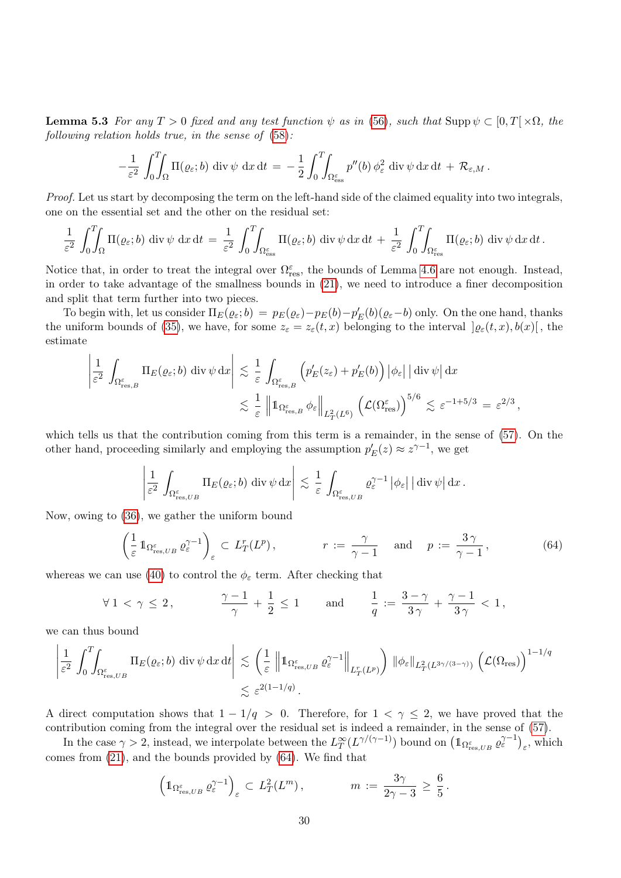**Lemma 5.3** *For any $T > 0$ fixed and any test function $\psi$ as in (56), such that $\operatorname{Supp}\psi \subset [0,T[\,\times\Omega$, the following relation holds true, in the sense of (58):*

$$
-\frac{1}{\varepsilon^2}\int_0^T\!\!\int_\Omega \Pi(\varrho_\varepsilon;b)\,\operatorname{div}\psi\,\mathrm{d}x\,\mathrm{d}t \;=\; -\frac{1}{2}\int_0^T\!\!\int_{\Omega^\varepsilon_{\rm ess}} p''(b)\,\phi_\varepsilon^2\,\operatorname{div}\psi\,\mathrm{d}x\,\mathrm{d}t \;+\; \mathcal{R}_{\varepsilon,M}\,.
$$

*Proof.* Let us start by decomposing the term on the left-hand side of the claimed equality into two integrals, one on the essential set and the other on the residual set:

$$
\frac{1}{\varepsilon^2}\int_0^T\!\!\int_\Omega \Pi(\varrho_\varepsilon;b)\,\operatorname{div}\psi\,\mathrm{d}x\,\mathrm{d}t \;=\; \frac{1}{\varepsilon^2}\int_0^T\!\!\int_{\Omega^\varepsilon_{\rm ess}} \Pi(\varrho_\varepsilon;b)\,\operatorname{div}\psi\,\mathrm{d}x\,\mathrm{d}t \;+\; \frac{1}{\varepsilon^2}\int_0^T\!\!\int_{\Omega^\varepsilon_{\rm res}} \Pi(\varrho_\varepsilon;b)\,\operatorname{div}\psi\,\mathrm{d}x\,\mathrm{d}t\,.
$$

Notice that, in order to treat the integral over $\Omega^\varepsilon_{\rm res}$, the bounds of Lemma 4.6 are not enough. Instead, in order to take advantage of the smallness bounds in (21), we need to introduce a finer decomposition and split that term further into two pieces.

To begin with, let us consider $\Pi_E(\varrho_\varepsilon;b) = p_E(\varrho_\varepsilon)-p_E(b)-p_E'(b)(\varrho_\varepsilon-b)$ only. On the one hand, thanks the uniform bounds of (35), we have, for some $z_\varepsilon = z_\varepsilon(t,x)$ belonging to the interval $]\varrho_\varepsilon(t,x),b(x)[$ , the estimate

$$
\begin{aligned}
\left|\frac{1}{\varepsilon^2}\int_{\Omega^\varepsilon_{{\rm res},B}} \Pi_E(\varrho_\varepsilon;b)\,\operatorname{div}\psi\,\mathrm{d}x\right| &\lesssim \frac{1}{\varepsilon}\int_{\Omega^\varepsilon_{{\rm res},B}} \Big(p_E'(z_\varepsilon)+p_E'(b)\Big)\left|\phi_\varepsilon\right|\left|\operatorname{div}\psi\right|\mathrm{d}x \\
&\lesssim \frac{1}{\varepsilon}\left\|\mathbb{1}_{\Omega^\varepsilon_{{\rm res},B}}\,\phi_\varepsilon\right\|_{L^2_T(L^6)}\Big(\mathcal{L}(\Omega^\varepsilon_{\rm res})\Big)^{5/6} \lesssim \varepsilon^{-1+5/3} = \varepsilon^{2/3}\,,
\end{aligned}
$$

which tells us that the contribution coming from this term is a remainder, in the sense of (57). On the other hand, proceeding similarly and employing the assumption $p_E'(z)\approx z^{\gamma-1}$, we get

$$
\left|\frac{1}{\varepsilon^2}\int_{\Omega^\varepsilon_{{\rm res},UB}} \Pi_E(\varrho_\varepsilon;b)\,\operatorname{div}\psi\,\mathrm{d}x\right| \lesssim \frac{1}{\varepsilon}\int_{\Omega^\varepsilon_{{\rm res},UB}} \varrho_\varepsilon^{\gamma-1}\left|\phi_\varepsilon\right|\left|\operatorname{div}\psi\right|\mathrm{d}x\,.
$$

Now, owing to (36), we gather the uniform bound

$$
\left(\frac{1}{\varepsilon}\,\mathbb{1}_{\Omega^\varepsilon_{{\rm res},UB}}\,\varrho_\varepsilon^{\gamma-1}\right)_\varepsilon \subset L^r_T(L^p)\,,\qquad\qquad r := \frac{\gamma}{\gamma-1}\quad\text{ and }\quad p := \frac{3\,\gamma}{\gamma-1}\,, \tag{64}
$$

whereas we can use (40) to control the $\phi_\varepsilon$ term. After checking that

$$
\forall\,1<\gamma\leq 2\,,\qquad\qquad \frac{\gamma-1}{\gamma}+\frac{1}{2}\leq 1\qquad\text{ and }\qquad \frac{1}{q} := \frac{3-\gamma}{3\,\gamma}+\frac{\gamma-1}{3\,\gamma}<1\,,
$$

we can thus bound

$$
\begin{aligned}
\left|\frac{1}{\varepsilon^2}\int_0^T\!\!\int_{\Omega^\varepsilon_{{\rm res},UB}} \Pi_E(\varrho_\varepsilon;b)\,\operatorname{div}\psi\,\mathrm{d}x\,\mathrm{d}t\right| &\lesssim \left(\frac{1}{\varepsilon}\left\|\mathbb{1}_{\Omega^\varepsilon_{{\rm res},UB}}\,\varrho_\varepsilon^{\gamma-1}\right\|_{L^r_T(L^p)}\right)\left\|\phi_\varepsilon\right\|_{L^2_T(L^{3\gamma/(3-\gamma)})}\Big(\mathcal{L}(\Omega_{\rm res})\Big)^{1-1/q} \\
&\lesssim \varepsilon^{2(1-1/q)}\,.
\end{aligned}
$$

A direct computation shows that $1-1/q>0$. Therefore, for $1<\gamma\leq 2$, we have proved that the contribution coming from the integral over the residual set is indeed a remainder, in the sense of (57).

In the case $\gamma>2$, instead, we interpolate between the $L^\infty_T(L^{\gamma/(\gamma-1)})$ bound on $\left(\mathbb{1}_{\Omega^\varepsilon_{{\rm res},UB}}\,\varrho_\varepsilon^{\gamma-1}\right)_\varepsilon$, which comes from (21), and the bounds provided by (64). We find that

$$
\left(\mathbb{1}_{\Omega^\varepsilon_{{\rm res},UB}}\,\varrho_\varepsilon^{\gamma-1}\right)_\varepsilon \subset L^2_T(L^m)\,,\qquad\qquad m := \frac{3\gamma}{2\gamma-3}\geq\frac{6}{5}\,.
$$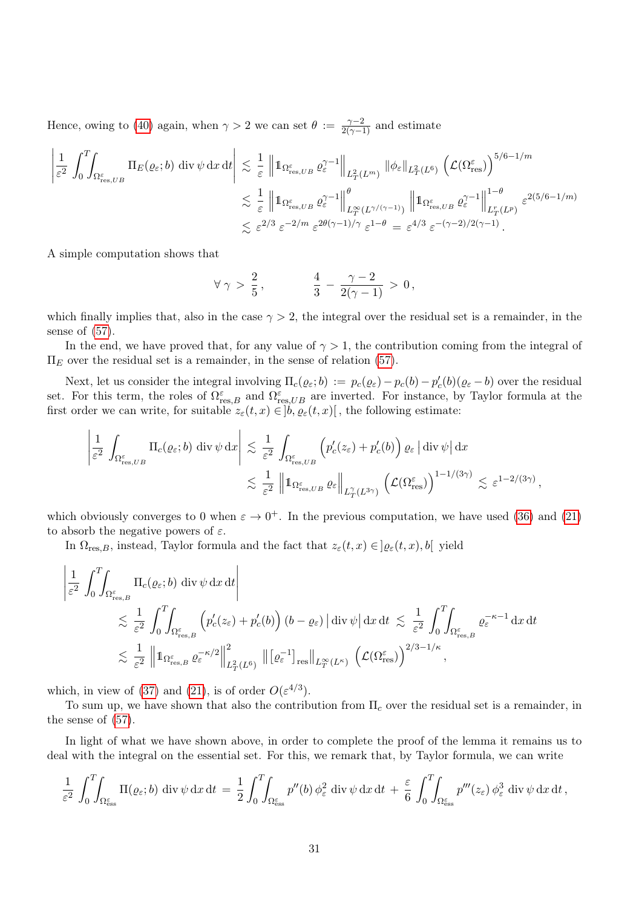Hence, owing to (40) again, when $\gamma > 2$ we can set $\theta := \frac{\gamma-2}{2(\gamma-1)}$ and estimate

$$
\begin{aligned}
\left| \frac{1}{\varepsilon^2} \int_0^T\!\!\int_{\Omega^\varepsilon_{\mathrm{res},UB}} \Pi_E(\varrho_\varepsilon; b)\, \operatorname{div} \psi \, \mathrm{d}x\, \mathrm{d}t \right| &\lesssim \frac{1}{\varepsilon} \left\| \mathbb{1}_{\Omega^\varepsilon_{\mathrm{res},UB}}\, \varrho_\varepsilon^{\gamma-1} \right\|_{L^2_T(L^m)} \|\phi_\varepsilon\|_{L^2_T(L^6)} \left( \mathcal{L}(\Omega^\varepsilon_{\mathrm{res}}) \right)^{5/6-1/m} \\
&\lesssim \frac{1}{\varepsilon} \left\| \mathbb{1}_{\Omega^\varepsilon_{\mathrm{res},UB}}\, \varrho_\varepsilon^{\gamma-1} \right\|^{\theta}_{L^\infty_T(L^{\gamma/(\gamma-1)})} \left\| \mathbb{1}_{\Omega^\varepsilon_{\mathrm{res},UB}}\, \varrho_\varepsilon^{\gamma-1} \right\|^{1-\theta}_{L^r_T(L^p)} \varepsilon^{2(5/6-1/m)} \\
&\lesssim \varepsilon^{2/3}\, \varepsilon^{-2/m}\, \varepsilon^{2\theta(\gamma-1)/\gamma}\, \varepsilon^{1-\theta} \;=\; \varepsilon^{4/3}\, \varepsilon^{-(\gamma-2)/2(\gamma-1)} .
\end{aligned}
$$

A simple computation shows that

$$
\forall\, \gamma > \frac{2}{5}\,, \qquad\qquad \frac{4}{3} - \frac{\gamma-2}{2(\gamma-1)} > 0\,,
$$

which finally implies that, also in the case $\gamma > 2$, the integral over the residual set is a remainder, in the sense of (57).

In the end, we have proved that, for any value of $\gamma > 1$, the contribution coming from the integral of $\Pi_E$ over the residual set is a remainder, in the sense of relation (57).

Next, let us consider the integral involving $\Pi_c(\varrho_\varepsilon; b) := p_c(\varrho_\varepsilon) - p_c(b) - p_c'(b)(\varrho_\varepsilon - b)$ over the residual set. For this term, the roles of $\Omega^\varepsilon_{\mathrm{res},B}$ and $\Omega^\varepsilon_{\mathrm{res},UB}$ are inverted. For instance, by Taylor formula at the first order we can write, for suitable $z_\varepsilon(t,x) \in ]b, \varrho_\varepsilon(t,x)[$, the following estimate:

$$
\begin{aligned}
\left| \frac{1}{\varepsilon^2} \int_{\Omega^\varepsilon_{\mathrm{res},UB}} \Pi_c(\varrho_\varepsilon; b)\, \operatorname{div} \psi \, \mathrm{d}x \right| &\lesssim \frac{1}{\varepsilon^2} \int_{\Omega^\varepsilon_{\mathrm{res},UB}} \Big( p_c'(z_\varepsilon) + p_c'(b) \Big)\, \varrho_\varepsilon \, \big| \operatorname{div} \psi \big| \, \mathrm{d}x \\
&\lesssim \frac{1}{\varepsilon^2} \left\| \mathbb{1}_{\Omega^\varepsilon_{\mathrm{res},UB}}\, \varrho_\varepsilon \right\|_{L^\gamma_T(L^{3\gamma})} \left( \mathcal{L}(\Omega^\varepsilon_{\mathrm{res}}) \right)^{1-1/(3\gamma)} \lesssim \varepsilon^{1-2/(3\gamma)}\,,
\end{aligned}
$$

which obviously converges to 0 when $\varepsilon \to 0^+$. In the previous computation, we have used (36) and (21) to absorb the negative powers of $\varepsilon$.

In $\Omega_{\mathrm{res},B}$, instead, Taylor formula and the fact that $z_\varepsilon(t,x) \in ]\varrho_\varepsilon(t,x), b[$ yield

$$
\begin{aligned}
&\left| \frac{1}{\varepsilon^2} \int_0^T\!\!\int_{\Omega^\varepsilon_{\mathrm{res},B}} \Pi_c(\varrho_\varepsilon; b)\, \operatorname{div} \psi \, \mathrm{d}x\, \mathrm{d}t \right| \\
&\qquad \lesssim \frac{1}{\varepsilon^2} \int_0^T\!\!\int_{\Omega^\varepsilon_{\mathrm{res},B}} \Big( p_c'(z_\varepsilon) + p_c'(b) \Big)\, (b - \varrho_\varepsilon) \, \big| \operatorname{div} \psi \big| \, \mathrm{d}x\, \mathrm{d}t \lesssim \frac{1}{\varepsilon^2} \int_0^T\!\!\int_{\Omega^\varepsilon_{\mathrm{res},B}} \varrho_\varepsilon^{-\kappa-1} \, \mathrm{d}x\, \mathrm{d}t \\
&\qquad \lesssim \frac{1}{\varepsilon^2} \left\| \mathbb{1}_{\Omega^\varepsilon_{\mathrm{res},B}}\, \varrho_\varepsilon^{-\kappa/2} \right\|^2_{L^2_T(L^6)} \left\| \left[ \varrho_\varepsilon^{-1} \right]_{\mathrm{res}} \right\|_{L^\infty_T(L^\kappa)} \left( \mathcal{L}(\Omega^\varepsilon_{\mathrm{res}}) \right)^{2/3-1/\kappa},
\end{aligned}
$$

which, in view of (37) and (21), is of order $O(\varepsilon^{4/3})$.

To sum up, we have shown that also the contribution from $\Pi_c$ over the residual set is a remainder, in the sense of (57).

In light of what we have shown above, in order to complete the proof of the lemma it remains us to deal with the integral on the essential set. For this, we remark that, by Taylor formula, we can write

$$
\frac{1}{\varepsilon^2} \int_0^T\!\!\int_{\Omega^\varepsilon_{\mathrm{ess}}} \Pi(\varrho_\varepsilon; b)\, \operatorname{div} \psi \, \mathrm{d}x\, \mathrm{d}t = \frac{1}{2} \int_0^T\!\!\int_{\Omega^\varepsilon_{\mathrm{ess}}} p''(b)\, \phi_\varepsilon^2 \, \operatorname{div} \psi \, \mathrm{d}x\, \mathrm{d}t + \frac{\varepsilon}{6} \int_0^T\!\!\int_{\Omega^\varepsilon_{\mathrm{ess}}} p'''(z_\varepsilon)\, \phi_\varepsilon^3 \, \operatorname{div} \psi \, \mathrm{d}x\, \mathrm{d}t\,,
$$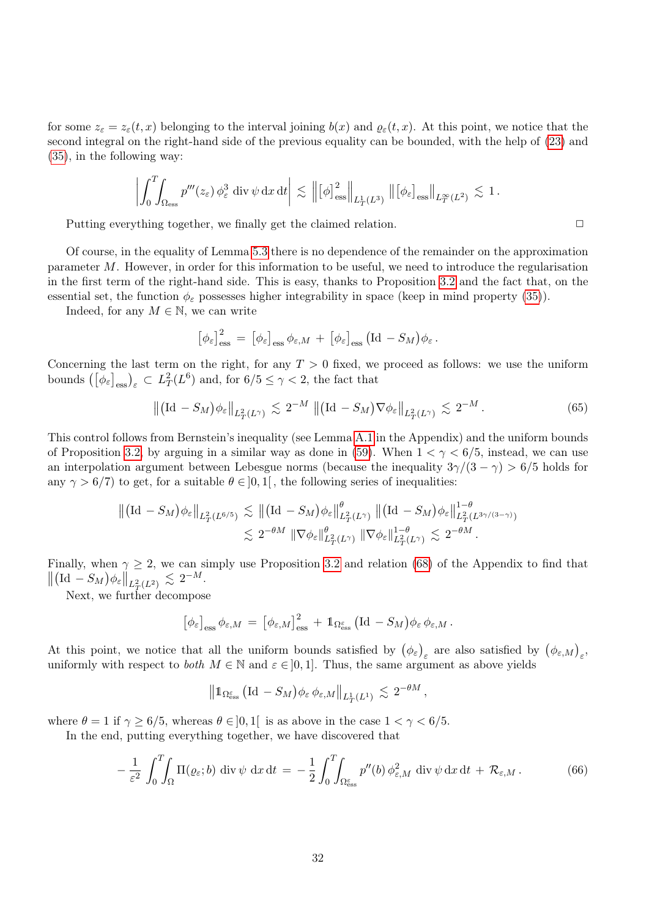for some $z_\varepsilon = z_\varepsilon(t,x)$ belonging to the interval joining $b(x)$ and $\varrho_\varepsilon(t,x)$. At this point, we notice that the second integral on the right-hand side of the previous equality can be bounded, with the help of (23) and (35), in the following way:

$$
\left| \int_0^T\!\!\int_{\Omega_{\rm ess}} p'''(z_\varepsilon)\, \phi_\varepsilon^3 \,{\rm div}\, \psi \,{\rm d}x\,{\rm d}t \right| \,\lesssim\, \left\| \big[\phi\big]_{\rm ess}^2 \right\|_{L^1_T(L^3)} \left\| \big[\phi_\varepsilon\big]_{\rm ess} \right\|_{L^\infty_T(L^2)} \,\lesssim\, 1\,.
$$

Putting everything together, we finally get the claimed relation. $\square$

Of course, in the equality of Lemma 5.3 there is no dependence of the remainder on the approximation parameter $M$. However, in order for this information to be useful, we need to introduce the regularisation in the first term of the right-hand side. This is easy, thanks to Proposition 3.2 and the fact that, on the essential set, the function $\phi_\varepsilon$ possesses higher integrability in space (keep in mind property (35)).

Indeed, for any $M \in \mathbb{N}$, we can write

$$
\big[\phi_\varepsilon\big]_{\rm ess}^2 \,=\, \big[\phi_\varepsilon\big]_{\rm ess}\, \phi_{\varepsilon,M} \,+\, \big[\phi_\varepsilon\big]_{\rm ess}\, ({\rm Id} - S_M)\phi_\varepsilon\,.
$$

Concerning the last term on the right, for any $T>0$ fixed, we proceed as follows: we use the uniform bounds $\big(\big[\phi_\varepsilon\big]_{\rm ess}\big)_\varepsilon \subset L^2_T(L^6)$ and, for $6/5 \leq \gamma < 2$, the fact that

$$
\left\| ({\rm Id} - S_M)\phi_\varepsilon \right\|_{L^2_T(L^\gamma)} \,\lesssim\, 2^{-M} \left\| ({\rm Id} - S_M)\nabla\phi_\varepsilon \right\|_{L^2_T(L^\gamma)} \,\lesssim\, 2^{-M}\,. \tag{65}
$$

This control follows from Bernstein's inequality (see Lemma A.1 in the Appendix) and the uniform bounds of Proposition 3.2, by arguing in a similar way as done in (59). When $1<\gamma<6/5$, instead, we can use an interpolation argument between Lebesgue norms (because the inequality $3\gamma/(3-\gamma) > 6/5$ holds for any $\gamma > 6/7$) to get, for a suitable $\theta \in ]0,1[$, the following series of inequalities:

$$
\begin{aligned}
\left\| ({\rm Id} - S_M)\phi_\varepsilon \right\|_{L^2_T(L^{6/5})} &\lesssim \left\| ({\rm Id} - S_M)\phi_\varepsilon \right\|^\theta_{L^2_T(L^\gamma)} \left\| ({\rm Id} - S_M)\phi_\varepsilon \right\|^{1-\theta}_{L^2_T(L^{3\gamma/(3-\gamma)})} \\
&\lesssim 2^{-\theta M} \left\| \nabla\phi_\varepsilon \right\|^\theta_{L^2_T(L^\gamma)} \left\| \nabla\phi_\varepsilon \right\|^{1-\theta}_{L^2_T(L^\gamma)} \,\lesssim\, 2^{-\theta M}\,.
\end{aligned}
$$

Finally, when $\gamma \geq 2$, we can simply use Proposition 3.2 and relation (68) of the Appendix to find that $\left\| ({\rm Id} - S_M)\phi_\varepsilon \right\|_{L^2_T(L^2)} \lesssim 2^{-M}$.

Next, we further decompose

$$
\big[\phi_\varepsilon\big]_{\rm ess}\, \phi_{\varepsilon,M} \,=\, \big[\phi_{\varepsilon,M}\big]_{\rm ess}^2 \,+\, \mathbb{1}_{\Omega_{\rm ess}^\varepsilon}\, ({\rm Id} - S_M)\phi_\varepsilon\, \phi_{\varepsilon,M}\,.
$$

At this point, we notice that all the uniform bounds satisfied by $\big(\phi_\varepsilon\big)_\varepsilon$ are also satisfied by $\big(\phi_{\varepsilon,M}\big)_\varepsilon$, uniformly with respect to *both* $M \in \mathbb{N}$ and $\varepsilon \in ]0,1]$. Thus, the same argument as above yields

$$
\left\| \mathbb{1}_{\Omega_{\rm ess}^\varepsilon}\, ({\rm Id} - S_M)\phi_\varepsilon\, \phi_{\varepsilon,M} \right\|_{L^1_T(L^1)} \,\lesssim\, 2^{-\theta M}\,,
$$

where $\theta = 1$ if $\gamma \geq 6/5$, whereas $\theta \in ]0,1[$ is as above in the case $1<\gamma<6/5$.

In the end, putting everything together, we have discovered that

$$
-\,\frac{1}{\varepsilon^2} \int_0^T\!\!\int_\Omega \Pi(\varrho_\varepsilon; b)\, {\rm div}\,\psi \,{\rm d}x\,{\rm d}t \,=\, -\,\frac{1}{2} \int_0^T\!\!\int_{\Omega_{\rm ess}^\varepsilon} p''(b)\, \phi_{\varepsilon,M}^2 \,{\rm div}\,\psi\,{\rm d}x\,{\rm d}t \,+\, \mathcal{R}_{\varepsilon,M}\,. \tag{66}
$$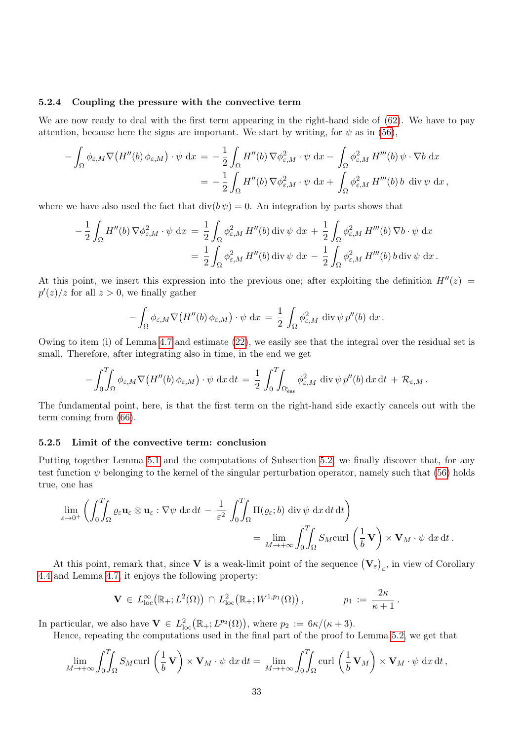#### 5.2.4 Coupling the pressure with the convective term

We are now ready to deal with the first term appearing in the right-hand side of (62). We have to pay attention, because here the signs are important. We start by writing, for $\psi$ as in (56),

$$
\begin{aligned}
-\int_\Omega \phi_{\varepsilon,M}\nabla\big(H''(b)\,\phi_{\varepsilon,M}\big)\cdot\psi\,\mathrm{d}x\,&=\,-\frac{1}{2}\int_\Omega H''(b)\,\nabla\phi_{\varepsilon,M}^2\cdot\psi\,\mathrm{d}x-\int_\Omega \phi_{\varepsilon,M}^2\,H'''(b)\,\psi\cdot\nabla b\,\mathrm{d}x \\
&=\,-\frac{1}{2}\int_\Omega H''(b)\,\nabla\phi_{\varepsilon,M}^2\cdot\psi\,\mathrm{d}x+\int_\Omega \phi_{\varepsilon,M}^2\,H'''(b)\,b\,\operatorname{div}\psi\,\mathrm{d}x\,,
\end{aligned}
$$

where we have also used the fact that $\operatorname{div}(b\,\psi)=0$. An integration by parts shows that

$$
\begin{aligned}
-\frac{1}{2}\int_\Omega H''(b)\,\nabla\phi_{\varepsilon,M}^2\cdot\psi\,\mathrm{d}x\,&=\,\frac{1}{2}\int_\Omega \phi_{\varepsilon,M}^2\,H''(b)\operatorname{div}\psi\,\mathrm{d}x\,+\,\frac{1}{2}\int_\Omega \phi_{\varepsilon,M}^2\,H'''(b)\,\nabla b\cdot\psi\,\mathrm{d}x \\
&=\,\frac{1}{2}\int_\Omega \phi_{\varepsilon,M}^2\,H''(b)\operatorname{div}\psi\,\mathrm{d}x\,-\,\frac{1}{2}\int_\Omega \phi_{\varepsilon,M}^2\,H'''(b)\,b\operatorname{div}\psi\,\mathrm{d}x\,.
\end{aligned}
$$

At this point, we insert this expression into the previous one; after exploiting the definition $H''(z)=p'(z)/z$ for all $z>0$, we finally gather

$$
-\int_\Omega \phi_{\varepsilon,M}\nabla\big(H''(b)\,\phi_{\varepsilon,M}\big)\cdot\psi\,\mathrm{d}x\,=\,\frac{1}{2}\int_\Omega \phi_{\varepsilon,M}^2\,\operatorname{div}\psi\,p''(b)\,\mathrm{d}x\,.
$$

Owing to item (i) of Lemma 4.7 and estimate (22), we easily see that the integral over the residual set is small. Therefore, after integrating also in time, in the end we get

$$
-\int_0^T\!\!\int_\Omega \phi_{\varepsilon,M}\nabla\big(H''(b)\,\phi_{\varepsilon,M}\big)\cdot\psi\,\mathrm{d}x\,\mathrm{d}t\,=\,\frac{1}{2}\int_0^T\!\!\int_{\Omega_{\mathrm{ess}}^\varepsilon}\phi_{\varepsilon,M}^2\,\operatorname{div}\psi\,p''(b)\,\mathrm{d}x\,\mathrm{d}t\,+\,\mathcal{R}_{\varepsilon,M}\,.
$$

The fundamental point, here, is that the first term on the right-hand side exactly cancels out with the term coming from (66).

#### 5.2.5 Limit of the convective term: conclusion

Putting together Lemma 5.1 and the computations of Subsection 5.2, we finally discover that, for any test function $\psi$ belonging to the kernel of the singular perturbation operator, namely such that (56) holds true, one has

$$
\begin{aligned}
\lim_{\varepsilon\to0^+}\left(\int_0^T\!\!\int_\Omega \varrho_\varepsilon\mathbf{u}_\varepsilon\otimes\mathbf{u}_\varepsilon:\nabla\psi\,\mathrm{d}x\,\mathrm{d}t\,-\,\frac{1}{\varepsilon^2}\int_0^T\!\!\int_\Omega \Pi(\varrho_\varepsilon;b)\,\operatorname{div}\psi\,\mathrm{d}x\,\mathrm{d}t\,\mathrm{d}t\right)& \\
=\,\lim_{M\to+\infty}\int_0^T\!\!\int_\Omega S_M\operatorname{curl}\left(\frac{1}{b}\,\mathbf{V}\right)\times\mathbf{V}_M\cdot\psi\,\mathrm{d}x\,\mathrm{d}t\,.&
\end{aligned}
$$

At this point, remark that, since $\mathbf{V}$ is a weak-limit point of the sequence $\big(\mathbf{V}_\varepsilon\big)_\varepsilon$, in view of Corollary 4.4 and Lemma 4.7, it enjoys the following property:

$$
\mathbf{V}\,\in\,L^\infty_{\mathrm{loc}}\big(\mathbb{R}_+;L^2(\Omega)\big)\,\cap\,L^2_{\mathrm{loc}}\big(\mathbb{R}_+;W^{1,p_1}(\Omega)\big)\,,\qquad\qquad p_1\,:=\,\frac{2\kappa}{\kappa+1}\,.
$$

In particular, we also have $\mathbf{V}\,\in\,L^2_{\mathrm{loc}}\big(\mathbb{R}_+;L^{p_2}(\Omega)\big)$, where $p_2\,:=\,6\kappa/(\kappa+3)$.

Hence, repeating the computations used in the final part of the proof to Lemma 5.2, we get that

$$
\lim_{M\to+\infty}\int_0^T\!\!\int_\Omega S_M\operatorname{curl}\left(\frac{1}{b}\,\mathbf{V}\right)\times\mathbf{V}_M\cdot\psi\,\mathrm{d}x\,\mathrm{d}t=\,\lim_{M\to+\infty}\int_0^T\!\!\int_\Omega \operatorname{curl}\left(\frac{1}{b}\,\mathbf{V}_M\right)\times\mathbf{V}_M\cdot\psi\,\mathrm{d}x\,\mathrm{d}t\,,
$$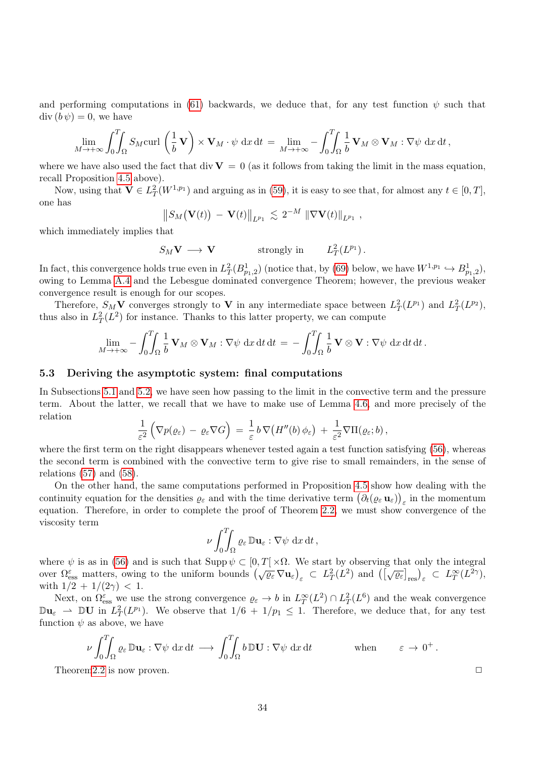and performing computations in (61) backwards, we deduce that, for any test function $\psi$ such that $\operatorname{div}(b\,\psi) = 0$, we have

$$\lim_{M\to+\infty} \int_0^T\!\!\int_\Omega S_M \operatorname{curl}\left(\frac{1}{b}\mathbf{V}\right) \times \mathbf{V}_M \cdot \psi \,\mathrm{d}x\,\mathrm{d}t \;=\; \lim_{M\to+\infty} -\int_0^T\!\!\int_\Omega \frac{1}{b}\,\mathbf{V}_M \otimes \mathbf{V}_M : \nabla\psi \,\mathrm{d}x\,\mathrm{d}t\,,$$

where we have also used the fact that $\operatorname{div}\mathbf{V} = 0$ (as it follows from taking the limit in the mass equation, recall Proposition 4.5 above).

Now, using that $\mathbf{V} \in L^2_T(W^{1,p_1})$ and arguing as in (59), it is easy to see that, for almost any $t \in [0,T]$, one has

$$\left\| S_M\big(\mathbf{V}(t)\big) \,-\, \mathbf{V}(t) \right\|_{L^{p_1}} \lesssim 2^{-M}\, \left\|\nabla \mathbf{V}(t)\right\|_{L^{p_1}}\,,$$

which immediately implies that

$$S_M\mathbf{V} \longrightarrow \mathbf{V} \qquad \text{strongly in} \qquad L^2_T(L^{p_1})\,.$$

In fact, this convergence holds true even in $L^2_T(B^1_{p_1,2})$ (notice that, by (69) below, we have $W^{1,p_1} \hookrightarrow B^1_{p_1,2}$), owing to Lemma A.4 and the Lebesgue dominated convergence Theorem; however, the previous weaker convergence result is enough for our scopes.

Therefore, $S_M\mathbf{V}$ converges strongly to $\mathbf{V}$ in any intermediate space between $L^2_T(L^{p_1})$ and $L^2_T(L^{p_2})$, thus also in $L^2_T(L^2)$ for instance. Thanks to this latter property, we can compute

$$\lim_{M\to+\infty} -\int_0^T\!\!\int_\Omega \frac{1}{b}\,\mathbf{V}_M \otimes \mathbf{V}_M : \nabla\psi \,\mathrm{d}x\,\mathrm{d}t \;=\; -\int_0^T\!\!\int_\Omega \frac{1}{b}\,\mathbf{V} \otimes \mathbf{V} : \nabla\psi \,\mathrm{d}x\,\mathrm{d}t\,.$$

## 5.3 Deriving the asymptotic system: final computations

In Subsections 5.1 and 5.2, we have seen how passing to the limit in the convective term and the pressure term. About the latter, we recall that we have to make use of Lemma 4.6, and more precisely of the relation

$$\frac{1}{\varepsilon^2}\Big(\nabla p(\varrho_\varepsilon) \,-\, \varrho_\varepsilon \nabla G\Big) \;=\; \frac{1}{\varepsilon}\, b\,\nabla\big(H''(b)\,\phi_\varepsilon\big) \,+\, \frac{1}{\varepsilon^2}\nabla\Pi(\varrho_\varepsilon; b)\,,$$

where the first term on the right disappears whenever tested again a test function satisfying (56), whereas the second term is combined with the convective term to give rise to small remainders, in the sense of relations (57) and (58).

On the other hand, the same computations performed in Proposition 4.5 show how dealing with the continuity equation for the densities $\varrho_\varepsilon$ and with the time derivative term $\big(\partial_t(\varrho_\varepsilon\,\mathbf{u}_\varepsilon)\big)_\varepsilon$ in the momentum equation. Therefore, in order to complete the proof of Theorem 2.2, we must show convergence of the viscosity term

$$\nu \int_0^T\!\!\int_\Omega \varrho_\varepsilon\,\mathbb{D}\mathbf{u}_\varepsilon : \nabla\psi \,\mathrm{d}x\,\mathrm{d}t\,,$$

where $\psi$ is as in (56) and is such that $\operatorname{Supp}\psi \subset [0,T[\,\times\Omega$. We start by observing that only the integral over $\Omega^\varepsilon_{\rm ess}$ matters, owing to the uniform bounds $\big(\sqrt{\varrho_\varepsilon}\,\nabla\mathbf{u}_\varepsilon\big)_\varepsilon \subset L^2_T(L^2)$ and $\big(\big[\sqrt{\varrho_\varepsilon}\big]_{\rm res}\big)_\varepsilon \subset L^\infty_T(L^{2\gamma})$, with $1/2 + 1/(2\gamma) < 1$.

Next, on $\Omega^\varepsilon_{\rm ess}$ we use the strong convergence $\varrho_\varepsilon \to b$ in $L^\infty_T(L^2) \cap L^2_T(L^6)$ and the weak convergence $\mathbb{D}\mathbf{u}_\varepsilon \rightharpoonup \mathbb{D}\mathbf{U}$ in $L^2_T(L^{p_1})$. We observe that $1/6 + 1/p_1 \leq 1$. Therefore, we deduce that, for any test function $\psi$ as above, we have

$$\nu \int_0^T\!\!\int_\Omega \varrho_\varepsilon\,\mathbb{D}\mathbf{u}_\varepsilon : \nabla\psi \,\mathrm{d}x\,\mathrm{d}t \longrightarrow \int_0^T\!\!\int_\Omega b\,\mathbb{D}\mathbf{U} : \nabla\psi \,\mathrm{d}x\,\mathrm{d}t \qquad \text{when} \qquad \varepsilon \to 0^+\,.$$

Theorem 2.2 is now proven. □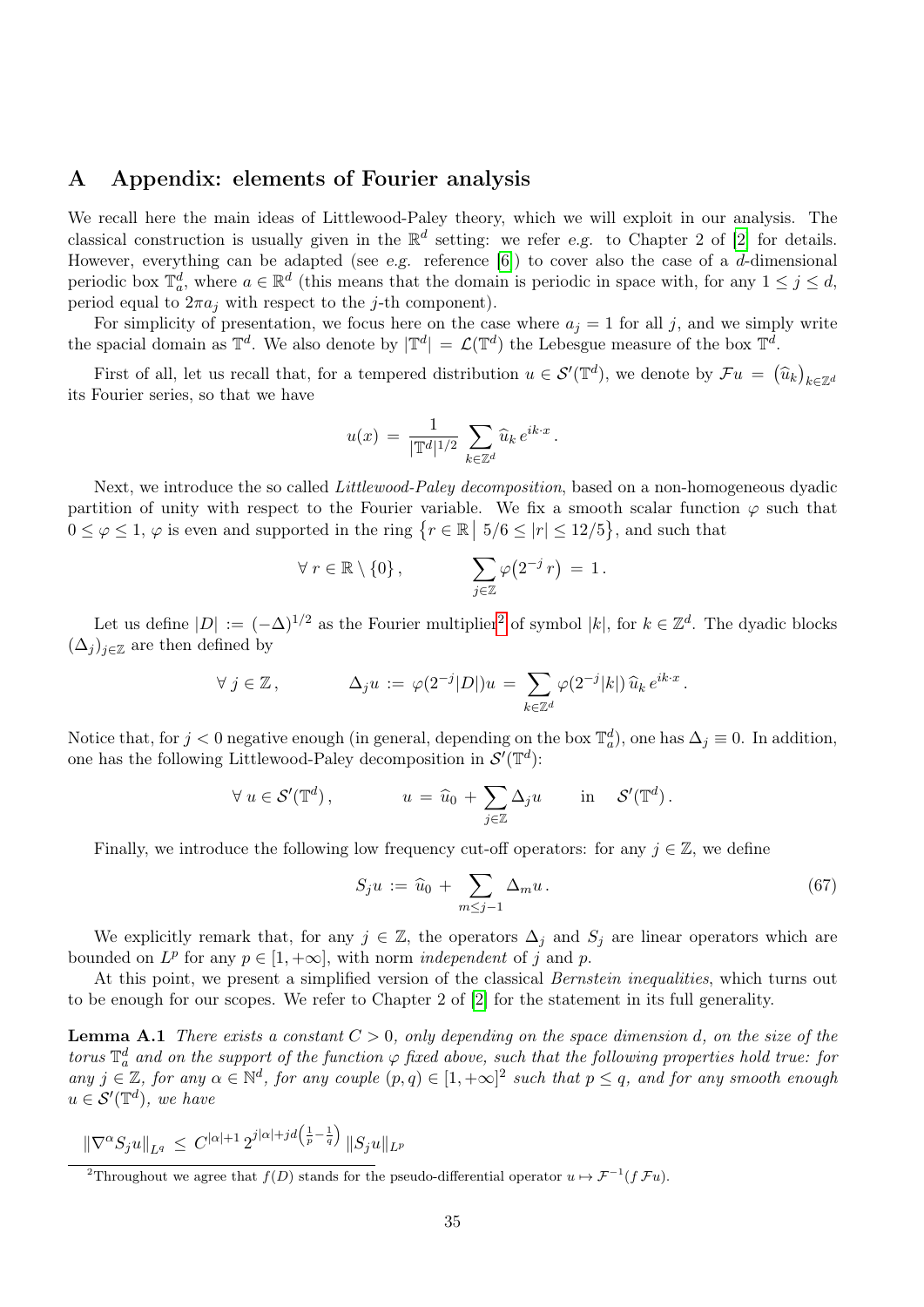# A Appendix: elements of Fourier analysis

We recall here the main ideas of Littlewood-Paley theory, which we will exploit in our analysis. The classical construction is usually given in the $\mathbb{R}^d$ setting: we refer *e.g.* to Chapter 2 of [2] for details. However, everything can be adapted (see *e.g.* reference [6]) to cover also the case of a $d$-dimensional periodic box $\mathbb{T}^d_a$, where $a \in \mathbb{R}^d$ (this means that the domain is periodic in space with, for any $1 \leq j \leq d$, period equal to $2\pi a_j$ with respect to the $j$-th component).

For simplicity of presentation, we focus here on the case where $a_j = 1$ for all $j$, and we simply write the spacial domain as $\mathbb{T}^d$. We also denote by $|\mathbb{T}^d| = \mathcal{L}(\mathbb{T}^d)$ the Lebesgue measure of the box $\mathbb{T}^d$.

First of all, let us recall that, for a tempered distribution $u \in \mathcal{S}'(\mathbb{T}^d)$, we denote by $\mathcal{F}u = \big(\widehat{u}_k\big)_{k\in\mathbb{Z}^d}$ its Fourier series, so that we have

$$u(x) \,=\, \frac{1}{|\mathbb{T}^d|^{1/2}} \sum_{k\in\mathbb{Z}^d} \widehat{u}_k \, e^{ik\cdot x}\,.$$

Next, we introduce the so called *Littlewood-Paley decomposition*, based on a non-homogeneous dyadic partition of unity with respect to the Fourier variable. We fix a smooth scalar function $\varphi$ such that $0 \leq \varphi \leq 1$, $\varphi$ is even and supported in the ring $\big\{r \in \mathbb{R}\,\big|\, 5/6 \leq |r| \leq 12/5\big\}$, and such that

$$\forall\, r \in \mathbb{R}\setminus\{0\}\,, \qquad\qquad \sum_{j\in\mathbb{Z}} \varphi\big(2^{-j}\,r\big) \,=\, 1\,.$$

Let us define $|D| := (-\Delta)^{1/2}$ as the Fourier multiplier[2] of symbol $|k|$, for $k \in \mathbb{Z}^d$. The dyadic blocks $(\Delta_j)_{j\in\mathbb{Z}}$ are then defined by

$$\forall\, j \in \mathbb{Z}\,, \qquad\qquad \Delta_j u \,:=\, \varphi(2^{-j}|D|)u \,=\, \sum_{k\in\mathbb{Z}^d} \varphi(2^{-j}|k|)\, \widehat{u}_k\, e^{ik\cdot x}\,.$$

Notice that, for $j < 0$ negative enough (in general, depending on the box $\mathbb{T}^d_a$), one has $\Delta_j \equiv 0$. In addition, one has the following Littlewood-Paley decomposition in $\mathcal{S}'(\mathbb{T}^d)$:

$$\forall\, u \in \mathcal{S}'(\mathbb{T}^d)\,, \qquad\qquad u \,=\, \widehat{u}_0 + \sum_{j\in\mathbb{Z}} \Delta_j u \qquad \text{in} \qquad \mathcal{S}'(\mathbb{T}^d)\,.$$

Finally, we introduce the following low frequency cut-off operators: for any $j \in \mathbb{Z}$, we define

$$S_j u \,:=\, \widehat{u}_0 + \sum_{m\leq j-1} \Delta_m u\,. \tag{67}$$

We explicitly remark that, for any $j \in \mathbb{Z}$, the operators $\Delta_j$ and $S_j$ are linear operators which are bounded on $L^p$ for any $p \in [1,+\infty]$, with norm *independent* of $j$ and $p$.

At this point, we present a simplified version of the classical *Bernstein inequalities*, which turns out to be enough for our scopes. We refer to Chapter 2 of [2] for the statement in its full generality.

**Lemma A.1** *There exists a constant $C > 0$, only depending on the space dimension $d$, on the size of the torus $\mathbb{T}^d_a$ and on the support of the function $\varphi$ fixed above, such that the following properties hold true: for any $j \in \mathbb{Z}$, for any $\alpha \in \mathbb{N}^d$, for any couple $(p,q) \in [1,+\infty]^2$ such that $p \leq q$, and for any smooth enough $u \in \mathcal{S}'(\mathbb{T}^d)$, we have*

$$\left\|\nabla^\alpha S_j u\right\|_{L^q} \,\leq\, C^{|\alpha|+1}\, 2^{j|\alpha|+jd\left(\frac{1}{p}-\frac{1}{q}\right)} \left\|S_j u\right\|_{L^p}$$

[2] Throughout we agree that $f(D)$ stands for the pseudo-differential operator $u \mapsto \mathcal{F}^{-1}(f\,\mathcal{F}u)$.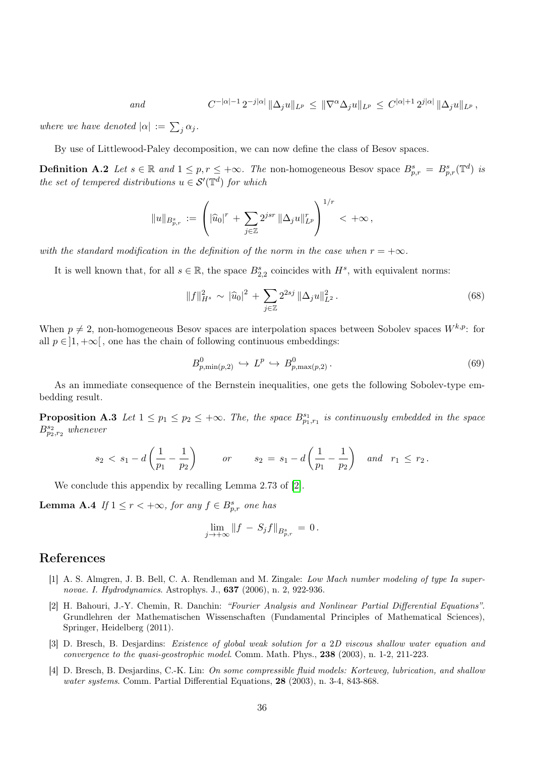*and* $$C^{-|\alpha|-1}\, 2^{-j|\alpha|}\, \|\Delta_j u\|_{L^p} \,\leq\, \|\nabla^\alpha \Delta_j u\|_{L^p} \,\leq\, C^{|\alpha|+1}\, 2^{j|\alpha|}\, \|\Delta_j u\|_{L^p}\,,$$

*where we have denoted* $|\alpha| := \sum_j \alpha_j$.

By use of Littlewood-Paley decomposition, we can now define the class of Besov spaces.

**Definition A.2** *Let* $s \in \mathbb{R}$ *and* $1 \leq p, r \leq +\infty$. *The* non-homogeneous Besov space $B^s_{p,r} = B^s_{p,r}(\mathbb{T}^d)$ *is the set of tempered distributions* $u \in \mathcal{S}'(\mathbb{T}^d)$ *for which*

$$\|u\|_{B^s_{p,r}} := \left( |\widehat{u}_0|^r + \sum_{j \in \mathbb{Z}} 2^{jsr}\, \|\Delta_j u\|^r_{L^p} \right)^{1/r} < +\infty\,,$$

*with the standard modification in the definition of the norm in the case when* $r = +\infty$.

It is well known that, for all $s \in \mathbb{R}$, the space $B^s_{2,2}$ coincides with $H^s$, with equivalent norms:

$$\|f\|^2_{H^s} \sim |\widehat{u}_0|^2 + \sum_{j \in \mathbb{Z}} 2^{2sj}\, \|\Delta_j u\|^2_{L^2}\,. \tag{68}$$

When $p \neq 2$, non-homogeneous Besov spaces are interpolation spaces between Sobolev spaces $W^{k,p}$: for all $p \in ]1, +\infty[$, one has the chain of following continuous embeddings:

$$B^0_{p,\min(p,2)} \hookrightarrow L^p \hookrightarrow B^0_{p,\max(p,2)}\,. \tag{69}$$

As an immediate consequence of the Bernstein inequalities, one gets the following Sobolev-type embedding result.

**Proposition A.3** *Let* $1 \leq p_1 \leq p_2 \leq +\infty$. *The, the space* $B^{s_1}_{p_1,r_1}$ *is continuously embedded in the space* $B^{s_2}_{p_2,r_2}$ *whenever*

$$s_2 < s_1 - d\left(\frac{1}{p_1} - \frac{1}{p_2}\right) \qquad \text{or} \qquad s_2 = s_1 - d\left(\frac{1}{p_1} - \frac{1}{p_2}\right) \quad \text{and} \quad r_1 \leq r_2\,.$$

We conclude this appendix by recalling Lemma 2.73 of [2].

**Lemma A.4** *If* $1 \leq r < +\infty$, *for any* $f \in B^s_{p,r}$ *one has*

$$\lim_{j \to +\infty} \|f - S_j f\|_{B^s_{p,r}} = 0\,.$$

# References

[1] A. S. Almgren, J. B. Bell, C. A. Rendleman and M. Zingale: *Low Mach number modeling of type Ia supernovae. I. Hydrodynamics*. Astrophys. J., **637** (2006), n. 2, 922-936.

[2] H. Bahouri, J.-Y. Chemin, R. Danchin: *"Fourier Analysis and Nonlinear Partial Differential Equations"*. Grundlehren der Mathematischen Wissenschaften (Fundamental Principles of Mathematical Sciences), Springer, Heidelberg (2011).

[3] D. Bresch, B. Desjardins: *Existence of global weak solution for a 2D viscous shallow water equation and convergence to the quasi-geostrophic model*. Comm. Math. Phys., **238** (2003), n. 1-2, 211-223.

[4] D. Bresch, B. Desjardins, C.-K. Lin: *On some compressible fluid models: Korteweg, lubrication, and shallow water systems*. Comm. Partial Differential Equations, **28** (2003), n. 3-4, 843-868.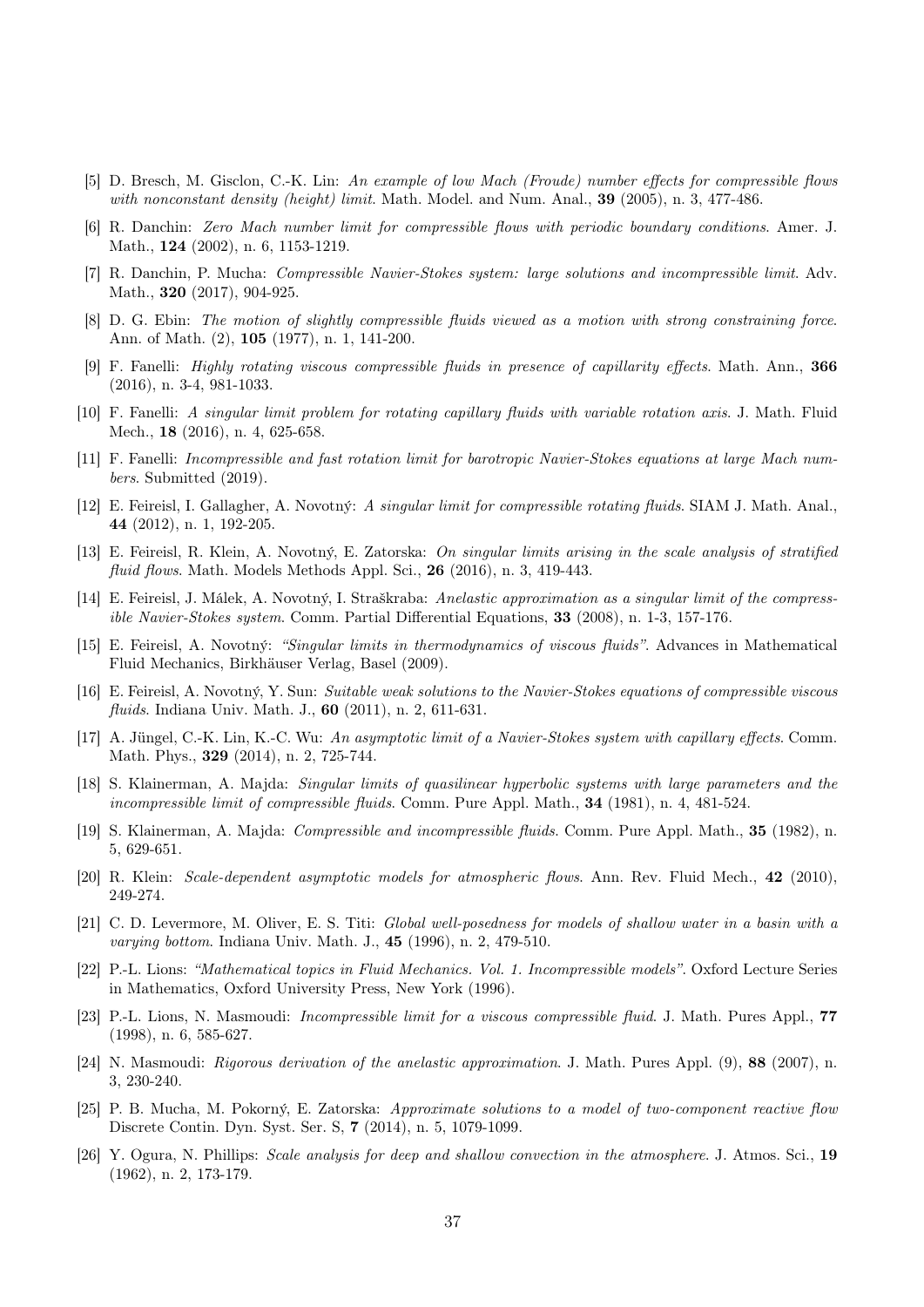- [5] D. Bresch, M. Gisclon, C.-K. Lin: *An example of low Mach (Froude) number effects for compressible flows with nonconstant density (height) limit*. Math. Model. and Num. Anal., **39** (2005), n. 3, 477-486.
- [6] R. Danchin: *Zero Mach number limit for compressible flows with periodic boundary conditions*. Amer. J. Math., **124** (2002), n. 6, 1153-1219.
- [7] R. Danchin, P. Mucha: *Compressible Navier-Stokes system: large solutions and incompressible limit*. Adv. Math., **320** (2017), 904-925.
- [8] D. G. Ebin: *The motion of slightly compressible fluids viewed as a motion with strong constraining force*. Ann. of Math. (2), **105** (1977), n. 1, 141-200.
- [9] F. Fanelli: *Highly rotating viscous compressible fluids in presence of capillarity effects*. Math. Ann., **366** (2016), n. 3-4, 981-1033.
- [10] F. Fanelli: *A singular limit problem for rotating capillary fluids with variable rotation axis*. J. Math. Fluid Mech., **18** (2016), n. 4, 625-658.
- [11] F. Fanelli: *Incompressible and fast rotation limit for barotropic Navier-Stokes equations at large Mach numbers*. Submitted (2019).
- [12] E. Feireisl, I. Gallagher, A. Novotný: *A singular limit for compressible rotating fluids*. SIAM J. Math. Anal., **44** (2012), n. 1, 192-205.
- [13] E. Feireisl, R. Klein, A. Novotný, E. Zatorska: *On singular limits arising in the scale analysis of stratified fluid flows*. Math. Models Methods Appl. Sci., **26** (2016), n. 3, 419-443.
- [14] E. Feireisl, J. Málek, A. Novotný, I. Straškraba: *Anelastic approximation as a singular limit of the compressible Navier-Stokes system*. Comm. Partial Differential Equations, **33** (2008), n. 1-3, 157-176.
- [15] E. Feireisl, A. Novotný: *"Singular limits in thermodynamics of viscous fluids"*. Advances in Mathematical Fluid Mechanics, Birkhäuser Verlag, Basel (2009).
- [16] E. Feireisl, A. Novotný, Y. Sun: *Suitable weak solutions to the Navier-Stokes equations of compressible viscous fluids*. Indiana Univ. Math. J., **60** (2011), n. 2, 611-631.
- [17] A. Jüngel, C.-K. Lin, K.-C. Wu: *An asymptotic limit of a Navier-Stokes system with capillary effects*. Comm. Math. Phys., **329** (2014), n. 2, 725-744.
- [18] S. Klainerman, A. Majda: *Singular limits of quasilinear hyperbolic systems with large parameters and the incompressible limit of compressible fluids*. Comm. Pure Appl. Math., **34** (1981), n. 4, 481-524.
- [19] S. Klainerman, A. Majda: *Compressible and incompressible fluids*. Comm. Pure Appl. Math., **35** (1982), n. 5, 629-651.
- [20] R. Klein: *Scale-dependent asymptotic models for atmospheric flows*. Ann. Rev. Fluid Mech., **42** (2010), 249-274.
- [21] C. D. Levermore, M. Oliver, E. S. Titi: *Global well-posedness for models of shallow water in a basin with a varying bottom*. Indiana Univ. Math. J., **45** (1996), n. 2, 479-510.
- [22] P.-L. Lions: *"Mathematical topics in Fluid Mechanics. Vol. 1. Incompressible models"*. Oxford Lecture Series in Mathematics, Oxford University Press, New York (1996).
- [23] P.-L. Lions, N. Masmoudi: *Incompressible limit for a viscous compressible fluid*. J. Math. Pures Appl., **77** (1998), n. 6, 585-627.
- [24] N. Masmoudi: *Rigorous derivation of the anelastic approximation*. J. Math. Pures Appl. (9), **88** (2007), n. 3, 230-240.
- [25] P. B. Mucha, M. Pokorný, E. Zatorska: *Approximate solutions to a model of two-component reactive flow* Discrete Contin. Dyn. Syst. Ser. S, **7** (2014), n. 5, 1079-1099.
- [26] Y. Ogura, N. Phillips: *Scale analysis for deep and shallow convection in the atmosphere*. J. Atmos. Sci., **19** (1962), n. 2, 173-179.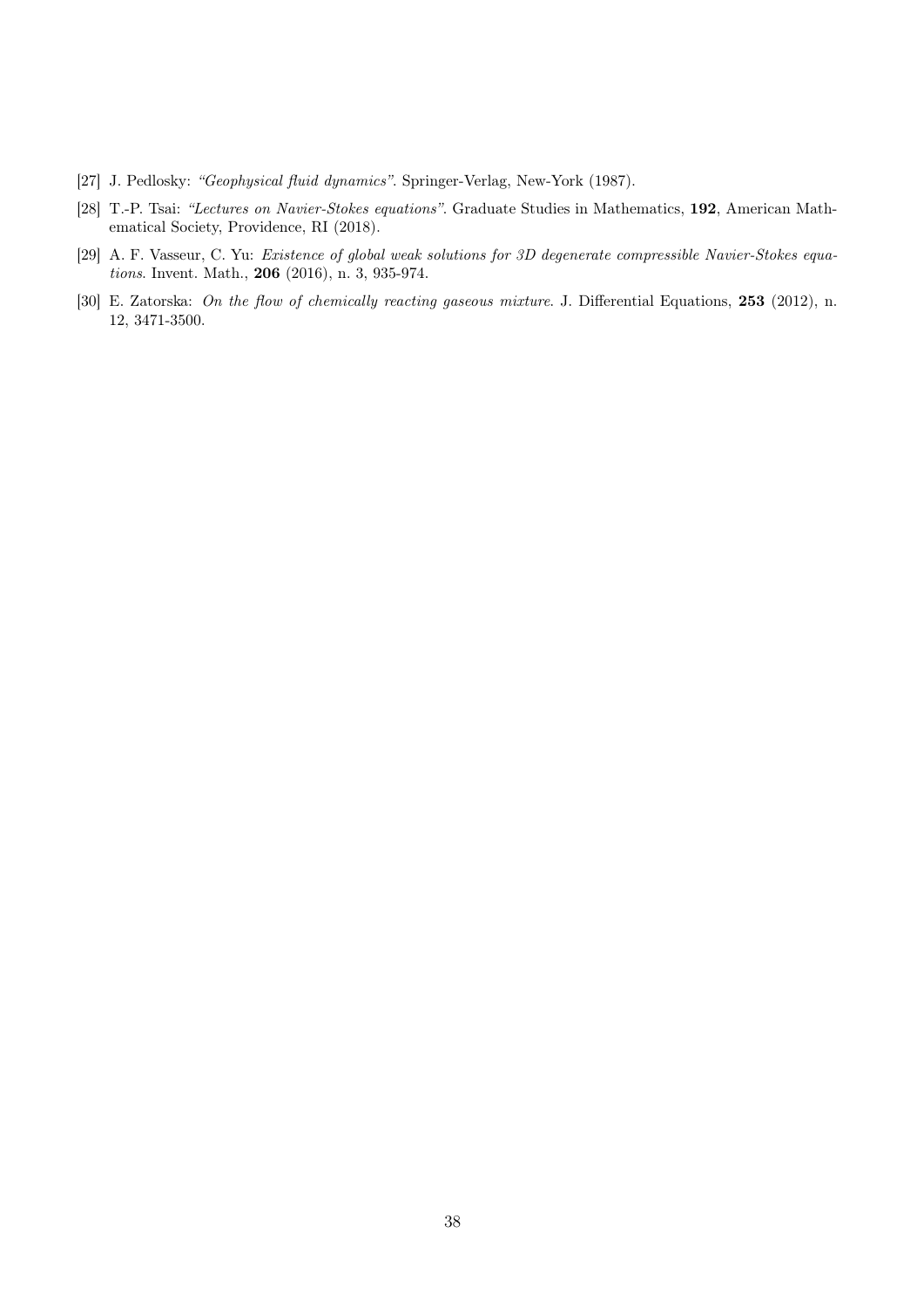[27] J. Pedlosky: *"Geophysical fluid dynamics"*. Springer-Verlag, New-York (1987).

[28] T.-P. Tsai: *"Lectures on Navier-Stokes equations"*. Graduate Studies in Mathematics, **192**, American Mathematical Society, Providence, RI (2018).

[29] A. F. Vasseur, C. Yu: *Existence of global weak solutions for 3D degenerate compressible Navier-Stokes equations*. Invent. Math., **206** (2016), n. 3, 935-974.

[30] E. Zatorska: *On the flow of chemically reacting gaseous mixture*. J. Differential Equations, **253** (2012), n. 12, 3471-3500.